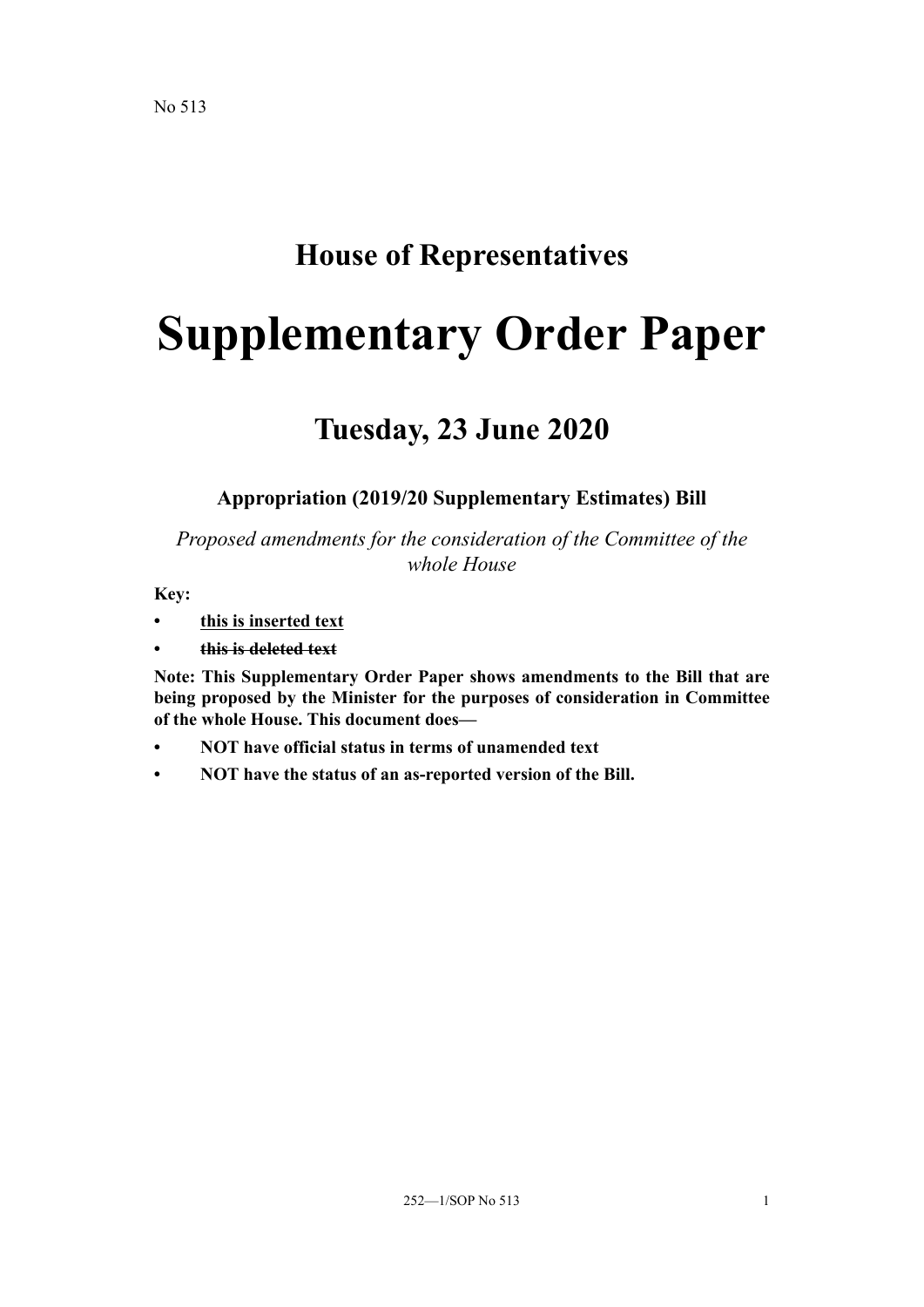No 513

# House of Representatives

# Supplementary Order Paper

## Tuesday, 23 June 2020

### Appropriation (2019/20 Supplementary Estimates) Bill

*Proposed amendments for the consideration of the Committee of the whole House*

**Key:**

- <u>**this is inserted text**</u>
- ~~**this is deleted text**~~

**Note: This Supplementary Order Paper shows amendments to the Bill that are being proposed by the Minister for the purposes of consideration in Committee of the whole House. This document does—**

- **NOT have official status in terms of unamended text**
- **NOT have the status of an as-reported version of the Bill.**

252—1/SOP No 513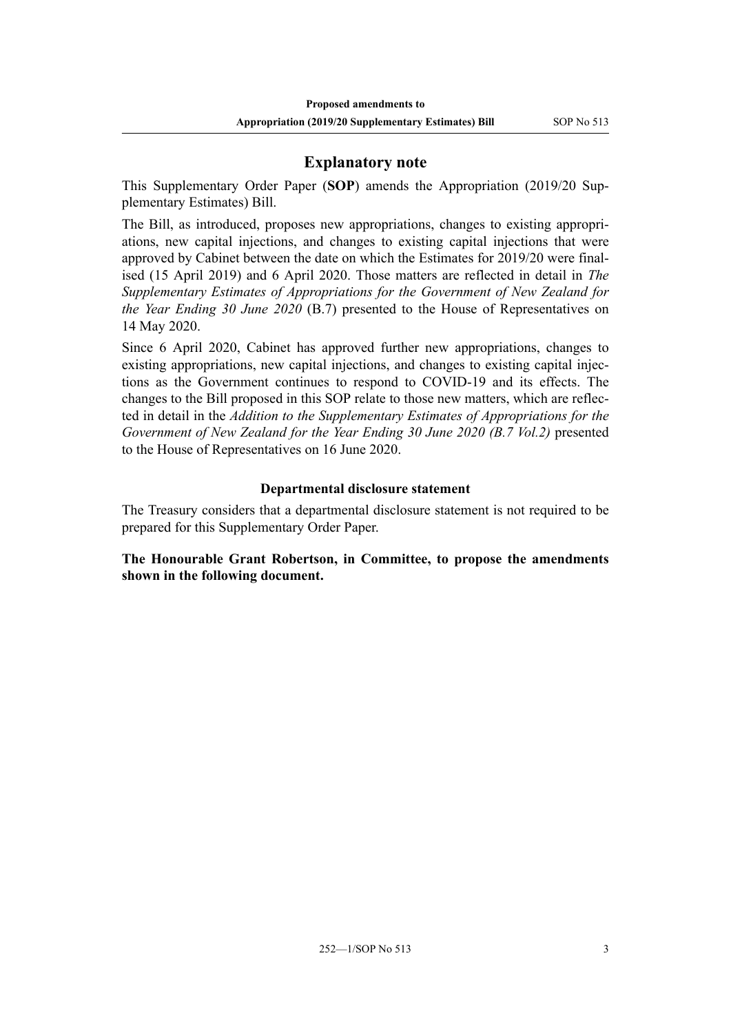## Explanatory note

This Supplementary Order Paper (**SOP**) amends the Appropriation (2019/20 Supplementary Estimates) Bill.

The Bill, as introduced, proposes new appropriations, changes to existing appropriations, new capital injections, and changes to existing capital injections that were approved by Cabinet between the date on which the Estimates for 2019/20 were finalised (15 April 2019) and 6 April 2020. Those matters are reflected in detail in *The Supplementary Estimates of Appropriations for the Government of New Zealand for the Year Ending 30 June 2020* (B.7) presented to the House of Representatives on 14 May 2020.

Since 6 April 2020, Cabinet has approved further new appropriations, changes to existing appropriations, new capital injections, and changes to existing capital injections as the Government continues to respond to COVID-19 and its effects. The changes to the Bill proposed in this SOP relate to those new matters, which are reflected in detail in the *Addition to the Supplementary Estimates of Appropriations for the Government of New Zealand for the Year Ending 30 June 2020 (B.7 Vol.2)* presented to the House of Representatives on 16 June 2020.

### Departmental disclosure statement

The Treasury considers that a departmental disclosure statement is not required to be prepared for this Supplementary Order Paper.

**The Honourable Grant Robertson, in Committee, to propose the amendments shown in the following document.**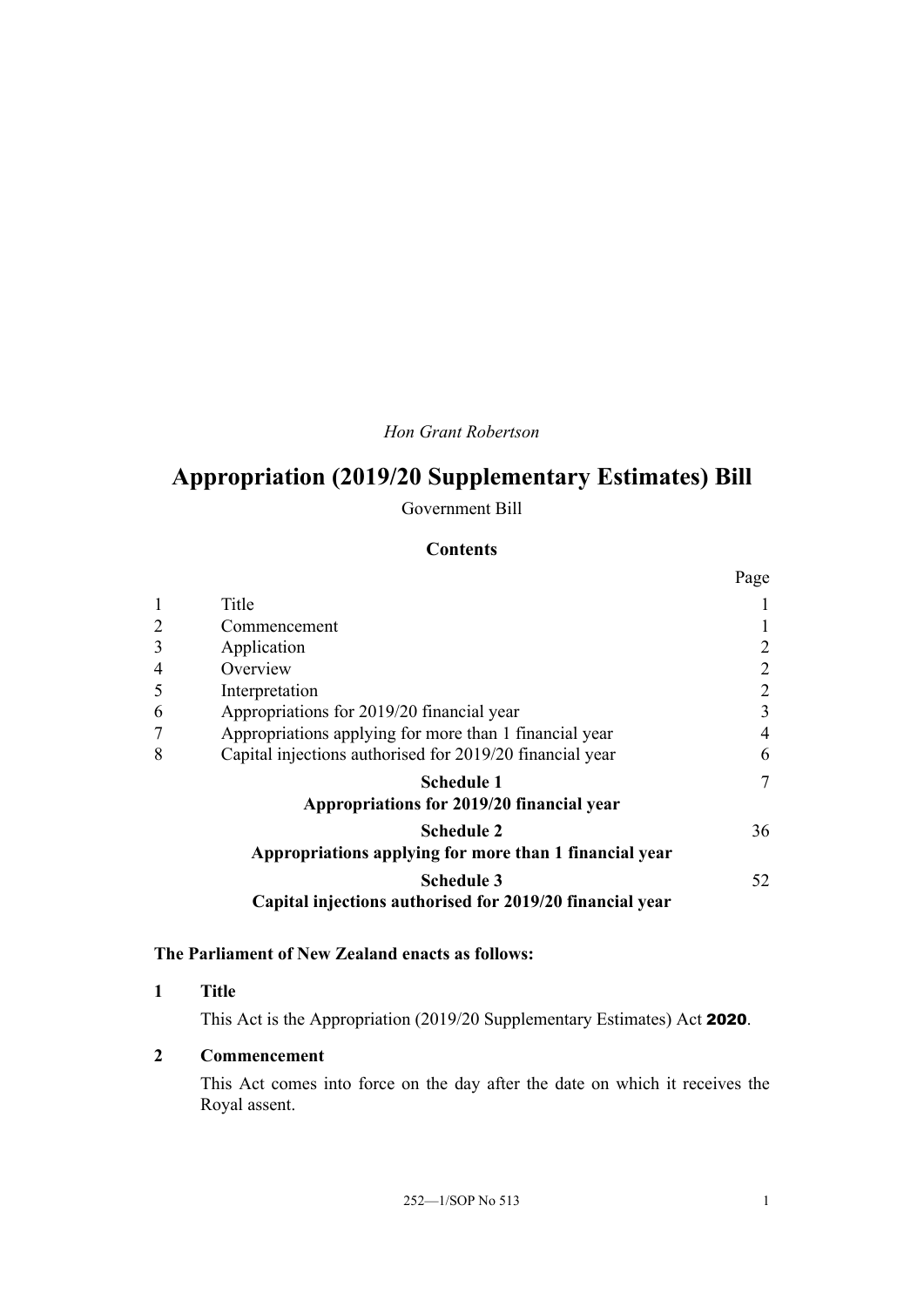*Hon Grant Robertson*

# Appropriation (2019/20 Supplementary Estimates) Bill

Government Bill

## Contents

| | | Page |
|---|---|---|
| 1 | Title | 1 |
| 2 | Commencement | 1 |
| 3 | Application | 2 |
| 4 | Overview | 2 |
| 5 | Interpretation | 2 |
| 6 | Appropriations for 2019/20 financial year | 3 |
| 7 | Appropriations applying for more than 1 financial year | 4 |
| 8 | Capital injections authorised for 2019/20 financial year | 6 |
| | **Schedule 1** **Appropriations for 2019/20 financial year** | 7 |
| | **Schedule 2** **Appropriations applying for more than 1 financial year** | 36 |
| | **Schedule 3** **Capital injections authorised for 2019/20 financial year** | 52 |

**The Parliament of New Zealand enacts as follows:**

### 1 Title

This Act is the Appropriation (2019/20 Supplementary Estimates) Act **2020**.

### 2 Commencement

This Act comes into force on the day after the date on which it receives the Royal assent.

252—1/SOP No 513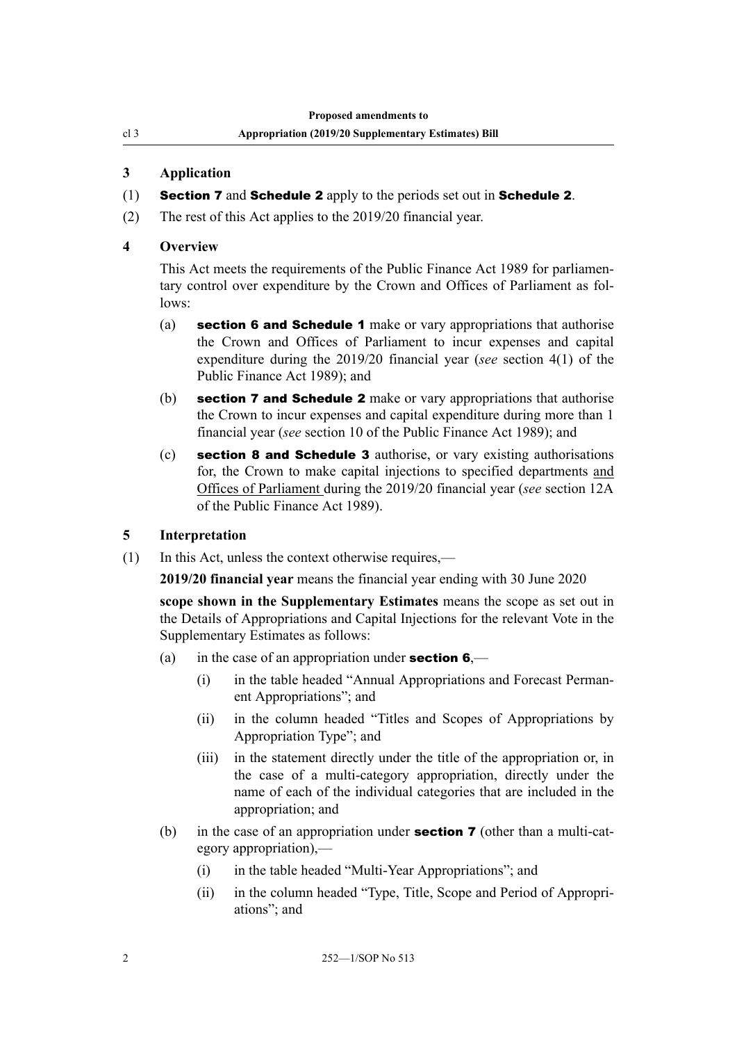### 3 Application

(1) **Section 7** and **Schedule 2** apply to the periods set out in **Schedule 2**.

(2) The rest of this Act applies to the 2019/20 financial year.

### 4 Overview

This Act meets the requirements of the Public Finance Act 1989 for parliamentary control over expenditure by the Crown and Offices of Parliament as follows:

(a) **section 6 and Schedule 1** make or vary appropriations that authorise the Crown and Offices of Parliament to incur expenses and capital expenditure during the 2019/20 financial year (*see* section 4(1) of the Public Finance Act 1989); and

(b) **section 7 and Schedule 2** make or vary appropriations that authorise the Crown to incur expenses and capital expenditure during more than 1 financial year (*see* section 10 of the Public Finance Act 1989); and

(c) **section 8 and Schedule 3** authorise, or vary existing authorisations for, the Crown to make capital injections to specified departments and Offices of Parliament during the 2019/20 financial year (*see* section 12A of the Public Finance Act 1989).

### 5 Interpretation

(1) In this Act, unless the context otherwise requires,—

**2019/20 financial year** means the financial year ending with 30 June 2020

**scope shown in the Supplementary Estimates** means the scope as set out in the Details of Appropriations and Capital Injections for the relevant Vote in the Supplementary Estimates as follows:

(a) in the case of an appropriation under **section 6**,—

(i) in the table headed "Annual Appropriations and Forecast Permanent Appropriations"; and

(ii) in the column headed "Titles and Scopes of Appropriations by Appropriation Type"; and

(iii) in the statement directly under the title of the appropriation or, in the case of a multi-category appropriation, directly under the name of each of the individual categories that are included in the appropriation; and

(b) in the case of an appropriation under **section 7** (other than a multi-category appropriation),—

(i) in the table headed "Multi-Year Appropriations"; and

(ii) in the column headed "Type, Title, Scope and Period of Appropriations"; and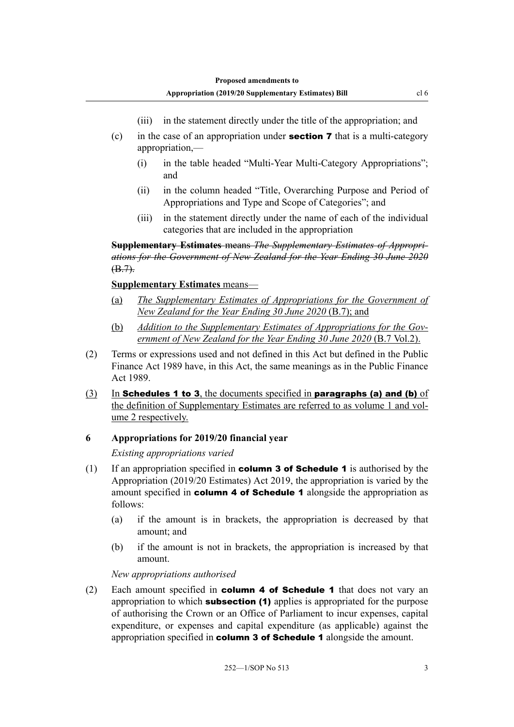(iii) in the statement directly under the title of the appropriation; and

(c) in the case of an appropriation under **section 7** that is a multi-category appropriation,—

(i) in the table headed "Multi-Year Multi-Category Appropriations"; and

(ii) in the column headed "Title, Overarching Purpose and Period of Appropriations and Type and Scope of Categories"; and

(iii) in the statement directly under the name of each of the individual categories that are included in the appropriation

~~**Supplementary Estimates** means *The Supplementary Estimates of Appropriations for the Government of New Zealand for the Year Ending 30 June 2020* (B.7).~~

<u>**Supplementary Estimates** means—</u>

<u>(a) *The Supplementary Estimates of Appropriations for the Government of New Zealand for the Year Ending 30 June 2020* (B.7); and</u>

<u>(b) *Addition to the Supplementary Estimates of Appropriations for the Government of New Zealand for the Year Ending 30 June 2020* (B.7 Vol.2).</u>

(2) Terms or expressions used and not defined in this Act but defined in the Public Finance Act 1989 have, in this Act, the same meanings as in the Public Finance Act 1989.

<u>(3) In **Schedules 1 to 3**, the documents specified in **paragraphs (a) and (b)** of the definition of Supplementary Estimates are referred to as volume 1 and volume 2 respectively.</u>

**6 Appropriations for 2019/20 financial year**

*Existing appropriations varied*

(1) If an appropriation specified in **column 3 of Schedule 1** is authorised by the Appropriation (2019/20 Estimates) Act 2019, the appropriation is varied by the amount specified in **column 4 of Schedule 1** alongside the appropriation as follows:

(a) if the amount is in brackets, the appropriation is decreased by that amount; and

(b) if the amount is not in brackets, the appropriation is increased by that amount.

*New appropriations authorised*

(2) Each amount specified in **column 4 of Schedule 1** that does not vary an appropriation to which **subsection (1)** applies is appropriated for the purpose of authorising the Crown or an Office of Parliament to incur expenses, capital expenditure, or expenses and capital expenditure (as applicable) against the appropriation specified in **column 3 of Schedule 1** alongside the amount.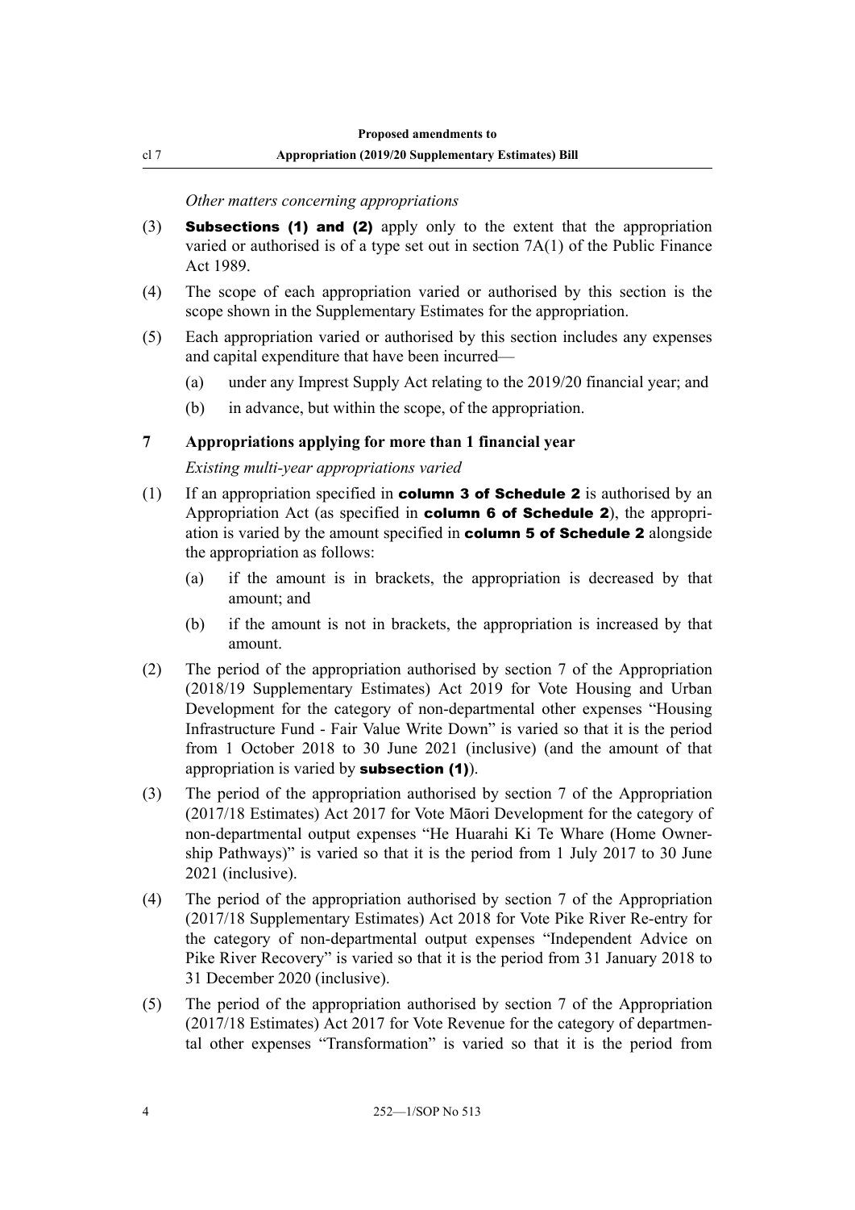*Other matters concerning appropriations*

(3) **Subsections (1) and (2)** apply only to the extent that the appropriation varied or authorised is of a type set out in section 7A(1) of the Public Finance Act 1989.

(4) The scope of each appropriation varied or authorised by this section is the scope shown in the Supplementary Estimates for the appropriation.

(5) Each appropriation varied or authorised by this section includes any expenses and capital expenditure that have been incurred—

(a) under any Imprest Supply Act relating to the 2019/20 financial year; and

(b) in advance, but within the scope, of the appropriation.

**7 Appropriations applying for more than 1 financial year**

*Existing multi-year appropriations varied*

(1) If an appropriation specified in **column 3 of Schedule 2** is authorised by an Appropriation Act (as specified in **column 6 of Schedule 2**), the appropriation is varied by the amount specified in **column 5 of Schedule 2** alongside the appropriation as follows:

(a) if the amount is in brackets, the appropriation is decreased by that amount; and

(b) if the amount is not in brackets, the appropriation is increased by that amount.

(2) The period of the appropriation authorised by section 7 of the Appropriation (2018/19 Supplementary Estimates) Act 2019 for Vote Housing and Urban Development for the category of non-departmental other expenses "Housing Infrastructure Fund - Fair Value Write Down" is varied so that it is the period from 1 October 2018 to 30 June 2021 (inclusive) (and the amount of that appropriation is varied by **subsection (1)**).

(3) The period of the appropriation authorised by section 7 of the Appropriation (2017/18 Estimates) Act 2017 for Vote Māori Development for the category of non-departmental output expenses "He Huarahi Ki Te Whare (Home Ownership Pathways)" is varied so that it is the period from 1 July 2017 to 30 June 2021 (inclusive).

(4) The period of the appropriation authorised by section 7 of the Appropriation (2017/18 Supplementary Estimates) Act 2018 for Vote Pike River Re-entry for the category of non-departmental output expenses "Independent Advice on Pike River Recovery" is varied so that it is the period from 31 January 2018 to 31 December 2020 (inclusive).

(5) The period of the appropriation authorised by section 7 of the Appropriation (2017/18 Estimates) Act 2017 for Vote Revenue for the category of departmental other expenses "Transformation" is varied so that it is the period from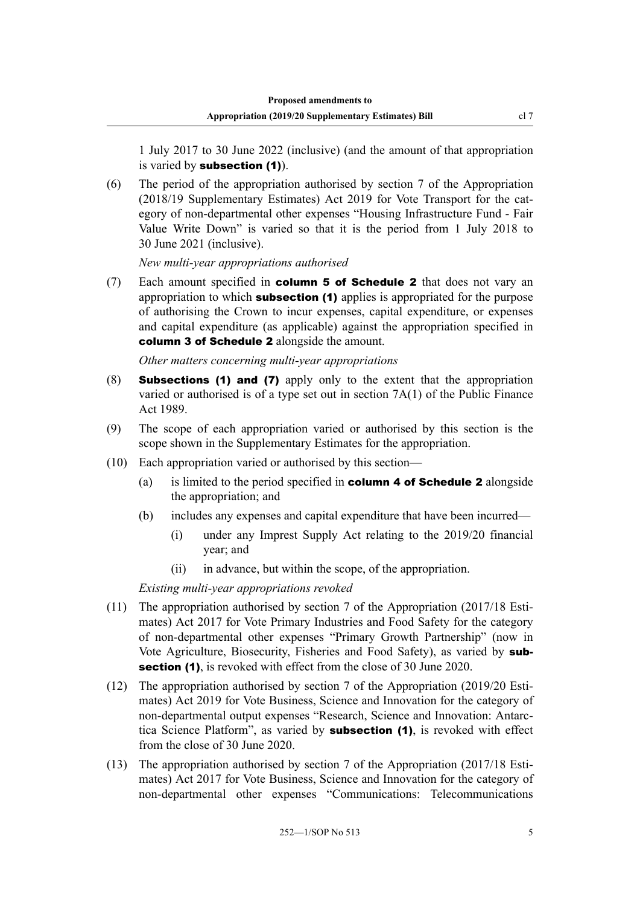1 July 2017 to 30 June 2022 (inclusive) (and the amount of that appropriation is varied by **subsection (1)**).

(6) The period of the appropriation authorised by section 7 of the Appropriation (2018/19 Supplementary Estimates) Act 2019 for Vote Transport for the category of non-departmental other expenses "Housing Infrastructure Fund - Fair Value Write Down" is varied so that it is the period from 1 July 2018 to 30 June 2021 (inclusive).

*New multi-year appropriations authorised*

(7) Each amount specified in **column 5 of Schedule 2** that does not vary an appropriation to which **subsection (1)** applies is appropriated for the purpose of authorising the Crown to incur expenses, capital expenditure, or expenses and capital expenditure (as applicable) against the appropriation specified in **column 3 of Schedule 2** alongside the amount.

*Other matters concerning multi-year appropriations*

(8) **Subsections (1) and (7)** apply only to the extent that the appropriation varied or authorised is of a type set out in section 7A(1) of the Public Finance Act 1989.

(9) The scope of each appropriation varied or authorised by this section is the scope shown in the Supplementary Estimates for the appropriation.

(10) Each appropriation varied or authorised by this section—

(a) is limited to the period specified in **column 4 of Schedule 2** alongside the appropriation; and

(b) includes any expenses and capital expenditure that have been incurred—

(i) under any Imprest Supply Act relating to the 2019/20 financial year; and

(ii) in advance, but within the scope, of the appropriation.

*Existing multi-year appropriations revoked*

(11) The appropriation authorised by section 7 of the Appropriation (2017/18 Estimates) Act 2017 for Vote Primary Industries and Food Safety for the category of non-departmental other expenses "Primary Growth Partnership" (now in Vote Agriculture, Biosecurity, Fisheries and Food Safety), as varied by **subsection (1)**, is revoked with effect from the close of 30 June 2020.

(12) The appropriation authorised by section 7 of the Appropriation (2019/20 Estimates) Act 2019 for Vote Business, Science and Innovation for the category of non-departmental output expenses "Research, Science and Innovation: Antarctica Science Platform", as varied by **subsection (1)**, is revoked with effect from the close of 30 June 2020.

(13) The appropriation authorised by section 7 of the Appropriation (2017/18 Estimates) Act 2017 for Vote Business, Science and Innovation for the category of non-departmental other expenses "Communications: Telecommunications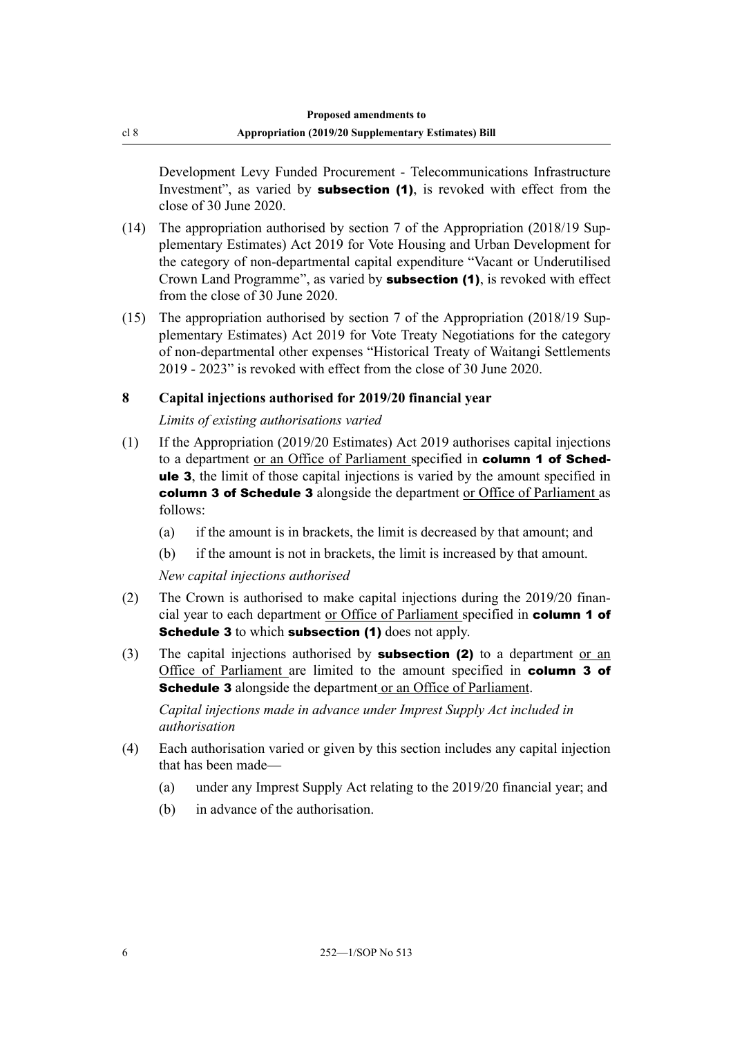Development Levy Funded Procurement - Telecommunications Infrastructure Investment", as varied by **subsection (1)**, is revoked with effect from the close of 30 June 2020.

(14) The appropriation authorised by section 7 of the Appropriation (2018/19 Supplementary Estimates) Act 2019 for Vote Housing and Urban Development for the category of non-departmental capital expenditure "Vacant or Underutilised Crown Land Programme", as varied by **subsection (1)**, is revoked with effect from the close of 30 June 2020.

(15) The appropriation authorised by section 7 of the Appropriation (2018/19 Supplementary Estimates) Act 2019 for Vote Treaty Negotiations for the category of non-departmental other expenses "Historical Treaty of Waitangi Settlements 2019 - 2023" is revoked with effect from the close of 30 June 2020.

### 8 Capital injections authorised for 2019/20 financial year

*Limits of existing authorisations varied*

(1) If the Appropriation (2019/20 Estimates) Act 2019 authorises capital injections to a department or an Office of Parliament specified in **column 1 of Schedule 3**, the limit of those capital injections is varied by the amount specified in **column 3 of Schedule 3** alongside the department or Office of Parliament as follows:

   (a) if the amount is in brackets, the limit is decreased by that amount; and

   (b) if the amount is not in brackets, the limit is increased by that amount.

*New capital injections authorised*

(2) The Crown is authorised to make capital injections during the 2019/20 financial year to each department or Office of Parliament specified in **column 1 of Schedule 3** to which **subsection (1)** does not apply.

(3) The capital injections authorised by **subsection (2)** to a department or an Office of Parliament are limited to the amount specified in **column 3 of Schedule 3** alongside the department or an Office of Parliament.

*Capital injections made in advance under Imprest Supply Act included in authorisation*

(4) Each authorisation varied or given by this section includes any capital injection that has been made—

   (a) under any Imprest Supply Act relating to the 2019/20 financial year; and

   (b) in advance of the authorisation.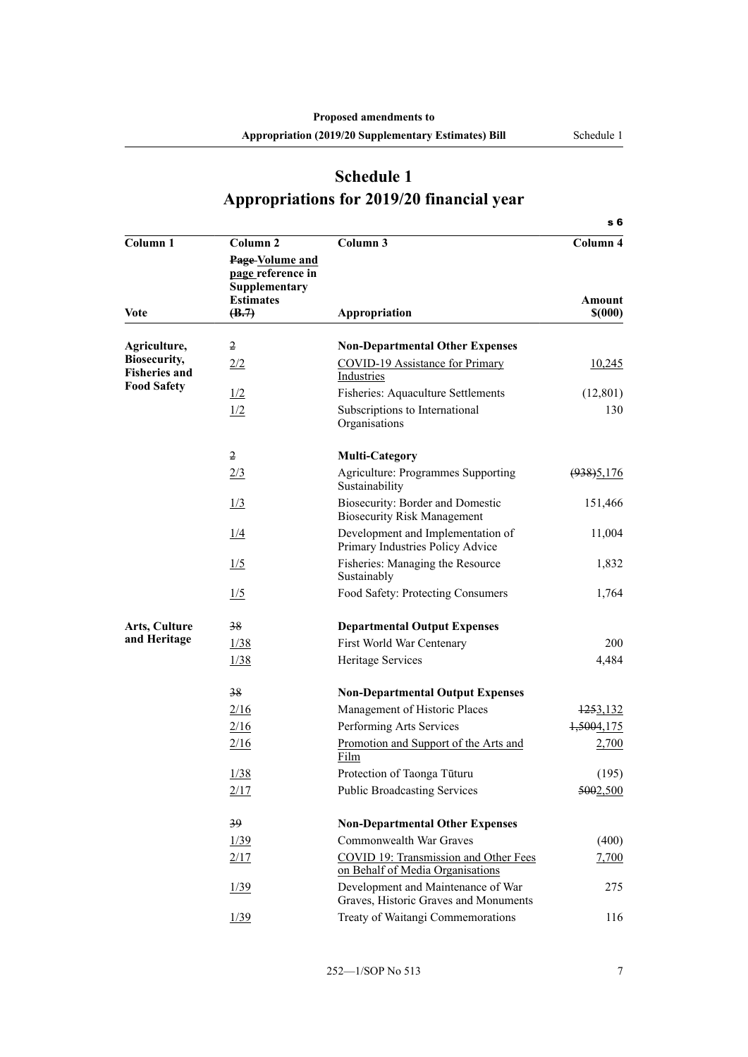# Schedule 1
## Appropriations for 2019/20 financial year

s 6

| Column 1 | Column 2 | Column 3 | Column 4 |
|---|---|---|---|
| Vote | ~~Page~~ Volume and page reference in Supplementary Estimates ~~(B.7)~~ | Appropriation | Amount $(000) |
| Agriculture, Biosecurity, Fisheries and Food Safety | ~~2~~ | **Non-Departmental Other Expenses** | |
| | 2/2 | COVID-19 Assistance for Primary Industries | 10,245 |
| | 1/2 | Fisheries: Aquaculture Settlements | (12,801) |
| | 1/2 | Subscriptions to International Organisations | 130 |
| | ~~2~~ | **Multi-Category** | |
| | 2/3 | Agriculture: Programmes Supporting Sustainability | ~~(938)~~5,176 |
| | 1/3 | Biosecurity: Border and Domestic Biosecurity Risk Management | 151,466 |
| | 1/4 | Development and Implementation of Primary Industries Policy Advice | 11,004 |
| | 1/5 | Fisheries: Managing the Resource Sustainably | 1,832 |
| | 1/5 | Food Safety: Protecting Consumers | 1,764 |
| Arts, Culture and Heritage | ~~38~~ | **Departmental Output Expenses** | |
| | 1/38 | First World War Centenary | 200 |
| | 1/38 | Heritage Services | 4,484 |
| | ~~38~~ | **Non-Departmental Output Expenses** | |
| | 2/16 | Management of Historic Places | ~~125~~3,132 |
| | 2/16 | Performing Arts Services | ~~1,500~~4,175 |
| | 2/16 | Promotion and Support of the Arts and Film | 2,700 |
| | 1/38 | Protection of Taonga Tūturu | (195) |
| | 2/17 | Public Broadcasting Services | ~~500~~2,500 |
| | ~~39~~ | **Non-Departmental Other Expenses** | |
| | 1/39 | Commonwealth War Graves | (400) |
| | 2/17 | COVID 19: Transmission and Other Fees on Behalf of Media Organisations | 7,700 |
| | 1/39 | Development and Maintenance of War Graves, Historic Graves and Monuments | 275 |
| | 1/39 | Treaty of Waitangi Commemorations | 116 |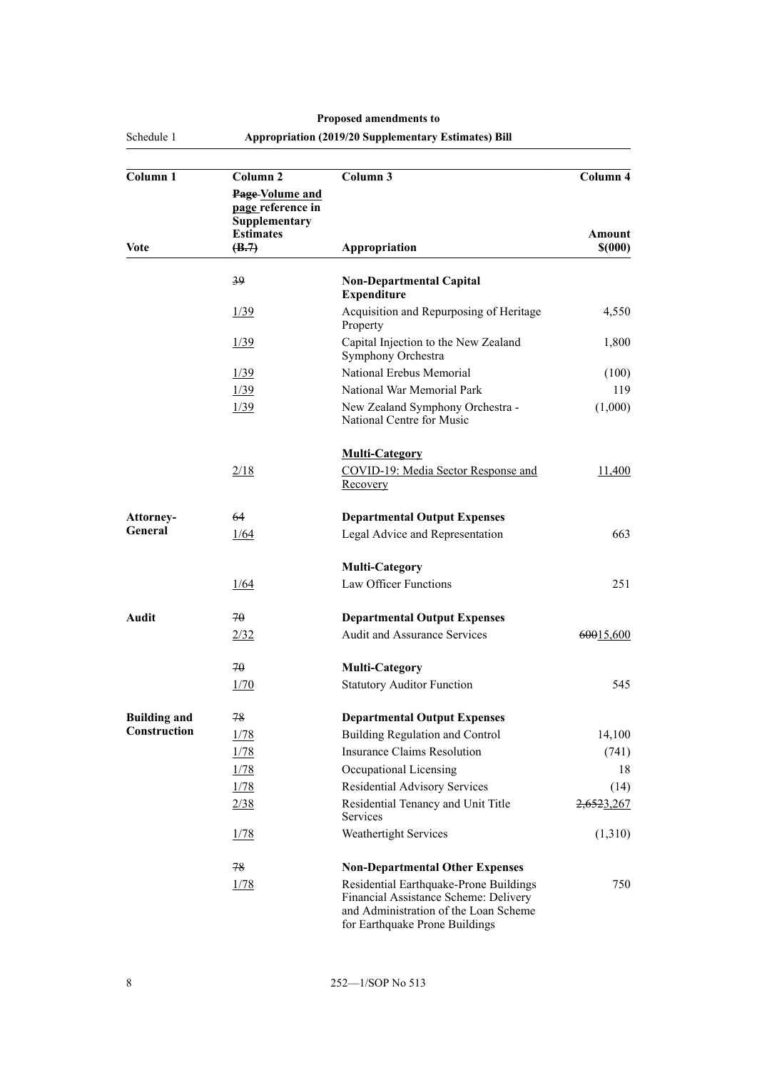| Column 1 | Column 2 | Column 3 | Column 4 |
|---|---|---|---|
| Vote | ~~Page~~ <u>Volume and page</u> reference in Supplementary Estimates ~~(B.7)~~ | Appropriation | Amount $(000) |
| | ~~39~~ | **Non-Departmental Capital Expenditure** | |
| | <u>1/39</u> | Acquisition and Repurposing of Heritage Property | 4,550 |
| | <u>1/39</u> | Capital Injection to the New Zealand Symphony Orchestra | 1,800 |
| | <u>1/39</u> | National Erebus Memorial | (100) |
| | <u>1/39</u> | National War Memorial Park | 119 |
| | <u>1/39</u> | New Zealand Symphony Orchestra - National Centre for Music | (1,000) |
| | | <u>**Multi-Category**</u> | |
| | <u>2/18</u> | <u>COVID-19: Media Sector Response and Recovery</u> | <u>11,400</u> |
| **Attorney-General** | ~~64~~ | **Departmental Output Expenses** | |
| | <u>1/64</u> | Legal Advice and Representation | 663 |
| | | **Multi-Category** | |
| | <u>1/64</u> | Law Officer Functions | 251 |
| **Audit** | ~~70~~ | **Departmental Output Expenses** | |
| | <u>2/32</u> | Audit and Assurance Services | ~~600~~<u>15,600</u> |
| | ~~70~~ | **Multi-Category** | |
| | <u>1/70</u> | Statutory Auditor Function | 545 |
| **Building and Construction** | ~~78~~ | **Departmental Output Expenses** | |
| | <u>1/78</u> | Building Regulation and Control | 14,100 |
| | <u>1/78</u> | Insurance Claims Resolution | (741) |
| | <u>1/78</u> | Occupational Licensing | 18 |
| | <u>1/78</u> | Residential Advisory Services | (14) |
| | <u>2/38</u> | Residential Tenancy and Unit Title Services | ~~2,652~~<u>3,267</u> |
| | <u>1/78</u> | Weathertight Services | (1,310) |
| | ~~78~~ | **Non-Departmental Other Expenses** | |
| | <u>1/78</u> | Residential Earthquake-Prone Buildings Financial Assistance Scheme: Delivery and Administration of the Loan Scheme for Earthquake Prone Buildings | 750 |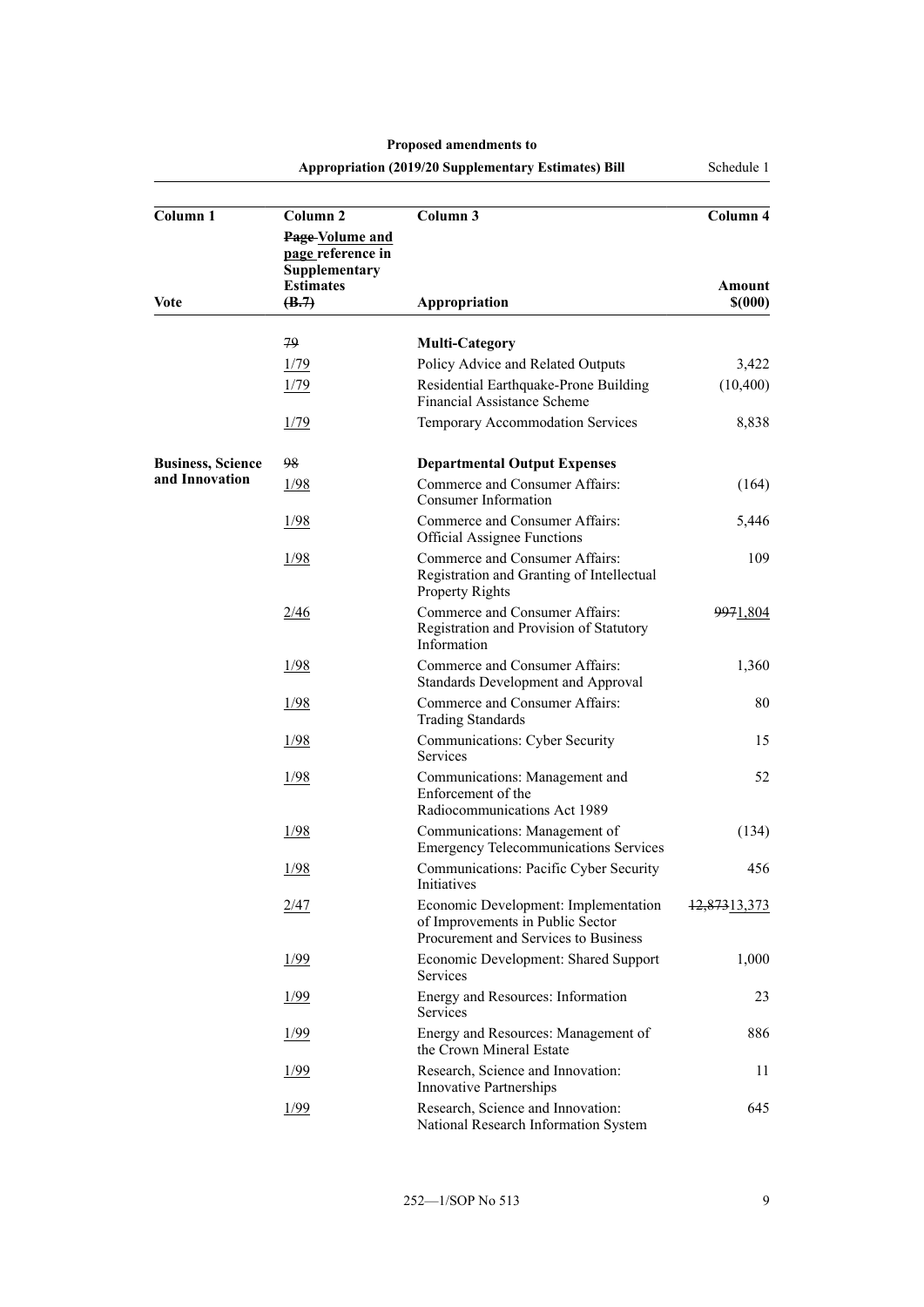| Column 1 | Column 2 | Column 3 | Column 4 |
|---|---|---|---|
| Vote | ~~Page~~ Volume and page reference in Supplementary Estimates ~~(B.7)~~ | Appropriation | Amount $(000) |
| | ~~79~~ | **Multi-Category** | |
| | 1/79 | Policy Advice and Related Outputs | 3,422 |
| | 1/79 | Residential Earthquake-Prone Building Financial Assistance Scheme | (10,400) |
| | 1/79 | Temporary Accommodation Services | 8,838 |
| **Business, Science and Innovation** | ~~98~~ | **Departmental Output Expenses** | |
| | 1/98 | Commerce and Consumer Affairs: Consumer Information | (164) |
| | 1/98 | Commerce and Consumer Affairs: Official Assignee Functions | 5,446 |
| | 1/98 | Commerce and Consumer Affairs: Registration and Granting of Intellectual Property Rights | 109 |
| | 2/46 | Commerce and Consumer Affairs: Registration and Provision of Statutory Information | ~~997~~1,804 |
| | 1/98 | Commerce and Consumer Affairs: Standards Development and Approval | 1,360 |
| | 1/98 | Commerce and Consumer Affairs: Trading Standards | 80 |
| | 1/98 | Communications: Cyber Security Services | 15 |
| | 1/98 | Communications: Management and Enforcement of the Radiocommunications Act 1989 | 52 |
| | 1/98 | Communications: Management of Emergency Telecommunications Services | (134) |
| | 1/98 | Communications: Pacific Cyber Security Initiatives | 456 |
| | 2/47 | Economic Development: Implementation of Improvements in Public Sector Procurement and Services to Business | ~~12,873~~13,373 |
| | 1/99 | Economic Development: Shared Support Services | 1,000 |
| | 1/99 | Energy and Resources: Information Services | 23 |
| | 1/99 | Energy and Resources: Management of the Crown Mineral Estate | 886 |
| | 1/99 | Research, Science and Innovation: Innovative Partnerships | 11 |
| | 1/99 | Research, Science and Innovation: National Research Information System | 645 |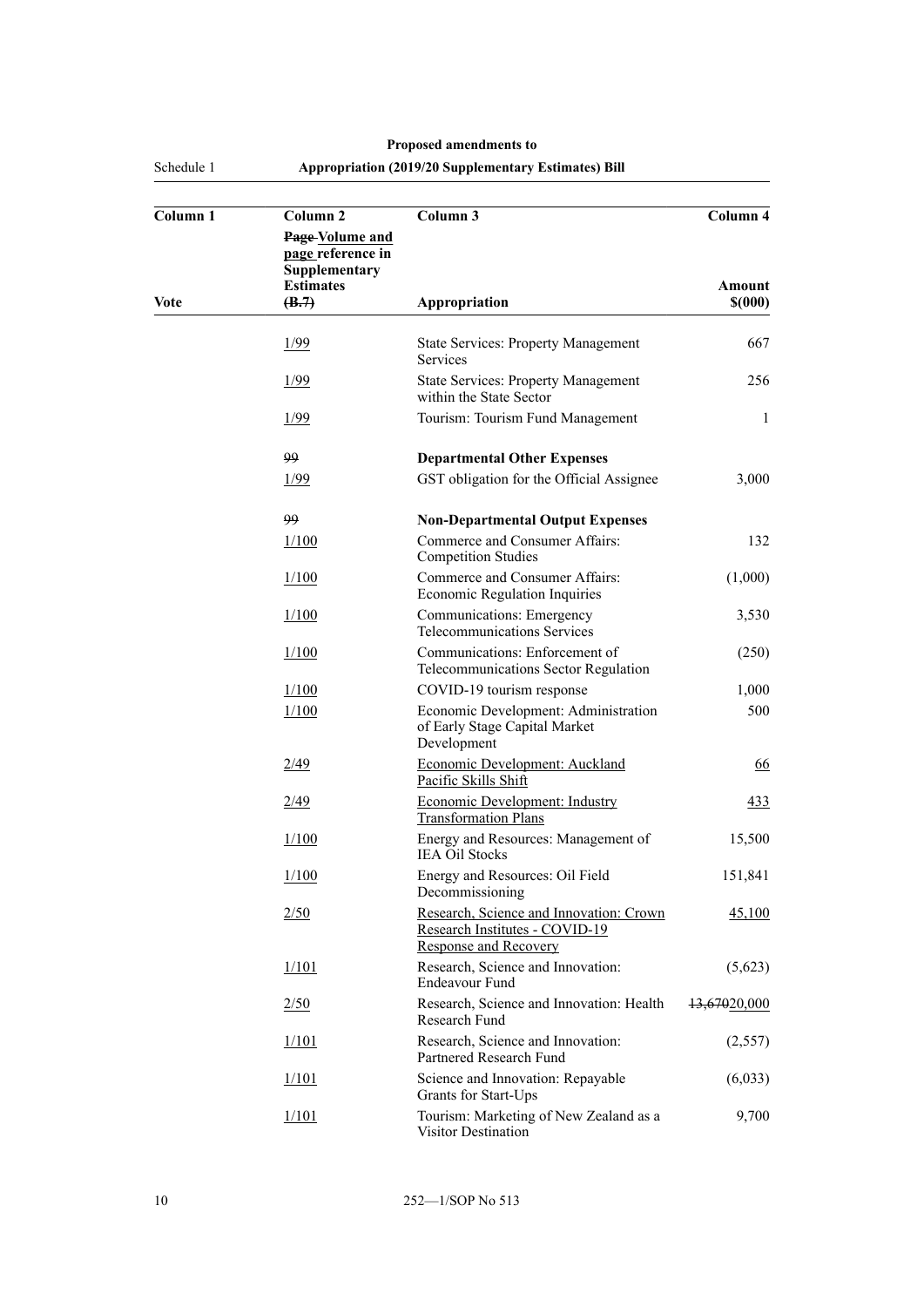| Column 1 | Column 2 | Column 3 | Column 4 |
|---|---|---|---|
| Vote | ~~Page~~ Volume and page reference in Supplementary Estimates ~~(B.7)~~ | Appropriation | Amount $(000) |
| | 1/99 | State Services: Property Management Services | 667 |
| | 1/99 | State Services: Property Management within the State Sector | 256 |
| | 1/99 | Tourism: Tourism Fund Management | 1 |
| | ~~99~~ | **Departmental Other Expenses** | |
| | 1/99 | GST obligation for the Official Assignee | 3,000 |
| | ~~99~~ | **Non-Departmental Output Expenses** | |
| | 1/100 | Commerce and Consumer Affairs: Competition Studies | 132 |
| | 1/100 | Commerce and Consumer Affairs: Economic Regulation Inquiries | (1,000) |
| | 1/100 | Communications: Emergency Telecommunications Services | 3,530 |
| | 1/100 | Communications: Enforcement of Telecommunications Sector Regulation | (250) |
| | 1/100 | COVID-19 tourism response | 1,000 |
| | 1/100 | Economic Development: Administration of Early Stage Capital Market Development | 500 |
| | 2/49 | Economic Development: Auckland Pacific Skills Shift | 66 |
| | 2/49 | Economic Development: Industry Transformation Plans | 433 |
| | 1/100 | Energy and Resources: Management of IEA Oil Stocks | 15,500 |
| | 1/100 | Energy and Resources: Oil Field Decommissioning | 151,841 |
| | 2/50 | Research, Science and Innovation: Crown Research Institutes - COVID-19 Response and Recovery | 45,100 |
| | 1/101 | Research, Science and Innovation: Endeavour Fund | (5,623) |
| | 2/50 | Research, Science and Innovation: Health Research Fund | ~~13,670~~20,000 |
| | 1/101 | Research, Science and Innovation: Partnered Research Fund | (2,557) |
| | 1/101 | Science and Innovation: Repayable Grants for Start-Ups | (6,033) |
| | 1/101 | Tourism: Marketing of New Zealand as a Visitor Destination | 9,700 |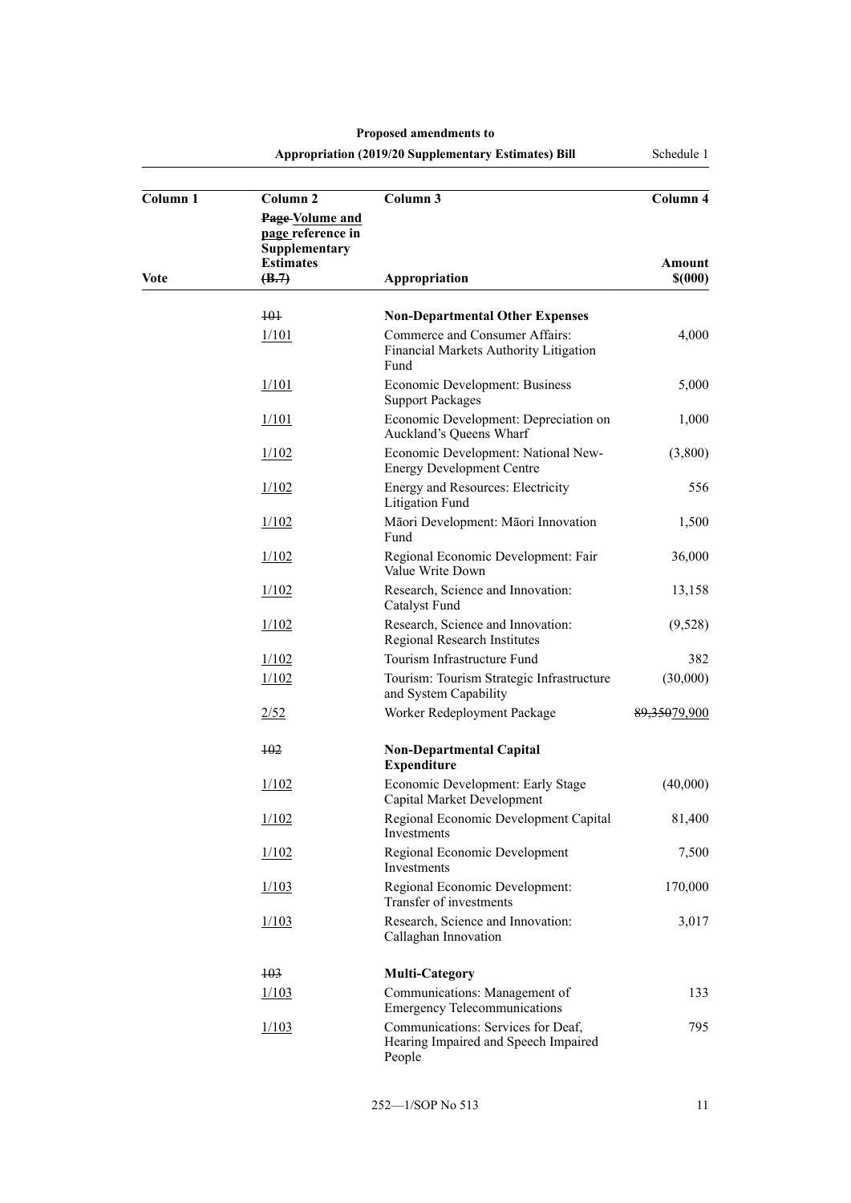| Column 1 | Column 2 | Column 3 | Column 4 |
|---|---|---|---|
| Vote | ~~Page~~ Volume and page reference in Supplementary Estimates ~~(B.7)~~ | Appropriation | Amount $(000) |
| | ~~101~~ | **Non-Departmental Other Expenses** | |
| | 1/101 | Commerce and Consumer Affairs: Financial Markets Authority Litigation Fund | 4,000 |
| | 1/101 | Economic Development: Business Support Packages | 5,000 |
| | 1/101 | Economic Development: Depreciation on Auckland's Queens Wharf | 1,000 |
| | 1/102 | Economic Development: National New-Energy Development Centre | (3,800) |
| | 1/102 | Energy and Resources: Electricity Litigation Fund | 556 |
| | 1/102 | Māori Development: Māori Innovation Fund | 1,500 |
| | 1/102 | Regional Economic Development: Fair Value Write Down | 36,000 |
| | 1/102 | Research, Science and Innovation: Catalyst Fund | 13,158 |
| | 1/102 | Research, Science and Innovation: Regional Research Institutes | (9,528) |
| | 1/102 | Tourism Infrastructure Fund | 382 |
| | 1/102 | Tourism: Tourism Strategic Infrastructure and System Capability | (30,000) |
| | 2/52 | Worker Redeployment Package | ~~89,350~~79,900 |
| | ~~102~~ | **Non-Departmental Capital Expenditure** | |
| | 1/102 | Economic Development: Early Stage Capital Market Development | (40,000) |
| | 1/102 | Regional Economic Development Capital Investments | 81,400 |
| | 1/102 | Regional Economic Development Investments | 7,500 |
| | 1/103 | Regional Economic Development: Transfer of investments | 170,000 |
| | 1/103 | Research, Science and Innovation: Callaghan Innovation | 3,017 |
| | ~~103~~ | **Multi-Category** | |
| | 1/103 | Communications: Management of Emergency Telecommunications | 133 |
| | 1/103 | Communications: Services for Deaf, Hearing Impaired and Speech Impaired People | 795 |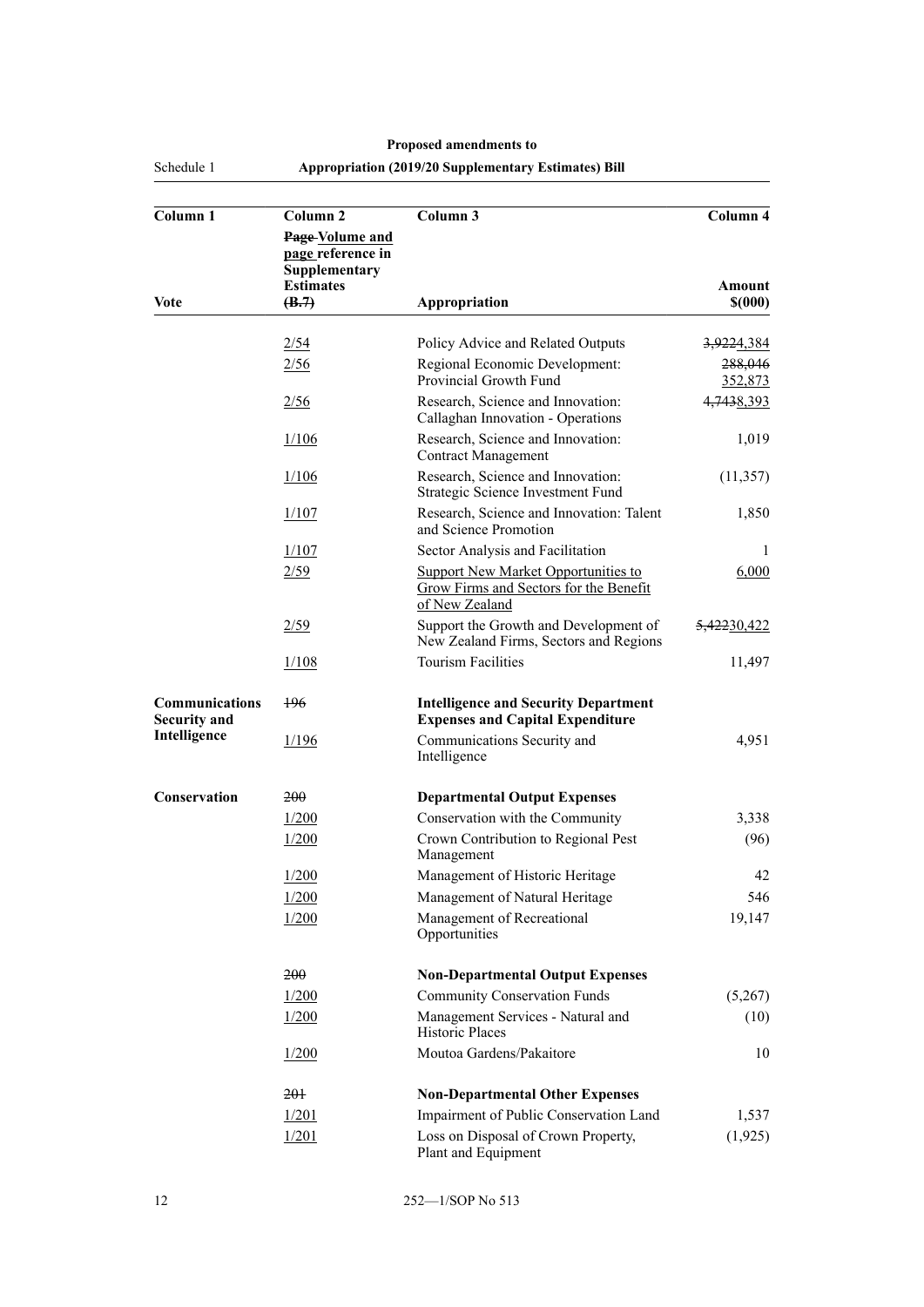| Column 1 | Column 2 | Column 3 | Column 4 |
|---|---|---|---|
| Vote | ~~Page~~ Volume and page reference in Supplementary Estimates ~~(B.7)~~ | Appropriation | Amount $(000) |
| | 2/54 | Policy Advice and Related Outputs | ~~3,922~~4,384 |
| | 2/56 | Regional Economic Development: Provincial Growth Fund | ~~288,046~~ 352,873 |
| | 2/56 | Research, Science and Innovation: Callaghan Innovation - Operations | ~~4,743~~8,393 |
| | 1/106 | Research, Science and Innovation: Contract Management | 1,019 |
| | 1/106 | Research, Science and Innovation: Strategic Science Investment Fund | (11,357) |
| | 1/107 | Research, Science and Innovation: Talent and Science Promotion | 1,850 |
| | 1/107 | Sector Analysis and Facilitation | 1 |
| | 2/59 | Support New Market Opportunities to Grow Firms and Sectors for the Benefit of New Zealand | 6,000 |
| | 2/59 | Support the Growth and Development of New Zealand Firms, Sectors and Regions | ~~5,422~~30,422 |
| | 1/108 | Tourism Facilities | 11,497 |
| **Communications Security and Intelligence** | ~~196~~ | **Intelligence and Security Department Expenses and Capital Expenditure** | |
| | 1/196 | Communications Security and Intelligence | 4,951 |
| **Conservation** | ~~200~~ | **Departmental Output Expenses** | |
| | 1/200 | Conservation with the Community | 3,338 |
| | 1/200 | Crown Contribution to Regional Pest Management | (96) |
| | 1/200 | Management of Historic Heritage | 42 |
| | 1/200 | Management of Natural Heritage | 546 |
| | 1/200 | Management of Recreational Opportunities | 19,147 |
| | ~~200~~ | **Non-Departmental Output Expenses** | |
| | 1/200 | Community Conservation Funds | (5,267) |
| | 1/200 | Management Services - Natural and Historic Places | (10) |
| | 1/200 | Moutoa Gardens/Pakaitore | 10 |
| | ~~201~~ | **Non-Departmental Other Expenses** | |
| | 1/201 | Impairment of Public Conservation Land | 1,537 |
| | 1/201 | Loss on Disposal of Crown Property, Plant and Equipment | (1,925) |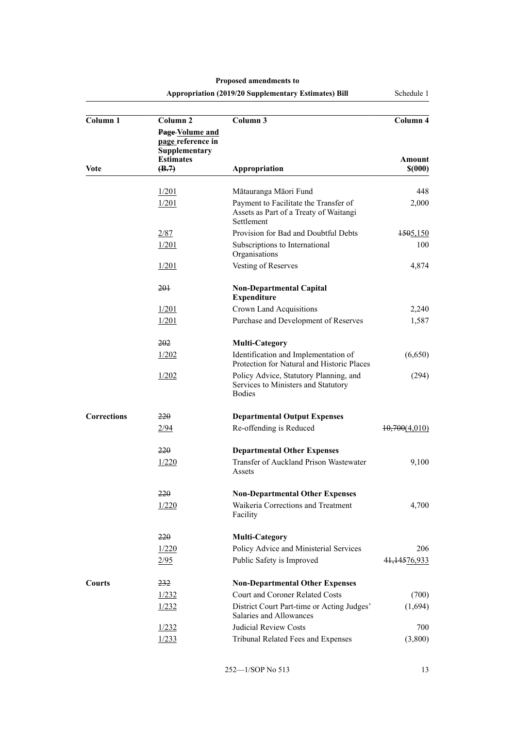| Column 1 | Column 2 | Column 3 | Column 4 |
|---|---|---|---|
| Vote | ~~Page~~ Volume and page reference in Supplementary Estimates ~~(B.7)~~ | Appropriation | Amount $(000) |
| | 1/201 | Mātauranga Māori Fund | 448 |
| | 1/201 | Payment to Facilitate the Transfer of Assets as Part of a Treaty of Waitangi Settlement | 2,000 |
| | 2/87 | Provision for Bad and Doubtful Debts | ~~150~~5,150 |
| | 1/201 | Subscriptions to International Organisations | 100 |
| | 1/201 | Vesting of Reserves | 4,874 |
| | ~~201~~ | **Non-Departmental Capital Expenditure** | |
| | 1/201 | Crown Land Acquisitions | 2,240 |
| | 1/201 | Purchase and Development of Reserves | 1,587 |
| | ~~202~~ | **Multi-Category** | |
| | 1/202 | Identification and Implementation of Protection for Natural and Historic Places | (6,650) |
| | 1/202 | Policy Advice, Statutory Planning, and Services to Ministers and Statutory Bodies | (294) |
| **Corrections** | ~~220~~ | **Departmental Output Expenses** | |
| | 2/94 | Re-offending is Reduced | ~~10,700~~(4,010) |
| | ~~220~~ | **Departmental Other Expenses** | |
| | 1/220 | Transfer of Auckland Prison Wastewater Assets | 9,100 |
| | ~~220~~ | **Non-Departmental Other Expenses** | |
| | 1/220 | Waikeria Corrections and Treatment Facility | 4,700 |
| | ~~220~~ | **Multi-Category** | |
| | 1/220 | Policy Advice and Ministerial Services | 206 |
| | 2/95 | Public Safety is Improved | ~~41,145~~76,933 |
| **Courts** | ~~232~~ | **Non-Departmental Other Expenses** | |
| | 1/232 | Court and Coroner Related Costs | (700) |
| | 1/232 | District Court Part-time or Acting Judges' Salaries and Allowances | (1,694) |
| | 1/232 | Judicial Review Costs | 700 |
| | 1/233 | Tribunal Related Fees and Expenses | (3,800) |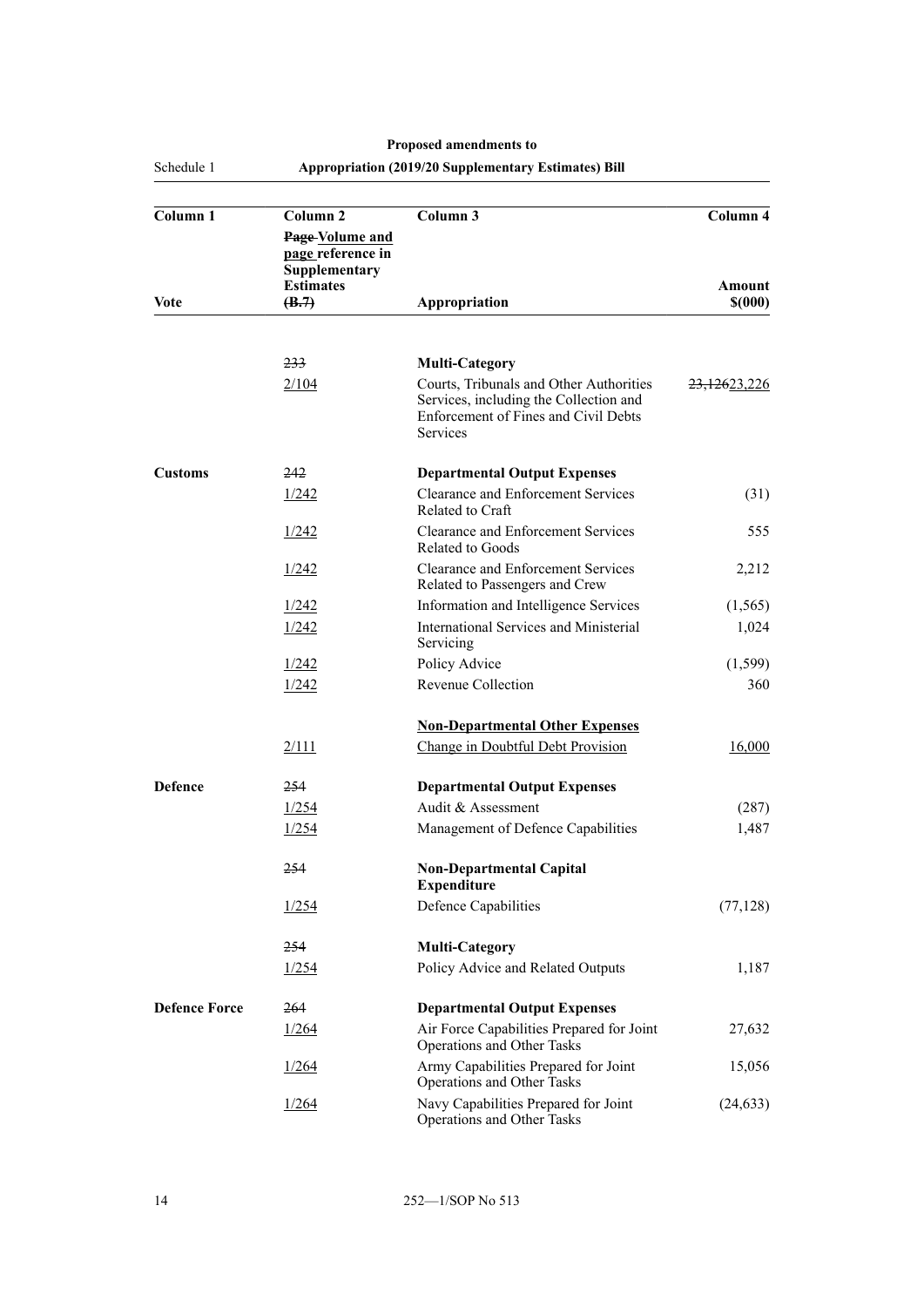| Column 1 | Column 2 | Column 3 | Column 4 |
|---|---|---|---|
| Vote | ~~Page~~ Volume and page reference in Supplementary Estimates ~~(B.7)~~ | Appropriation | Amount $(000) |
| | ~~233~~ | **Multi-Category** | |
| | 2/104 | Courts, Tribunals and Other Authorities Services, including the Collection and Enforcement of Fines and Civil Debts Services | ~~23,126~~23,226 |
| **Customs** | ~~242~~ | **Departmental Output Expenses** | |
| | 1/242 | Clearance and Enforcement Services Related to Craft | (31) |
| | 1/242 | Clearance and Enforcement Services Related to Goods | 555 |
| | 1/242 | Clearance and Enforcement Services Related to Passengers and Crew | 2,212 |
| | 1/242 | Information and Intelligence Services | (1,565) |
| | 1/242 | International Services and Ministerial Servicing | 1,024 |
| | 1/242 | Policy Advice | (1,599) |
| | 1/242 | Revenue Collection | 360 |
| | | **Non-Departmental Other Expenses** | |
| | 2/111 | Change in Doubtful Debt Provision | 16,000 |
| **Defence** | ~~254~~ | **Departmental Output Expenses** | |
| | 1/254 | Audit & Assessment | (287) |
| | 1/254 | Management of Defence Capabilities | 1,487 |
| | ~~254~~ | **Non-Departmental Capital Expenditure** | |
| | 1/254 | Defence Capabilities | (77,128) |
| | ~~254~~ | **Multi-Category** | |
| | 1/254 | Policy Advice and Related Outputs | 1,187 |
| **Defence Force** | ~~264~~ | **Departmental Output Expenses** | |
| | 1/264 | Air Force Capabilities Prepared for Joint Operations and Other Tasks | 27,632 |
| | 1/264 | Army Capabilities Prepared for Joint Operations and Other Tasks | 15,056 |
| | 1/264 | Navy Capabilities Prepared for Joint Operations and Other Tasks | (24,633) |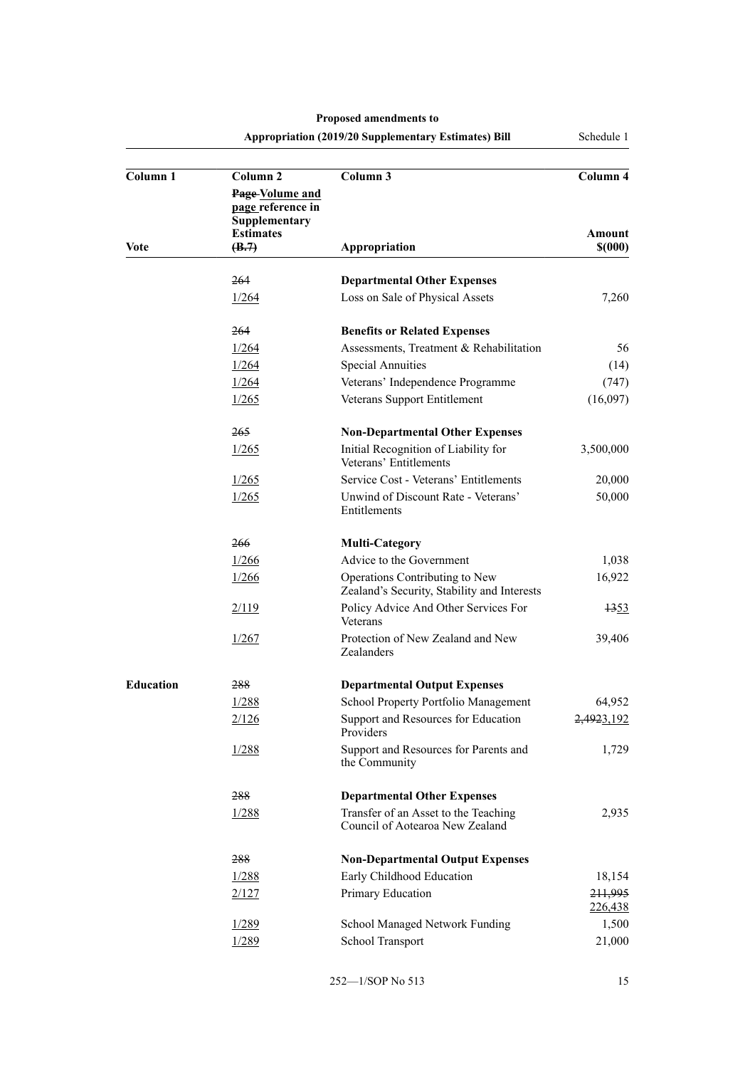| Column 1 | Column 2 | Column 3 | Column 4 |
|---|---|---|---|
| Vote | ~~Page~~ Volume and page reference in Supplementary Estimates ~~(B.7)~~ | Appropriation | Amount $(000) |
| | ~~264~~ | **Departmental Other Expenses** | |
| | 1/264 | Loss on Sale of Physical Assets | 7,260 |
| | ~~264~~ | **Benefits or Related Expenses** | |
| | 1/264 | Assessments, Treatment & Rehabilitation | 56 |
| | 1/264 | Special Annuities | (14) |
| | 1/264 | Veterans' Independence Programme | (747) |
| | 1/265 | Veterans Support Entitlement | (16,097) |
| | ~~265~~ | **Non-Departmental Other Expenses** | |
| | 1/265 | Initial Recognition of Liability for Veterans' Entitlements | 3,500,000 |
| | 1/265 | Service Cost - Veterans' Entitlements | 20,000 |
| | 1/265 | Unwind of Discount Rate - Veterans' Entitlements | 50,000 |
| | ~~266~~ | **Multi-Category** | |
| | 1/266 | Advice to the Government | 1,038 |
| | 1/266 | Operations Contributing to New Zealand's Security, Stability and Interests | 16,922 |
| | 2/119 | Policy Advice And Other Services For Veterans | ~~13~~53 |
| | 1/267 | Protection of New Zealand and New Zealanders | 39,406 |
| **Education** | ~~288~~ | **Departmental Output Expenses** | |
| | 1/288 | School Property Portfolio Management | 64,952 |
| | 2/126 | Support and Resources for Education Providers | ~~2,492~~3,192 |
| | 1/288 | Support and Resources for Parents and the Community | 1,729 |
| | ~~288~~ | **Departmental Other Expenses** | |
| | 1/288 | Transfer of an Asset to the Teaching Council of Aotearoa New Zealand | 2,935 |
| | ~~288~~ | **Non-Departmental Output Expenses** | |
| | 1/288 | Early Childhood Education | 18,154 |
| | 2/127 | Primary Education | ~~211,995~~ 226,438 |
| | 1/289 | School Managed Network Funding | 1,500 |
| | 1/289 | School Transport | 21,000 |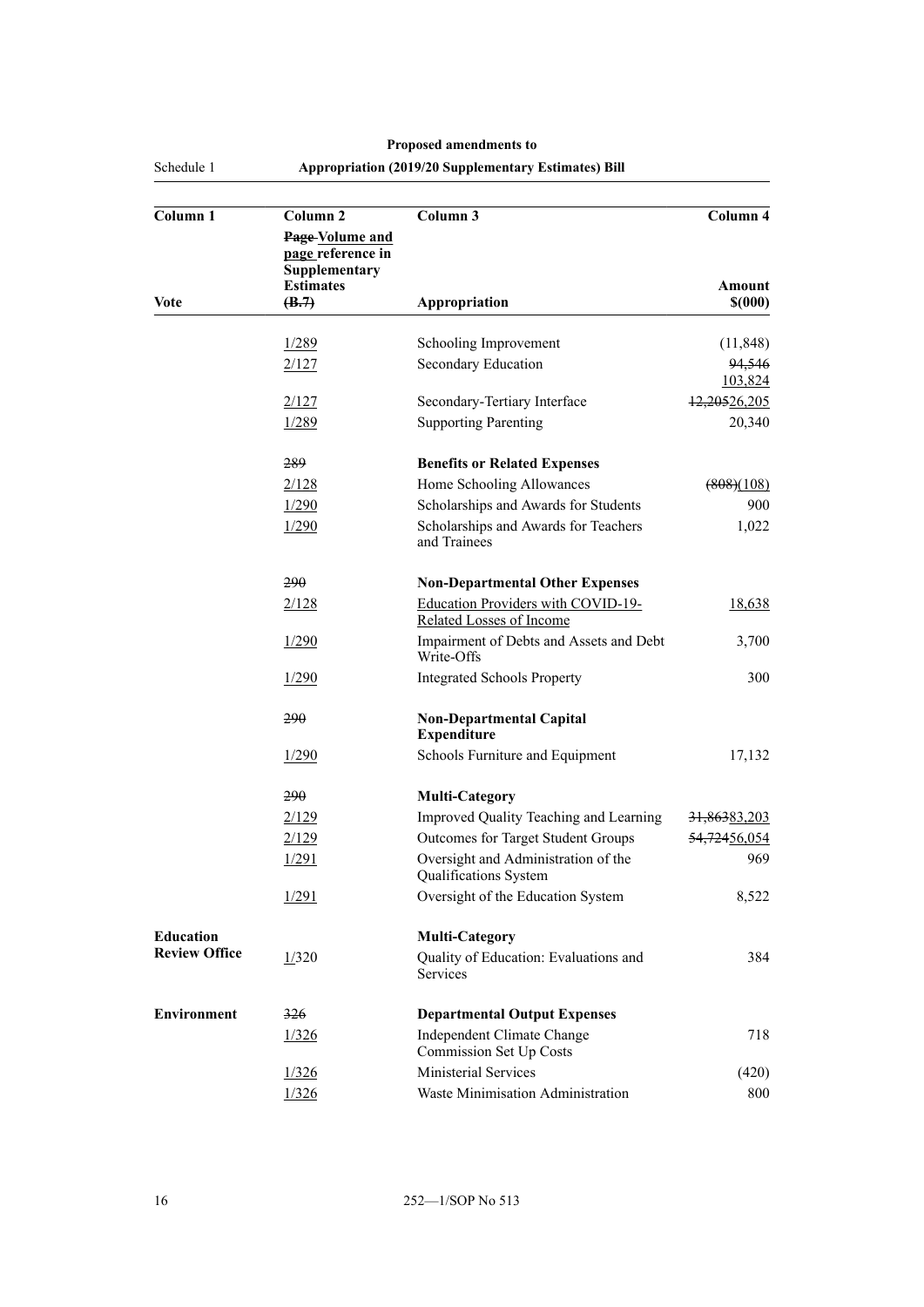| Column 1 | Column 2 | Column 3 | Column 4 |
|---|---|---|---|
| Vote | ~~Page~~ Volume and page reference in Supplementary Estimates ~~(B.7)~~ | Appropriation | Amount $(000) |
| | 1/289 | Schooling Improvement | (11,848) |
| | 2/127 | Secondary Education | ~~94,546~~ 103,824 |
| | 2/127 | Secondary-Tertiary Interface | ~~12,205~~26,205 |
| | 1/289 | Supporting Parenting | 20,340 |
| | ~~289~~ | **Benefits or Related Expenses** | |
| | 2/128 | Home Schooling Allowances | ~~(808)~~(108) |
| | 1/290 | Scholarships and Awards for Students | 900 |
| | 1/290 | Scholarships and Awards for Teachers and Trainees | 1,022 |
| | ~~290~~ | **Non-Departmental Other Expenses** | |
| | 2/128 | Education Providers with COVID-19-Related Losses of Income | 18,638 |
| | 1/290 | Impairment of Debts and Assets and Debt Write-Offs | 3,700 |
| | 1/290 | Integrated Schools Property | 300 |
| | ~~290~~ | **Non-Departmental Capital Expenditure** | |
| | 1/290 | Schools Furniture and Equipment | 17,132 |
| | ~~290~~ | **Multi-Category** | |
| | 2/129 | Improved Quality Teaching and Learning | ~~31,863~~83,203 |
| | 2/129 | Outcomes for Target Student Groups | ~~54,724~~56,054 |
| | 1/291 | Oversight and Administration of the Qualifications System | 969 |
| | 1/291 | Oversight of the Education System | 8,522 |
| **Education Review Office** | | **Multi-Category** | |
| | 1/320 | Quality of Education: Evaluations and Services | 384 |
| **Environment** | ~~326~~ | **Departmental Output Expenses** | |
| | 1/326 | Independent Climate Change Commission Set Up Costs | 718 |
| | 1/326 | Ministerial Services | (420) |
| | 1/326 | Waste Minimisation Administration | 800 |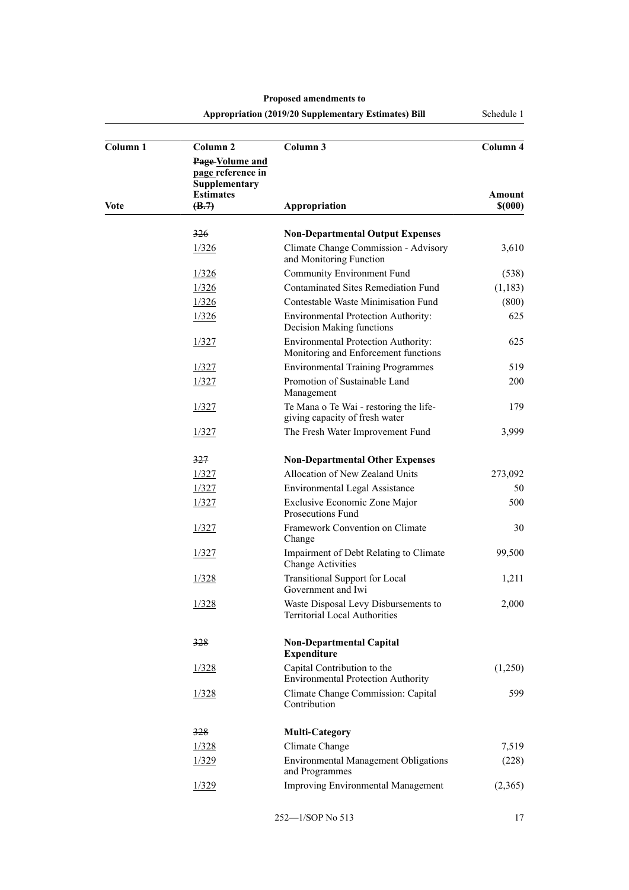| Column 1 | Column 2 | Column 3 | Column 4 |
|---|---|---|---|
| Vote | ~~Page~~ Volume and page reference in Supplementary Estimates ~~(B.7)~~ | Appropriation | Amount $(000) |
| | ~~326~~ | **Non-Departmental Output Expenses** | |
| | 1/326 | Climate Change Commission - Advisory and Monitoring Function | 3,610 |
| | 1/326 | Community Environment Fund | (538) |
| | 1/326 | Contaminated Sites Remediation Fund | (1,183) |
| | 1/326 | Contestable Waste Minimisation Fund | (800) |
| | 1/326 | Environmental Protection Authority: Decision Making functions | 625 |
| | 1/327 | Environmental Protection Authority: Monitoring and Enforcement functions | 625 |
| | 1/327 | Environmental Training Programmes | 519 |
| | 1/327 | Promotion of Sustainable Land Management | 200 |
| | 1/327 | Te Mana o Te Wai - restoring the life-giving capacity of fresh water | 179 |
| | 1/327 | The Fresh Water Improvement Fund | 3,999 |
| | ~~327~~ | **Non-Departmental Other Expenses** | |
| | 1/327 | Allocation of New Zealand Units | 273,092 |
| | 1/327 | Environmental Legal Assistance | 50 |
| | 1/327 | Exclusive Economic Zone Major Prosecutions Fund | 500 |
| | 1/327 | Framework Convention on Climate Change | 30 |
| | 1/327 | Impairment of Debt Relating to Climate Change Activities | 99,500 |
| | 1/328 | Transitional Support for Local Government and Iwi | 1,211 |
| | 1/328 | Waste Disposal Levy Disbursements to Territorial Local Authorities | 2,000 |
| | ~~328~~ | **Non-Departmental Capital Expenditure** | |
| | 1/328 | Capital Contribution to the Environmental Protection Authority | (1,250) |
| | 1/328 | Climate Change Commission: Capital Contribution | 599 |
| | ~~328~~ | **Multi-Category** | |
| | 1/328 | Climate Change | 7,519 |
| | 1/329 | Environmental Management Obligations and Programmes | (228) |
| | 1/329 | Improving Environmental Management | (2,365) |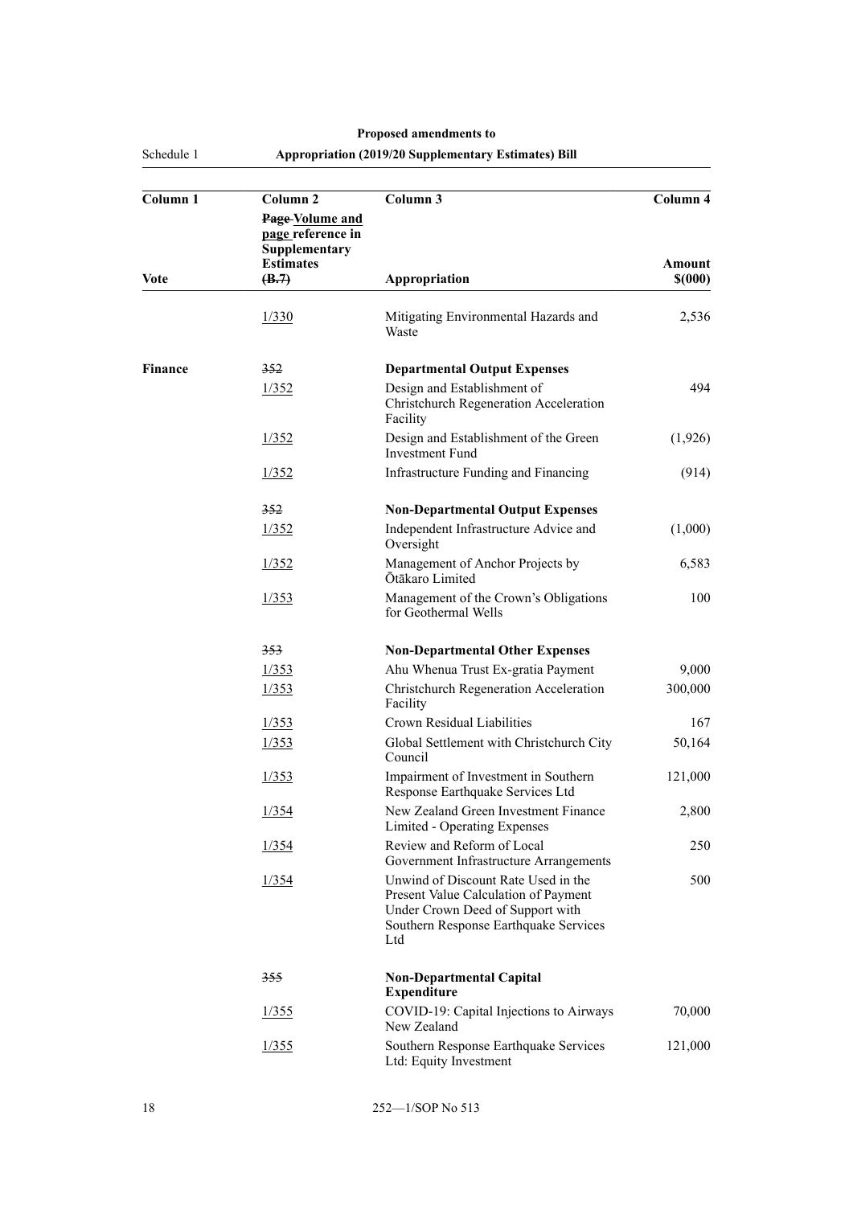| Column 1 | Column 2 | Column 3 | Column 4 |
|---|---|---|---|
| Vote | ~~Page~~ Volume and page reference in Supplementary Estimates ~~(B.7)~~ | Appropriation | Amount $(000) |
| | 1/330 | Mitigating Environmental Hazards and Waste | 2,536 |
| **Finance** | ~~352~~ | **Departmental Output Expenses** | |
| | 1/352 | Design and Establishment of Christchurch Regeneration Acceleration Facility | 494 |
| | 1/352 | Design and Establishment of the Green Investment Fund | (1,926) |
| | 1/352 | Infrastructure Funding and Financing | (914) |
| | ~~352~~ | **Non-Departmental Output Expenses** | |
| | 1/352 | Independent Infrastructure Advice and Oversight | (1,000) |
| | 1/352 | Management of Anchor Projects by Ōtākaro Limited | 6,583 |
| | 1/353 | Management of the Crown's Obligations for Geothermal Wells | 100 |
| | ~~353~~ | **Non-Departmental Other Expenses** | |
| | 1/353 | Ahu Whenua Trust Ex-gratia Payment | 9,000 |
| | 1/353 | Christchurch Regeneration Acceleration Facility | 300,000 |
| | 1/353 | Crown Residual Liabilities | 167 |
| | 1/353 | Global Settlement with Christchurch City Council | 50,164 |
| | 1/353 | Impairment of Investment in Southern Response Earthquake Services Ltd | 121,000 |
| | 1/354 | New Zealand Green Investment Finance Limited - Operating Expenses | 2,800 |
| | 1/354 | Review and Reform of Local Government Infrastructure Arrangements | 250 |
| | 1/354 | Unwind of Discount Rate Used in the Present Value Calculation of Payment Under Crown Deed of Support with Southern Response Earthquake Services Ltd | 500 |
| | ~~355~~ | **Non-Departmental Capital Expenditure** | |
| | 1/355 | COVID-19: Capital Injections to Airways New Zealand | 70,000 |
| | 1/355 | Southern Response Earthquake Services Ltd: Equity Investment | 121,000 |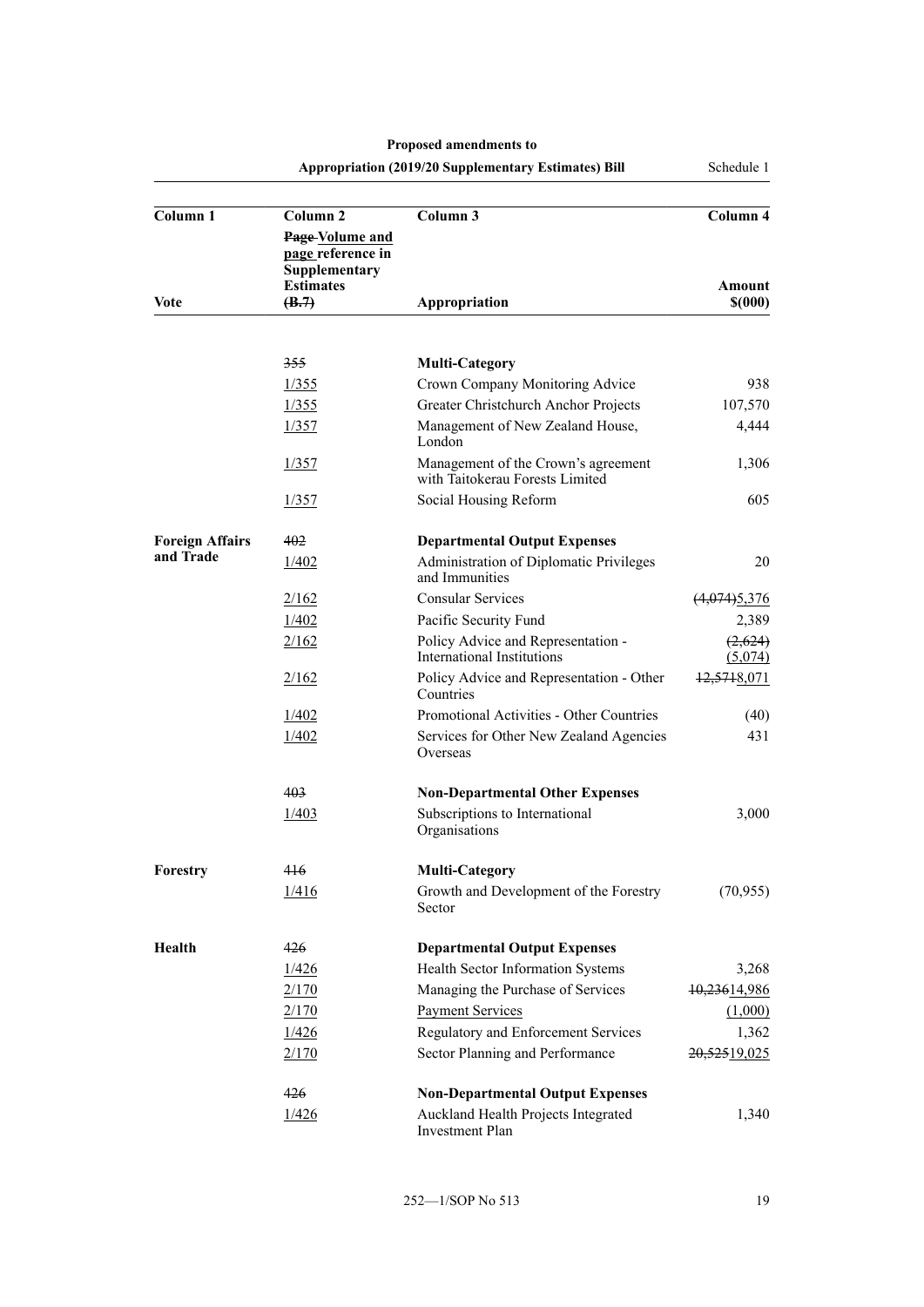| Column 1 | Column 2 | Column 3 | Column 4 |
|---|---|---|---|
| Vote | ~~Page~~ Volume and page reference in Supplementary Estimates ~~(B.7)~~ | Appropriation | Amount $(000) |
| | ~~355~~ | **Multi-Category** | |
| | 1/355 | Crown Company Monitoring Advice | 938 |
| | 1/355 | Greater Christchurch Anchor Projects | 107,570 |
| | 1/357 | Management of New Zealand House, London | 4,444 |
| | 1/357 | Management of the Crown's agreement with Taitokerau Forests Limited | 1,306 |
| | 1/357 | Social Housing Reform | 605 |
| **Foreign Affairs and Trade** | ~~402~~ | **Departmental Output Expenses** | |
| | 1/402 | Administration of Diplomatic Privileges and Immunities | 20 |
| | 2/162 | Consular Services | ~~(4,074)~~5,376 |
| | 1/402 | Pacific Security Fund | 2,389 |
| | 2/162 | Policy Advice and Representation - International Institutions | ~~(2,624)~~ (5,074) |
| | 2/162 | Policy Advice and Representation - Other Countries | ~~12,571~~8,071 |
| | 1/402 | Promotional Activities - Other Countries | (40) |
| | 1/402 | Services for Other New Zealand Agencies Overseas | 431 |
| | ~~403~~ | **Non-Departmental Other Expenses** | |
| | 1/403 | Subscriptions to International Organisations | 3,000 |
| **Forestry** | ~~416~~ | **Multi-Category** | |
| | 1/416 | Growth and Development of the Forestry Sector | (70,955) |
| **Health** | ~~426~~ | **Departmental Output Expenses** | |
| | 1/426 | Health Sector Information Systems | 3,268 |
| | 2/170 | Managing the Purchase of Services | ~~10,236~~14,986 |
| | 2/170 | Payment Services | (1,000) |
| | 1/426 | Regulatory and Enforcement Services | 1,362 |
| | 2/170 | Sector Planning and Performance | ~~20,525~~19,025 |
| | ~~426~~ | **Non-Departmental Output Expenses** | |
| | 1/426 | Auckland Health Projects Integrated Investment Plan | 1,340 |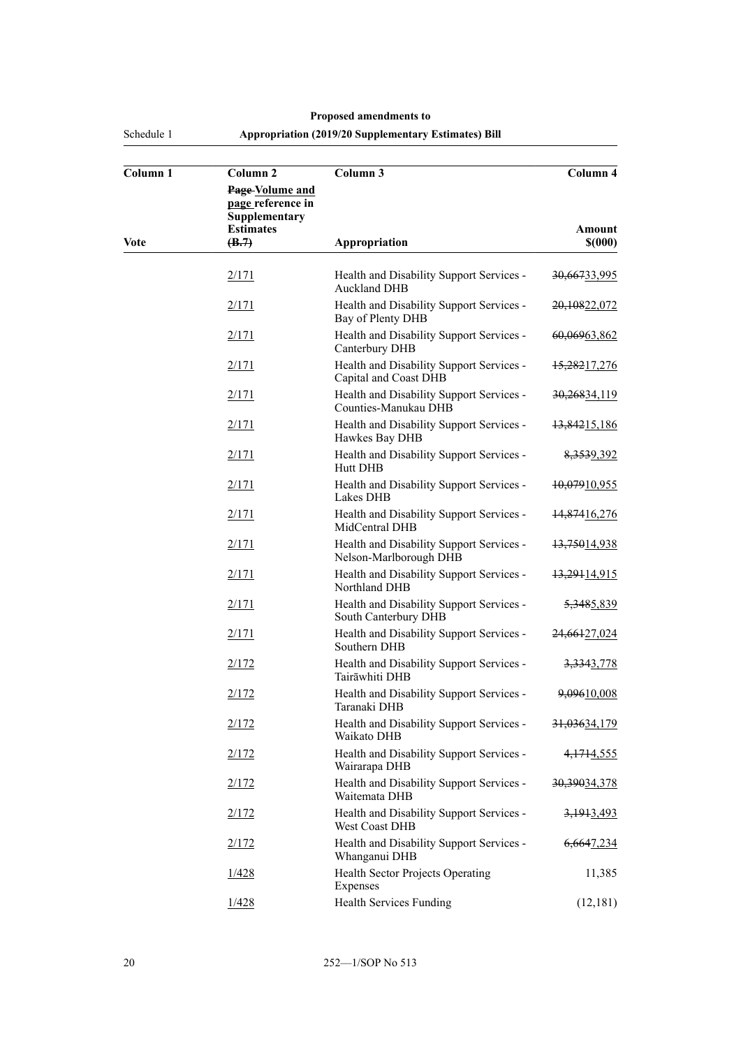| Column 1 | Column 2 | Column 3 | Column 4 |
|---|---|---|---|
| Vote | ~~Page~~ Volume and page reference in Supplementary Estimates ~~(B.7)~~ | Appropriation | Amount $(000) |
| | 2/171 | Health and Disability Support Services - Auckland DHB | ~~30,667~~33,995 |
| | 2/171 | Health and Disability Support Services - Bay of Plenty DHB | ~~20,108~~22,072 |
| | 2/171 | Health and Disability Support Services - Canterbury DHB | ~~60,069~~63,862 |
| | 2/171 | Health and Disability Support Services - Capital and Coast DHB | ~~15,282~~17,276 |
| | 2/171 | Health and Disability Support Services - Counties-Manukau DHB | ~~30,268~~34,119 |
| | 2/171 | Health and Disability Support Services - Hawkes Bay DHB | ~~13,842~~15,186 |
| | 2/171 | Health and Disability Support Services - Hutt DHB | ~~8,353~~9,392 |
| | 2/171 | Health and Disability Support Services - Lakes DHB | ~~10,079~~10,955 |
| | 2/171 | Health and Disability Support Services - MidCentral DHB | ~~14,874~~16,276 |
| | 2/171 | Health and Disability Support Services - Nelson-Marlborough DHB | ~~13,750~~14,938 |
| | 2/171 | Health and Disability Support Services - Northland DHB | ~~13,291~~14,915 |
| | 2/171 | Health and Disability Support Services - South Canterbury DHB | ~~5,348~~5,839 |
| | 2/171 | Health and Disability Support Services - Southern DHB | ~~24,661~~27,024 |
| | 2/172 | Health and Disability Support Services - Tairāwhiti DHB | ~~3,334~~3,778 |
| | 2/172 | Health and Disability Support Services - Taranaki DHB | ~~9,096~~10,008 |
| | 2/172 | Health and Disability Support Services - Waikato DHB | ~~31,036~~34,179 |
| | 2/172 | Health and Disability Support Services - Wairarapa DHB | ~~4,171~~4,555 |
| | 2/172 | Health and Disability Support Services - Waitemata DHB | ~~30,390~~34,378 |
| | 2/172 | Health and Disability Support Services - West Coast DHB | ~~3,191~~3,493 |
| | 2/172 | Health and Disability Support Services - Whanganui DHB | ~~6,664~~7,234 |
| | 1/428 | Health Sector Projects Operating Expenses | 11,385 |
| | 1/428 | Health Services Funding | (12,181) |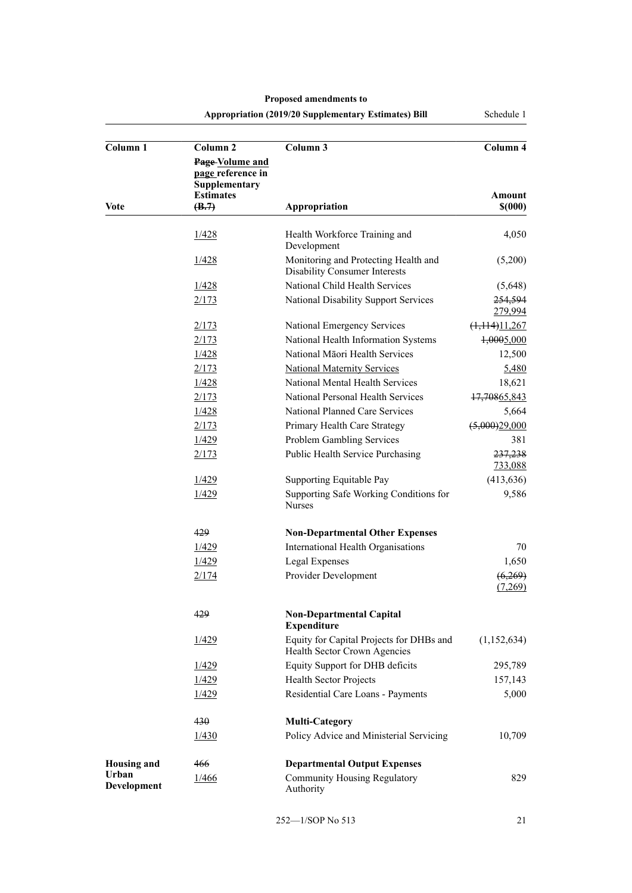| Column 1 | Column 2 | Column 3 | Column 4 |
|---|---|---|---|
| Vote | ~~Page~~ Volume and page reference in Supplementary Estimates ~~(B.7)~~ | Appropriation | Amount $(000) |
| | 1/428 | Health Workforce Training and Development | 4,050 |
| | 1/428 | Monitoring and Protecting Health and Disability Consumer Interests | (5,200) |
| | 1/428 | National Child Health Services | (5,648) |
| | 2/173 | National Disability Support Services | ~~254,594~~ 279,994 |
| | 2/173 | National Emergency Services | ~~(1,114)~~11,267 |
| | 2/173 | National Health Information Systems | ~~1,000~~5,000 |
| | 1/428 | National Māori Health Services | 12,500 |
| | 2/173 | National Maternity Services | 5,480 |
| | 1/428 | National Mental Health Services | 18,621 |
| | 2/173 | National Personal Health Services | ~~17,708~~65,843 |
| | 1/428 | National Planned Care Services | 5,664 |
| | 2/173 | Primary Health Care Strategy | ~~(5,000)~~29,000 |
| | 1/429 | Problem Gambling Services | 381 |
| | 2/173 | Public Health Service Purchasing | ~~237,238~~ 733,088 |
| | 1/429 | Supporting Equitable Pay | (413,636) |
| | 1/429 | Supporting Safe Working Conditions for Nurses | 9,586 |
| | ~~429~~ | **Non-Departmental Other Expenses** | |
| | 1/429 | International Health Organisations | 70 |
| | 1/429 | Legal Expenses | 1,650 |
| | 2/174 | Provider Development | ~~(6,269)~~ (7,269) |
| | ~~429~~ | **Non-Departmental Capital Expenditure** | |
| | 1/429 | Equity for Capital Projects for DHBs and Health Sector Crown Agencies | (1,152,634) |
| | 1/429 | Equity Support for DHB deficits | 295,789 |
| | 1/429 | Health Sector Projects | 157,143 |
| | 1/429 | Residential Care Loans - Payments | 5,000 |
| | ~~430~~ | **Multi-Category** | |
| | 1/430 | Policy Advice and Ministerial Servicing | 10,709 |
| **Housing and Urban Development** | ~~466~~ | **Departmental Output Expenses** | |
| | 1/466 | Community Housing Regulatory Authority | 829 |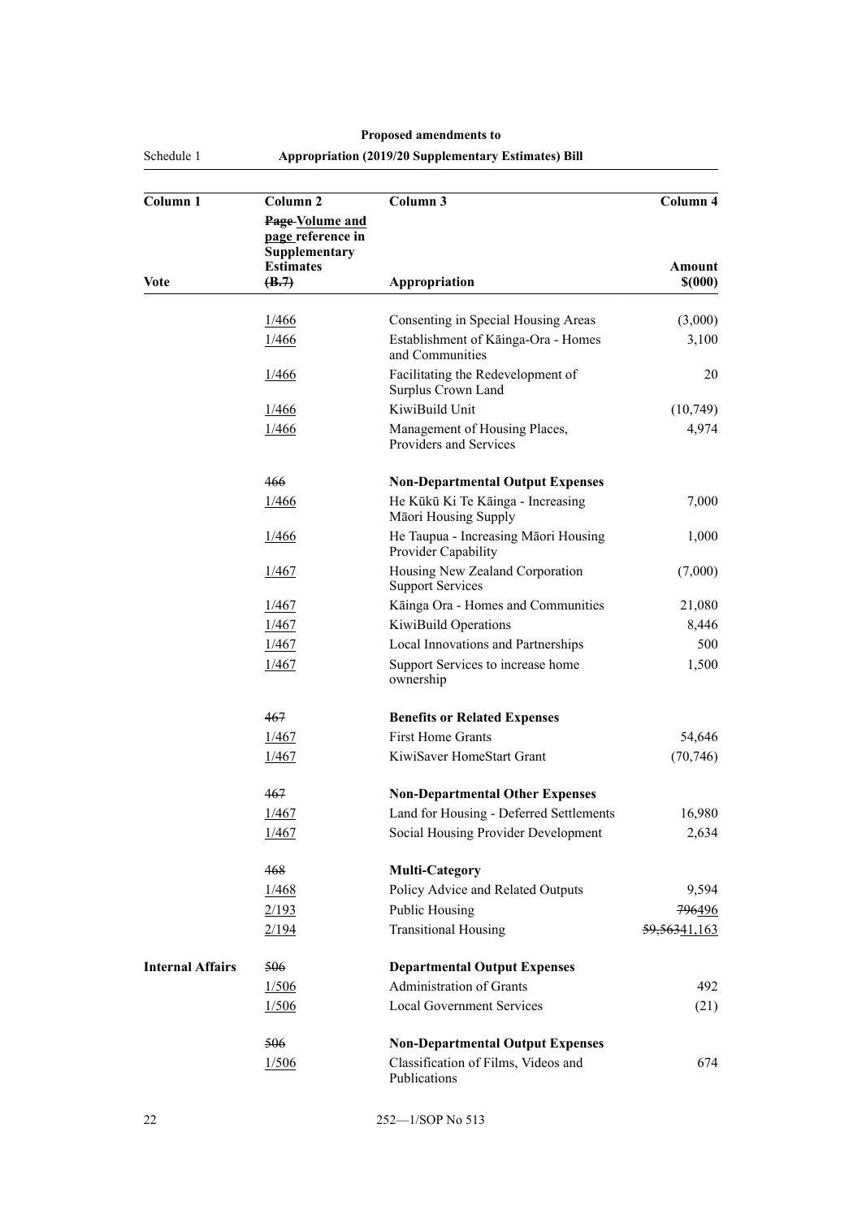| Column 1 | Column 2 | Column 3 | Column 4 |
|---|---|---|---|
| Vote | ~~Page~~ Volume and page reference in Supplementary Estimates ~~(B.7)~~ | Appropriation | Amount $(000) |
| | 1/466 | Consenting in Special Housing Areas | (3,000) |
| | 1/466 | Establishment of Kāinga-Ora - Homes and Communities | 3,100 |
| | 1/466 | Facilitating the Redevelopment of Surplus Crown Land | 20 |
| | 1/466 | KiwiBuild Unit | (10,749) |
| | 1/466 | Management of Housing Places, Providers and Services | 4,974 |
| | ~~466~~ | **Non-Departmental Output Expenses** | |
| | 1/466 | He Kūkū Ki Te Kāinga - Increasing Māori Housing Supply | 7,000 |
| | 1/466 | He Taupua - Increasing Māori Housing Provider Capability | 1,000 |
| | 1/467 | Housing New Zealand Corporation Support Services | (7,000) |
| | 1/467 | Kāinga Ora - Homes and Communities | 21,080 |
| | 1/467 | KiwiBuild Operations | 8,446 |
| | 1/467 | Local Innovations and Partnerships | 500 |
| | 1/467 | Support Services to increase home ownership | 1,500 |
| | ~~467~~ | **Benefits or Related Expenses** | |
| | 1/467 | First Home Grants | 54,646 |
| | 1/467 | KiwiSaver HomeStart Grant | (70,746) |
| | ~~467~~ | **Non-Departmental Other Expenses** | |
| | 1/467 | Land for Housing - Deferred Settlements | 16,980 |
| | 1/467 | Social Housing Provider Development | 2,634 |
| | ~~468~~ | **Multi-Category** | |
| | 1/468 | Policy Advice and Related Outputs | 9,594 |
| | 2/193 | Public Housing | ~~796~~496 |
| | 2/194 | Transitional Housing | ~~59,563~~41,163 |
| **Internal Affairs** | ~~506~~ | **Departmental Output Expenses** | |
| | 1/506 | Administration of Grants | 492 |
| | 1/506 | Local Government Services | (21) |
| | ~~506~~ | **Non-Departmental Output Expenses** | |
| | 1/506 | Classification of Films, Videos and Publications | 674 |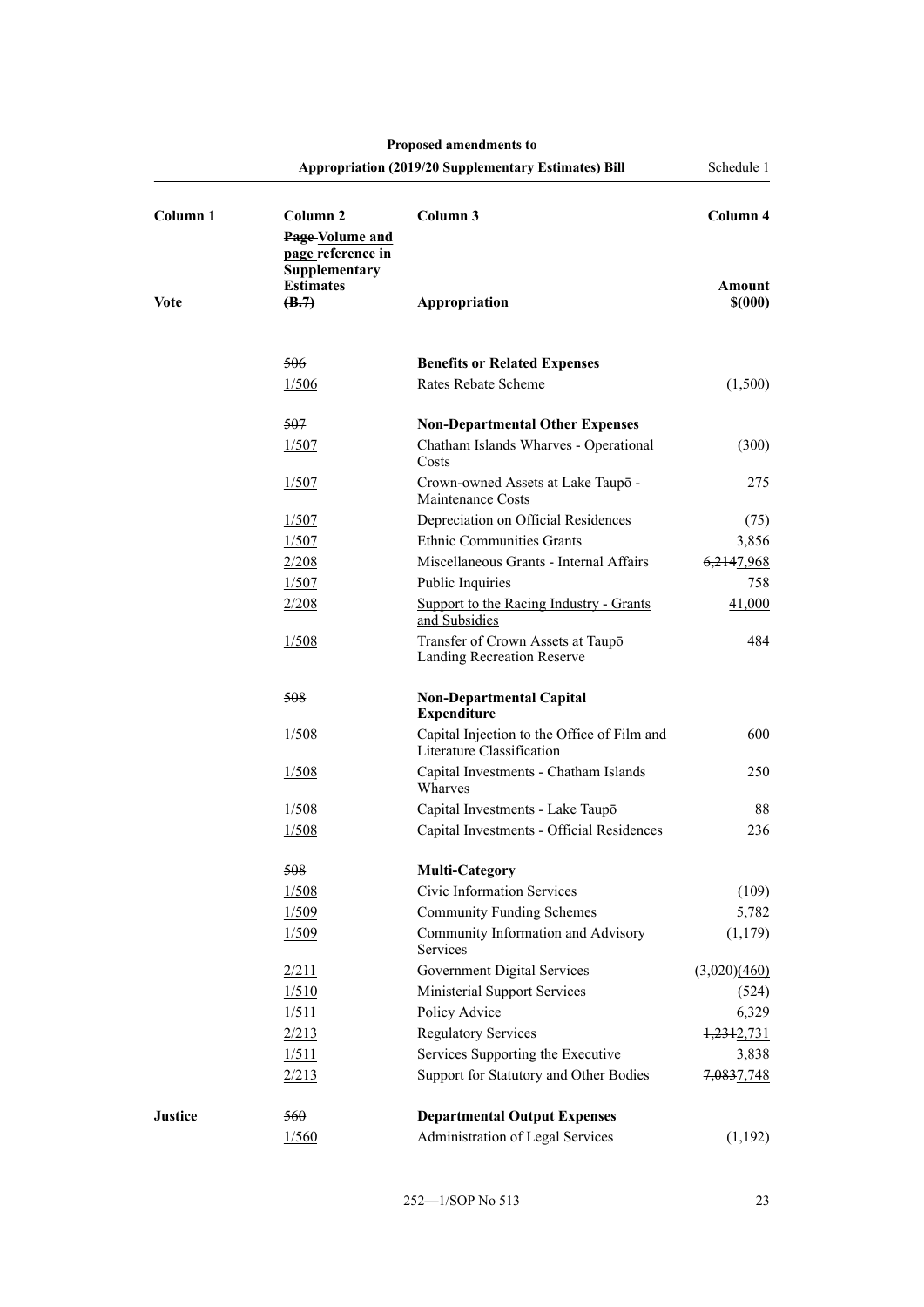| Column 1 | Column 2 | Column 3 | Column 4 |
|---|---|---|---|
| Vote | ~~Page~~ Volume and page reference in Supplementary Estimates ~~(B.7)~~ | Appropriation | Amount $(000) |
| | ~~506~~ | **Benefits or Related Expenses** | |
| | 1/506 | Rates Rebate Scheme | (1,500) |
| | ~~507~~ | **Non-Departmental Other Expenses** | |
| | 1/507 | Chatham Islands Wharves - Operational Costs | (300) |
| | 1/507 | Crown-owned Assets at Lake Taupō - Maintenance Costs | 275 |
| | 1/507 | Depreciation on Official Residences | (75) |
| | 1/507 | Ethnic Communities Grants | 3,856 |
| | 2/208 | Miscellaneous Grants - Internal Affairs | ~~6,214~~7,968 |
| | 1/507 | Public Inquiries | 758 |
| | 2/208 | Support to the Racing Industry - Grants and Subsidies | 41,000 |
| | 1/508 | Transfer of Crown Assets at Taupō Landing Recreation Reserve | 484 |
| | ~~508~~ | **Non-Departmental Capital Expenditure** | |
| | 1/508 | Capital Injection to the Office of Film and Literature Classification | 600 |
| | 1/508 | Capital Investments - Chatham Islands Wharves | 250 |
| | 1/508 | Capital Investments - Lake Taupō | 88 |
| | 1/508 | Capital Investments - Official Residences | 236 |
| | ~~508~~ | **Multi-Category** | |
| | 1/508 | Civic Information Services | (109) |
| | 1/509 | Community Funding Schemes | 5,782 |
| | 1/509 | Community Information and Advisory Services | (1,179) |
| | 2/211 | Government Digital Services | ~~(3,020)~~(460) |
| | 1/510 | Ministerial Support Services | (524) |
| | 1/511 | Policy Advice | 6,329 |
| | 2/213 | Regulatory Services | ~~1,231~~2,731 |
| | 1/511 | Services Supporting the Executive | 3,838 |
| | 2/213 | Support for Statutory and Other Bodies | ~~7,083~~7,748 |
| **Justice** | ~~560~~ | **Departmental Output Expenses** | |
| | 1/560 | Administration of Legal Services | (1,192) |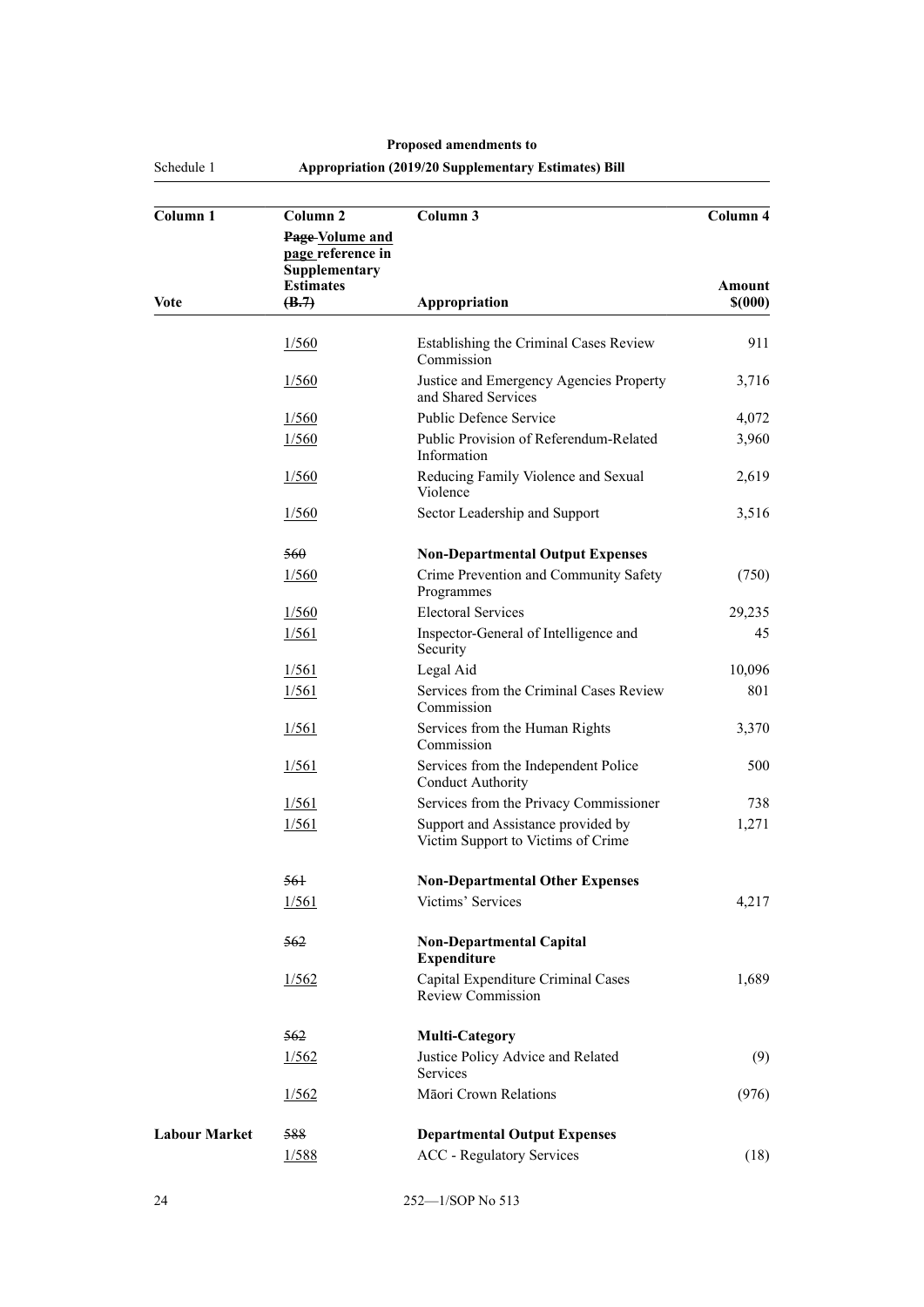| Column 1<br><br>Vote | Column 2<br>~~Page~~ Volume and page reference in Supplementary Estimates ~~(B.7)~~ | Column 3<br><br>Appropriation | Column 4<br>Amount $(000) |
|---|---|---|---|
| | 1/560 | Establishing the Criminal Cases Review Commission | 911 |
| | 1/560 | Justice and Emergency Agencies Property and Shared Services | 3,716 |
| | 1/560 | Public Defence Service | 4,072 |
| | 1/560 | Public Provision of Referendum-Related Information | 3,960 |
| | 1/560 | Reducing Family Violence and Sexual Violence | 2,619 |
| | 1/560 | Sector Leadership and Support | 3,516 |
| | ~~560~~ | **Non-Departmental Output Expenses** | |
| | 1/560 | Crime Prevention and Community Safety Programmes | (750) |
| | 1/560 | Electoral Services | 29,235 |
| | 1/561 | Inspector-General of Intelligence and Security | 45 |
| | 1/561 | Legal Aid | 10,096 |
| | 1/561 | Services from the Criminal Cases Review Commission | 801 |
| | 1/561 | Services from the Human Rights Commission | 3,370 |
| | 1/561 | Services from the Independent Police Conduct Authority | 500 |
| | 1/561 | Services from the Privacy Commissioner | 738 |
| | 1/561 | Support and Assistance provided by Victim Support to Victims of Crime | 1,271 |
| | ~~561~~ | **Non-Departmental Other Expenses** | |
| | 1/561 | Victims' Services | 4,217 |
| | ~~562~~ | **Non-Departmental Capital Expenditure** | |
| | 1/562 | Capital Expenditure Criminal Cases Review Commission | 1,689 |
| | ~~562~~ | **Multi-Category** | |
| | 1/562 | Justice Policy Advice and Related Services | (9) |
| | 1/562 | Māori Crown Relations | (976) |
| **Labour Market** | ~~588~~ | **Departmental Output Expenses** | |
| | 1/588 | ACC - Regulatory Services | (18) |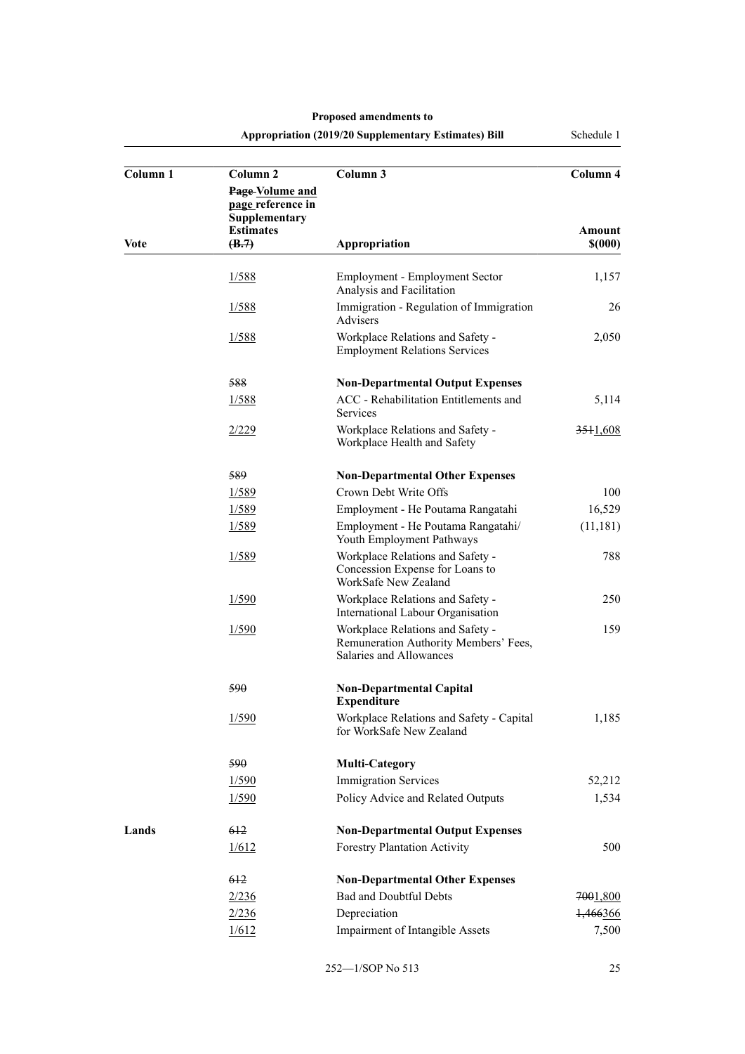| Column 1 | Column 2 | Column 3 | Column 4 |
|---|---|---|---|
| Vote | ~~Page~~ Volume and page reference in Supplementary Estimates ~~(B.7)~~ | Appropriation | Amount $(000) |
| | 1/588 | Employment - Employment Sector Analysis and Facilitation | 1,157 |
| | 1/588 | Immigration - Regulation of Immigration Advisers | 26 |
| | 1/588 | Workplace Relations and Safety - Employment Relations Services | 2,050 |
| | ~~588~~ | **Non-Departmental Output Expenses** | |
| | 1/588 | ACC - Rehabilitation Entitlements and Services | 5,114 |
| | 2/229 | Workplace Relations and Safety - Workplace Health and Safety | ~~351~~1,608 |
| | ~~589~~ | **Non-Departmental Other Expenses** | |
| | 1/589 | Crown Debt Write Offs | 100 |
| | 1/589 | Employment - He Poutama Rangatahi | 16,529 |
| | 1/589 | Employment - He Poutama Rangatahi/ Youth Employment Pathways | (11,181) |
| | 1/589 | Workplace Relations and Safety - Concession Expense for Loans to WorkSafe New Zealand | 788 |
| | 1/590 | Workplace Relations and Safety - International Labour Organisation | 250 |
| | 1/590 | Workplace Relations and Safety - Remuneration Authority Members' Fees, Salaries and Allowances | 159 |
| | ~~590~~ | **Non-Departmental Capital Expenditure** | |
| | 1/590 | Workplace Relations and Safety - Capital for WorkSafe New Zealand | 1,185 |
| | ~~590~~ | **Multi-Category** | |
| | 1/590 | Immigration Services | 52,212 |
| | 1/590 | Policy Advice and Related Outputs | 1,534 |
| **Lands** | ~~612~~ | **Non-Departmental Output Expenses** | |
| | 1/612 | Forestry Plantation Activity | 500 |
| | ~~612~~ | **Non-Departmental Other Expenses** | |
| | 2/236 | Bad and Doubtful Debts | ~~700~~1,800 |
| | 2/236 | Depreciation | ~~1,466~~366 |
| | 1/612 | Impairment of Intangible Assets | 7,500 |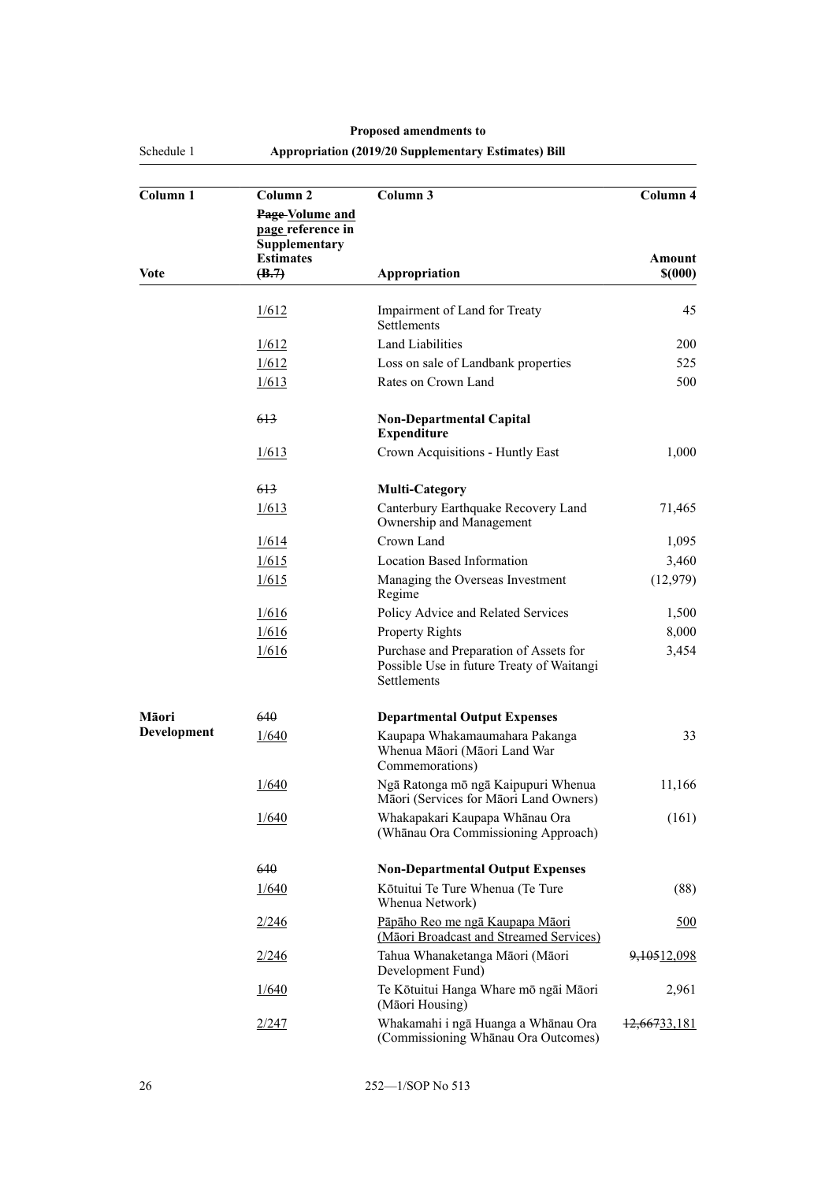| Column 1 | Column 2 | Column 3 | Column 4 |
|---|---|---|---|
| Vote | ~~Page~~ <u>Volume and page</u> reference in Supplementary Estimates ~~(B.7)~~ | Appropriation | Amount $(000) |
| | <u>1/</u>612 | Impairment of Land for Treaty Settlements | 45 |
| | <u>1/</u>612 | Land Liabilities | 200 |
| | <u>1/</u>612 | Loss on sale of Landbank properties | 525 |
| | <u>1/</u>613 | Rates on Crown Land | 500 |
| | ~~613~~ | **Non-Departmental Capital Expenditure** | |
| | <u>1/</u>613 | Crown Acquisitions - Huntly East | 1,000 |
| | ~~613~~ | **Multi-Category** | |
| | <u>1/</u>613 | Canterbury Earthquake Recovery Land Ownership and Management | 71,465 |
| | <u>1/</u>614 | Crown Land | 1,095 |
| | <u>1/</u>615 | Location Based Information | 3,460 |
| | <u>1/</u>615 | Managing the Overseas Investment Regime | (12,979) |
| | <u>1/</u>616 | Policy Advice and Related Services | 1,500 |
| | <u>1/</u>616 | Property Rights | 8,000 |
| | <u>1/</u>616 | Purchase and Preparation of Assets for Possible Use in future Treaty of Waitangi Settlements | 3,454 |
| **Māori Development** | ~~640~~ | **Departmental Output Expenses** | |
| | <u>1/</u>640 | Kaupapa Whakamaumahara Pakanga Whenua Māori (Māori Land War Commemorations) | 33 |
| | <u>1/</u>640 | Ngā Ratonga mō ngā Kaipupuri Whenua Māori (Services for Māori Land Owners) | 11,166 |
| | <u>1/</u>640 | Whakapakari Kaupapa Whānau Ora (Whānau Ora Commissioning Approach) | (161) |
| | ~~640~~ | **Non-Departmental Output Expenses** | |
| | <u>1/</u>640 | Kōtuitui Te Ture Whenua (Te Ture Whenua Network) | (88) |
| | <u>2/246</u> | <u>Pāpāho Reo me ngā Kaupapa Māori (Māori Broadcast and Streamed Services)</u> | <u>500</u> |
| | <u>2/246</u> | Tahua Whanaketanga Māori (Māori Development Fund) | ~~9,105~~<u>12,098</u> |
| | <u>1/</u>640 | Te Kōtuitui Hanga Whare mō ngāi Māori (Māori Housing) | 2,961 |
| | <u>2/247</u> | Whakamahi i ngā Huanga a Whānau Ora (Commissioning Whānau Ora Outcomes) | ~~12,667~~<u>33,181</u> |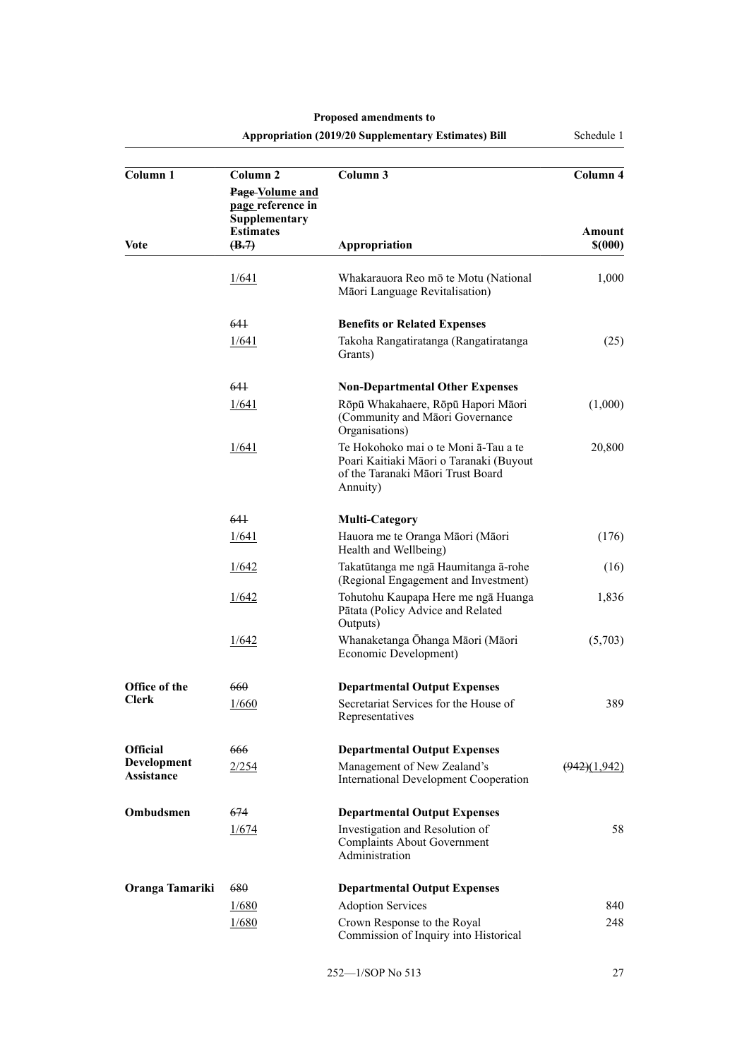| Column 1 | Column 2 | Column 3 | Column 4 |
|---|---|---|---|
| Vote | ~~Page~~ Volume and page reference in Supplementary Estimates ~~(B.7)~~ | Appropriation | Amount $(000) |
| | 1/641 | Whakarauora Reo mō te Motu (National Māori Language Revitalisation) | 1,000 |
| | ~~641~~ | **Benefits or Related Expenses** | |
| | 1/641 | Takoha Rangatiratanga (Rangatiratanga Grants) | (25) |
| | ~~641~~ | **Non-Departmental Other Expenses** | |
| | 1/641 | Rōpū Whakahaere, Rōpū Hapori Māori (Community and Māori Governance Organisations) | (1,000) |
| | 1/641 | Te Hokohoko mai o te Moni ā-Tau a te Poari Kaitiaki Māori o Taranaki (Buyout of the Taranaki Māori Trust Board Annuity) | 20,800 |
| | ~~641~~ | **Multi-Category** | |
| | 1/641 | Hauora me te Oranga Māori (Māori Health and Wellbeing) | (176) |
| | 1/642 | Takatūtanga me ngā Haumitanga ā-rohe (Regional Engagement and Investment) | (16) |
| | 1/642 | Tohutohu Kaupapa Here me ngā Huanga Pātata (Policy Advice and Related Outputs) | 1,836 |
| | 1/642 | Whanaketanga Ōhanga Māori (Māori Economic Development) | (5,703) |
| **Office of the Clerk** | ~~660~~ | **Departmental Output Expenses** | |
| | 1/660 | Secretariat Services for the House of Representatives | 389 |
| **Official Development Assistance** | ~~666~~ | **Departmental Output Expenses** | |
| | 2/254 | Management of New Zealand's International Development Cooperation | ~~(942)~~(1,942) |
| **Ombudsmen** | ~~674~~ | **Departmental Output Expenses** | |
| | 1/674 | Investigation and Resolution of Complaints About Government Administration | 58 |
| **Oranga Tamariki** | ~~680~~ | **Departmental Output Expenses** | |
| | 1/680 | Adoption Services | 840 |
| | 1/680 | Crown Response to the Royal Commission of Inquiry into Historical | 248 |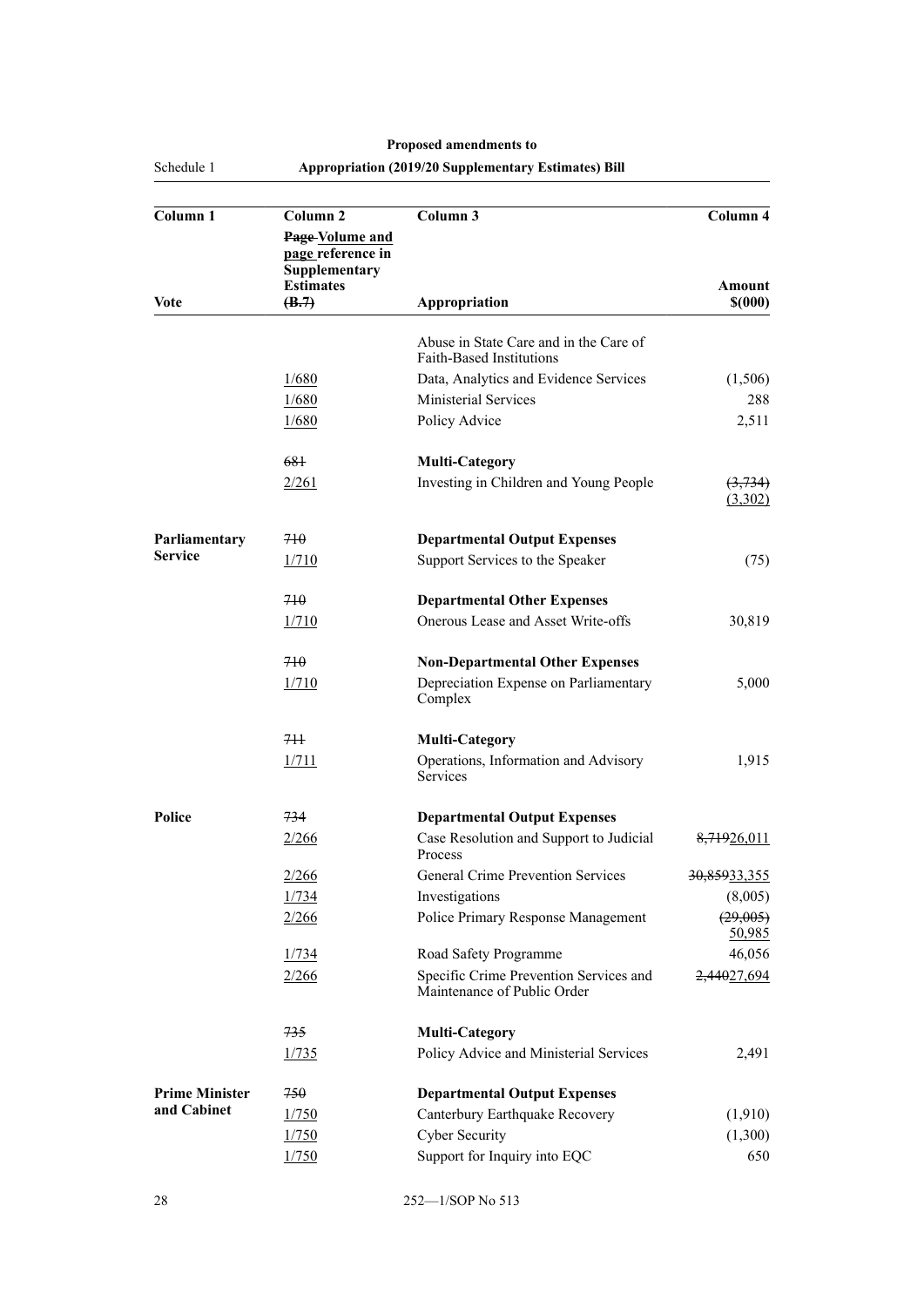| Column 1 | Column 2 | Column 3 | Column 4 |
|---|---|---|---|
| Vote | ~~Page~~ Volume and page reference in Supplementary Estimates ~~(B.7)~~ | Appropriation | Amount $(000) |
| | | Abuse in State Care and in the Care of Faith-Based Institutions | |
| | 1/680 | Data, Analytics and Evidence Services | (1,506) |
| | 1/680 | Ministerial Services | 288 |
| | 1/680 | Policy Advice | 2,511 |
| | ~~681~~ | **Multi-Category** | |
| | 2/261 | Investing in Children and Young People | ~~(3,734)~~ (3,302) |
| **Parliamentary Service** | ~~710~~ | **Departmental Output Expenses** | |
| | 1/710 | Support Services to the Speaker | (75) |
| | ~~710~~ | **Departmental Other Expenses** | |
| | 1/710 | Onerous Lease and Asset Write-offs | 30,819 |
| | ~~710~~ | **Non-Departmental Other Expenses** | |
| | 1/710 | Depreciation Expense on Parliamentary Complex | 5,000 |
| | ~~711~~ | **Multi-Category** | |
| | 1/711 | Operations, Information and Advisory Services | 1,915 |
| **Police** | ~~734~~ | **Departmental Output Expenses** | |
| | 2/266 | Case Resolution and Support to Judicial Process | ~~8,719~~26,011 |
| | 2/266 | General Crime Prevention Services | ~~30,859~~33,355 |
| | 1/734 | Investigations | (8,005) |
| | 2/266 | Police Primary Response Management | ~~(29,005)~~ 50,985 |
| | 1/734 | Road Safety Programme | 46,056 |
| | 2/266 | Specific Crime Prevention Services and Maintenance of Public Order | ~~2,440~~27,694 |
| | ~~735~~ | **Multi-Category** | |
| | 1/735 | Policy Advice and Ministerial Services | 2,491 |
| **Prime Minister and Cabinet** | ~~750~~ | **Departmental Output Expenses** | |
| | 1/750 | Canterbury Earthquake Recovery | (1,910) |
| | 1/750 | Cyber Security | (1,300) |
| | 1/750 | Support for Inquiry into EQC | 650 |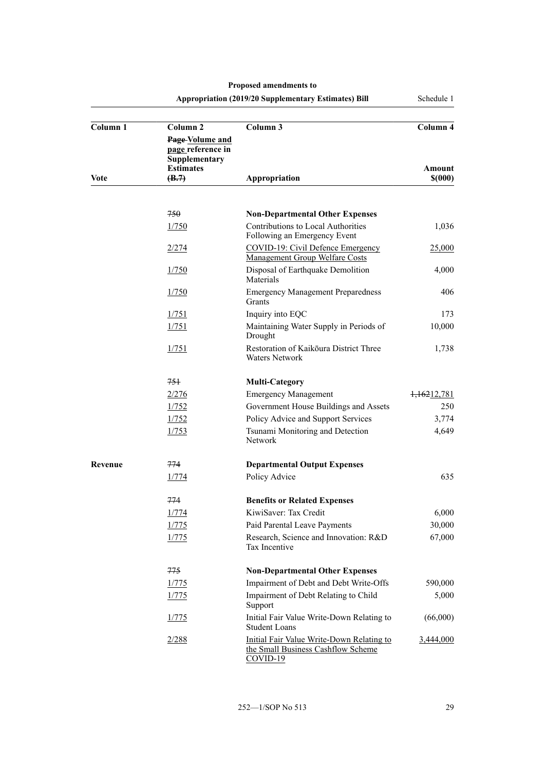| Column 1 | Column 2 | Column 3 | Column 4 |
|---|---|---|---|
| Vote | ~~Page~~ Volume and page reference in Supplementary Estimates ~~(B.7)~~ | Appropriation | Amount $(000) |
| | ~~750~~ | **Non-Departmental Other Expenses** | |
| | 1/750 | Contributions to Local Authorities Following an Emergency Event | 1,036 |
| | 2/274 | COVID-19: Civil Defence Emergency Management Group Welfare Costs | 25,000 |
| | 1/750 | Disposal of Earthquake Demolition Materials | 4,000 |
| | 1/750 | Emergency Management Preparedness Grants | 406 |
| | 1/751 | Inquiry into EQC | 173 |
| | 1/751 | Maintaining Water Supply in Periods of Drought | 10,000 |
| | 1/751 | Restoration of Kaikōura District Three Waters Network | 1,738 |
| | ~~751~~ | **Multi-Category** | |
| | 2/276 | Emergency Management | ~~1,162~~12,781 |
| | 1/752 | Government House Buildings and Assets | 250 |
| | 1/752 | Policy Advice and Support Services | 3,774 |
| | 1/753 | Tsunami Monitoring and Detection Network | 4,649 |
| **Revenue** | ~~774~~ | **Departmental Output Expenses** | |
| | 1/774 | Policy Advice | 635 |
| | ~~774~~ | **Benefits or Related Expenses** | |
| | 1/774 | KiwiSaver: Tax Credit | 6,000 |
| | 1/775 | Paid Parental Leave Payments | 30,000 |
| | 1/775 | Research, Science and Innovation: R&D Tax Incentive | 67,000 |
| | ~~775~~ | **Non-Departmental Other Expenses** | |
| | 1/775 | Impairment of Debt and Debt Write-Offs | 590,000 |
| | 1/775 | Impairment of Debt Relating to Child Support | 5,000 |
| | 1/775 | Initial Fair Value Write-Down Relating to Student Loans | (66,000) |
| | 2/288 | Initial Fair Value Write-Down Relating to the Small Business Cashflow Scheme COVID-19 | 3,444,000 |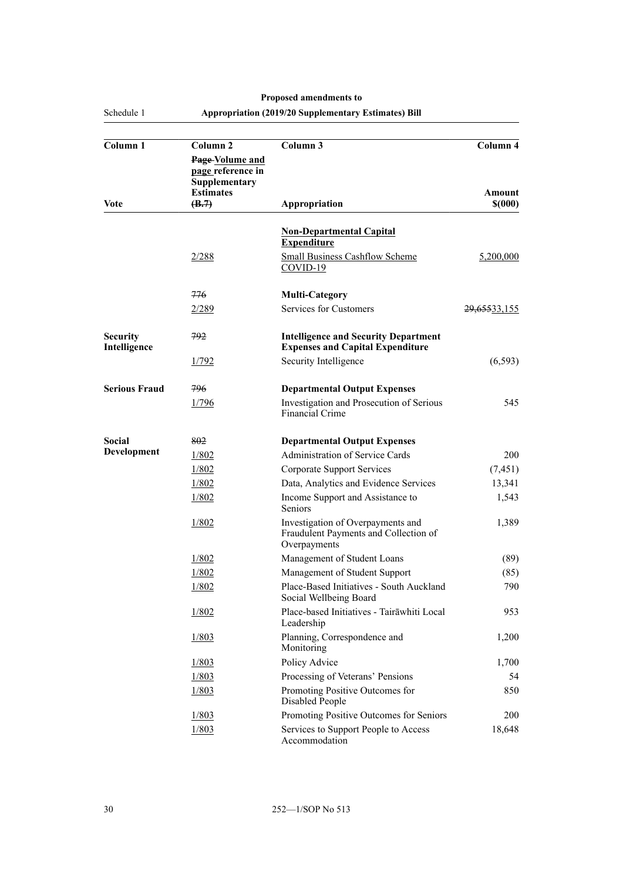| Column 1<br><br>Vote | Column 2<br>~~Page~~ Volume and page reference in Supplementary Estimates ~~(B.7)~~ | Column 3<br><br>Appropriation | Column 4<br>Amount $(000) |
|---|---|---|---|
| | | **Non-Departmental Capital Expenditure** | |
| | 2/288 | Small Business Cashflow Scheme COVID-19 | 5,200,000 |
| | ~~776~~ | **Multi-Category** | |
| | 2/289 | Services for Customers | ~~29,655~~33,155 |
| **Security Intelligence** | ~~792~~ | **Intelligence and Security Department Expenses and Capital Expenditure** | |
| | 1/792 | Security Intelligence | (6,593) |
| **Serious Fraud** | ~~796~~ | **Departmental Output Expenses** | |
| | 1/796 | Investigation and Prosecution of Serious Financial Crime | 545 |
| **Social Development** | ~~802~~ | **Departmental Output Expenses** | |
| | 1/802 | Administration of Service Cards | 200 |
| | 1/802 | Corporate Support Services | (7,451) |
| | 1/802 | Data, Analytics and Evidence Services | 13,341 |
| | 1/802 | Income Support and Assistance to Seniors | 1,543 |
| | 1/802 | Investigation of Overpayments and Fraudulent Payments and Collection of Overpayments | 1,389 |
| | 1/802 | Management of Student Loans | (89) |
| | 1/802 | Management of Student Support | (85) |
| | 1/802 | Place-Based Initiatives - South Auckland Social Wellbeing Board | 790 |
| | 1/802 | Place-based Initiatives - Tairāwhiti Local Leadership | 953 |
| | 1/803 | Planning, Correspondence and Monitoring | 1,200 |
| | 1/803 | Policy Advice | 1,700 |
| | 1/803 | Processing of Veterans' Pensions | 54 |
| | 1/803 | Promoting Positive Outcomes for Disabled People | 850 |
| | 1/803 | Promoting Positive Outcomes for Seniors | 200 |
| | 1/803 | Services to Support People to Access Accommodation | 18,648 |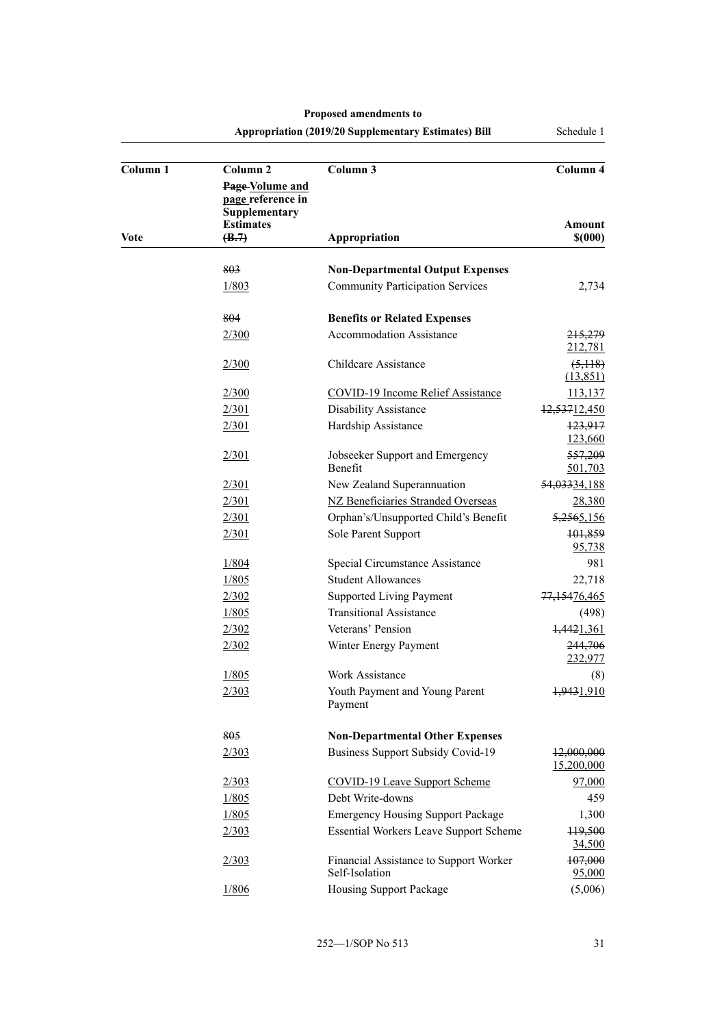| Column 1 | Column 2 | Column 3 | Column 4 |
|---|---|---|---|
| Vote | ~~Page~~ Volume and page reference in Supplementary Estimates ~~(B.7)~~ | Appropriation | Amount $(000) |
| | ~~803~~ | **Non-Departmental Output Expenses** | |
| | 1/803 | Community Participation Services | 2,734 |
| | ~~804~~ | **Benefits or Related Expenses** | |
| | 2/300 | Accommodation Assistance | ~~215,279~~ 212,781 |
| | 2/300 | Childcare Assistance | ~~(5,118)~~ (13,851) |
| | 2/300 | COVID-19 Income Relief Assistance | 113,137 |
| | 2/301 | Disability Assistance | ~~12,537~~12,450 |
| | 2/301 | Hardship Assistance | ~~123,917~~ 123,660 |
| | 2/301 | Jobseeker Support and Emergency Benefit | ~~557,209~~ 501,703 |
| | 2/301 | New Zealand Superannuation | ~~54,033~~34,188 |
| | 2/301 | NZ Beneficiaries Stranded Overseas | 28,380 |
| | 2/301 | Orphan's/Unsupported Child's Benefit | ~~5,256~~5,156 |
| | 2/301 | Sole Parent Support | ~~101,859~~ 95,738 |
| | 1/804 | Special Circumstance Assistance | 981 |
| | 1/805 | Student Allowances | 22,718 |
| | 2/302 | Supported Living Payment | ~~77,154~~76,465 |
| | 1/805 | Transitional Assistance | (498) |
| | 2/302 | Veterans' Pension | ~~1,442~~1,361 |
| | 2/302 | Winter Energy Payment | ~~244,706~~ 232,977 |
| | 1/805 | Work Assistance | (8) |
| | 2/303 | Youth Payment and Young Parent Payment | ~~1,943~~1,910 |
| | ~~805~~ | **Non-Departmental Other Expenses** | |
| | 2/303 | Business Support Subsidy Covid-19 | ~~12,000,000~~ 15,200,000 |
| | 2/303 | COVID-19 Leave Support Scheme | 97,000 |
| | 1/805 | Debt Write-downs | 459 |
| | 1/805 | Emergency Housing Support Package | 1,300 |
| | 2/303 | Essential Workers Leave Support Scheme | ~~119,500~~ 34,500 |
| | 2/303 | Financial Assistance to Support Worker Self-Isolation | ~~107,000~~ 95,000 |
| | 1/806 | Housing Support Package | (5,006) |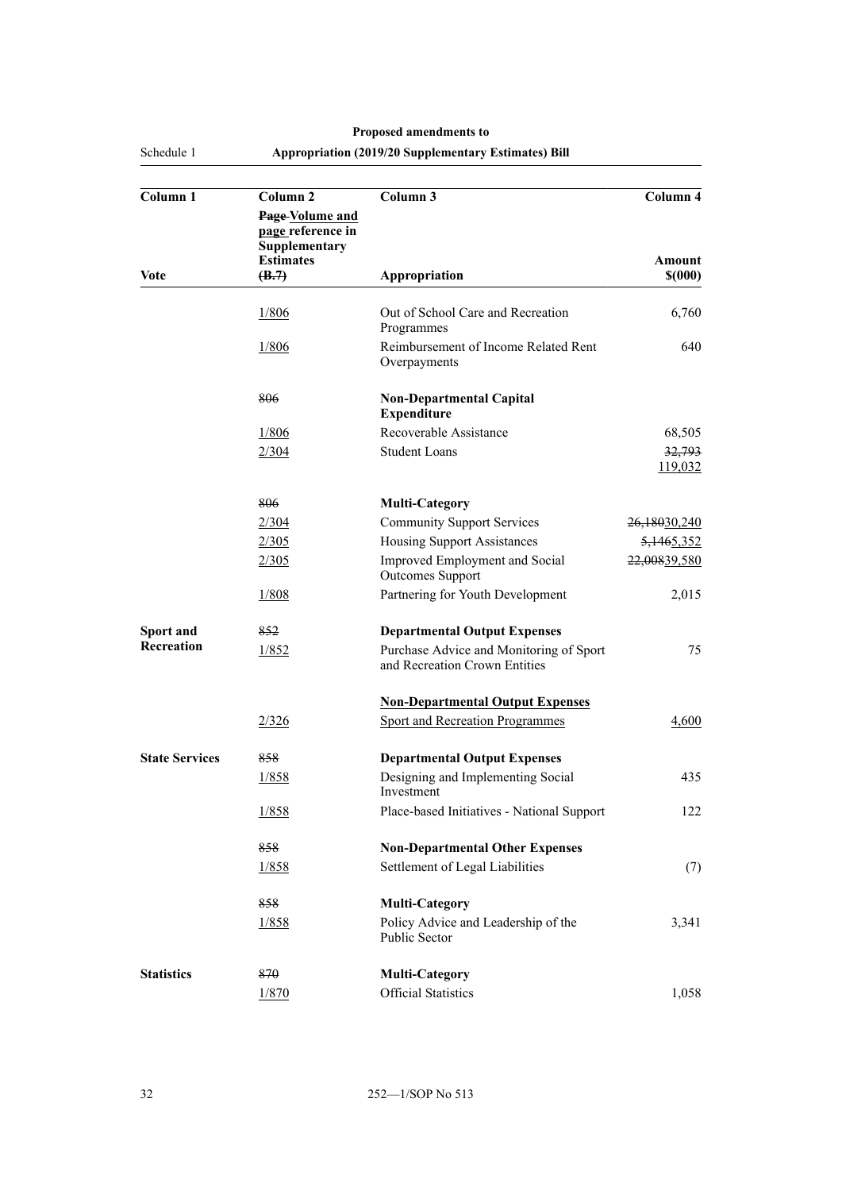| Column 1<br><br>Vote | Column 2<br>~~Page~~ Volume and page reference in Supplementary Estimates ~~(B.7)~~ | Column 3<br><br>Appropriation | Column 4<br>Amount<br>$(000) |
|---|---|---|---|
| | 1/806 | Out of School Care and Recreation Programmes | 6,760 |
| | 1/806 | Reimbursement of Income Related Rent Overpayments | 640 |
| | ~~806~~ | **Non-Departmental Capital Expenditure** | |
| | 1/806 | Recoverable Assistance | 68,505 |
| | 2/304 | Student Loans | ~~32,793~~ 119,032 |
| | ~~806~~ | **Multi-Category** | |
| | 2/304 | Community Support Services | ~~26,180~~30,240 |
| | 2/305 | Housing Support Assistances | ~~5,146~~5,352 |
| | 2/305 | Improved Employment and Social Outcomes Support | ~~22,008~~39,580 |
| | 1/808 | Partnering for Youth Development | 2,015 |
| **Sport and Recreation** | ~~852~~ | **Departmental Output Expenses** | |
| | 1/852 | Purchase Advice and Monitoring of Sport and Recreation Crown Entities | 75 |
| | | **Non-Departmental Output Expenses** | |
| | 2/326 | Sport and Recreation Programmes | 4,600 |
| **State Services** | ~~858~~ | **Departmental Output Expenses** | |
| | 1/858 | Designing and Implementing Social Investment | 435 |
| | 1/858 | Place-based Initiatives - National Support | 122 |
| | ~~858~~ | **Non-Departmental Other Expenses** | |
| | 1/858 | Settlement of Legal Liabilities | (7) |
| | ~~858~~ | **Multi-Category** | |
| | 1/858 | Policy Advice and Leadership of the Public Sector | 3,341 |
| **Statistics** | ~~870~~ | **Multi-Category** | |
| | 1/870 | Official Statistics | 1,058 |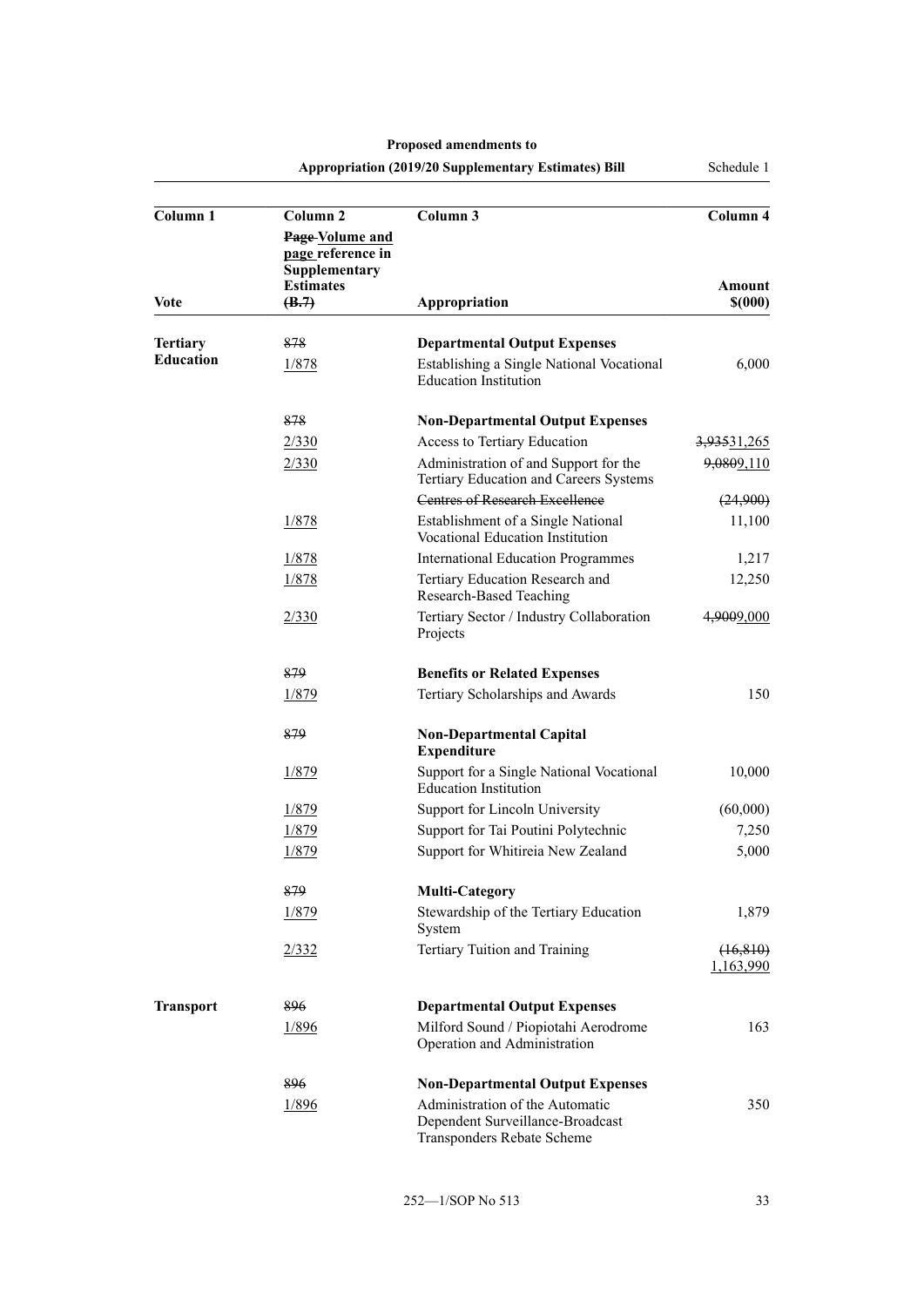| Column 1<br>Vote | Column 2<br>~~Page~~ Volume and page reference in Supplementary Estimates ~~(B.7)~~ | Column 3<br>Appropriation | Column 4<br>Amount $(000) |
|---|---|---|---|
| **Tertiary Education** | ~~878~~ | **Departmental Output Expenses** | |
| | 1/878 | Establishing a Single National Vocational Education Institution | 6,000 |
| | ~~878~~ | **Non-Departmental Output Expenses** | |
| | 2/330 | Access to Tertiary Education | ~~3,935~~31,265 |
| | 2/330 | Administration of and Support for the Tertiary Education and Careers Systems | ~~9,080~~9,110 |
| | | ~~Centres of Research Excellence~~ | ~~(24,900)~~ |
| | 1/878 | Establishment of a Single National Vocational Education Institution | 11,100 |
| | 1/878 | International Education Programmes | 1,217 |
| | 1/878 | Tertiary Education Research and Research-Based Teaching | 12,250 |
| | 2/330 | Tertiary Sector / Industry Collaboration Projects | ~~4,900~~9,000 |
| | ~~879~~ | **Benefits or Related Expenses** | |
| | 1/879 | Tertiary Scholarships and Awards | 150 |
| | ~~879~~ | **Non-Departmental Capital Expenditure** | |
| | 1/879 | Support for a Single National Vocational Education Institution | 10,000 |
| | 1/879 | Support for Lincoln University | (60,000) |
| | 1/879 | Support for Tai Poutini Polytechnic | 7,250 |
| | 1/879 | Support for Whitireia New Zealand | 5,000 |
| | ~~879~~ | **Multi-Category** | |
| | 1/879 | Stewardship of the Tertiary Education System | 1,879 |
| | 2/332 | Tertiary Tuition and Training | ~~(16,810)~~ 1,163,990 |
| **Transport** | ~~896~~ | **Departmental Output Expenses** | |
| | 1/896 | Milford Sound / Piopiotahi Aerodrome Operation and Administration | 163 |
| | ~~896~~ | **Non-Departmental Output Expenses** | |
| | 1/896 | Administration of the Automatic Dependent Surveillance-Broadcast Transponders Rebate Scheme | 350 |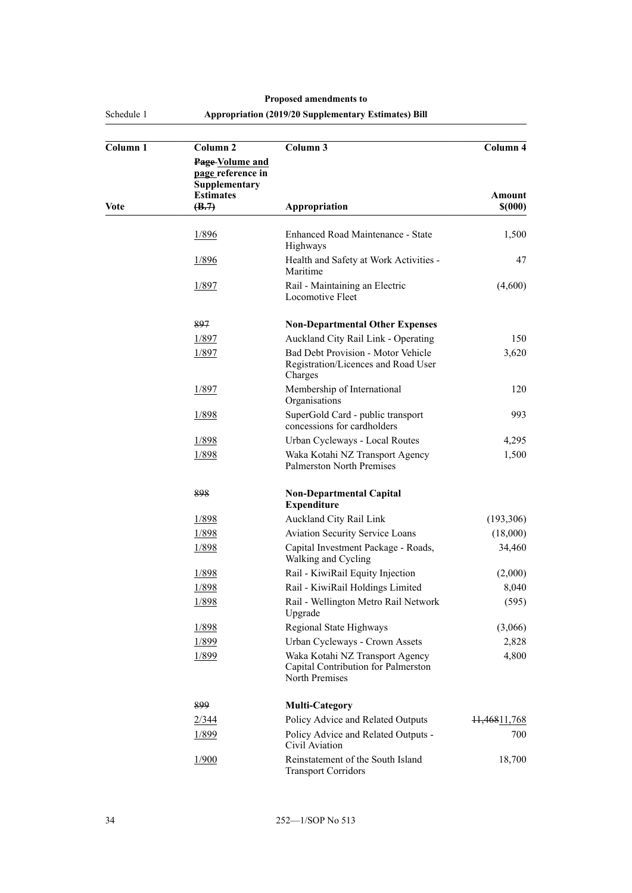| Column 1 | Column 2 | Column 3 | Column 4 |
|---|---|---|---|
| Vote | ~~Page~~ Volume and page reference in Supplementary Estimates ~~(B.7)~~ | Appropriation | Amount $(000) |
| | 1/896 | Enhanced Road Maintenance - State Highways | 1,500 |
| | 1/896 | Health and Safety at Work Activities - Maritime | 47 |
| | 1/897 | Rail - Maintaining an Electric Locomotive Fleet | (4,600) |
| | ~~897~~ | **Non-Departmental Other Expenses** | |
| | 1/897 | Auckland City Rail Link - Operating | 150 |
| | 1/897 | Bad Debt Provision - Motor Vehicle Registration/Licences and Road User Charges | 3,620 |
| | 1/897 | Membership of International Organisations | 120 |
| | 1/898 | SuperGold Card - public transport concessions for cardholders | 993 |
| | 1/898 | Urban Cycleways - Local Routes | 4,295 |
| | 1/898 | Waka Kotahi NZ Transport Agency Palmerston North Premises | 1,500 |
| | ~~898~~ | **Non-Departmental Capital Expenditure** | |
| | 1/898 | Auckland City Rail Link | (193,306) |
| | 1/898 | Aviation Security Service Loans | (18,000) |
| | 1/898 | Capital Investment Package - Roads, Walking and Cycling | 34,460 |
| | 1/898 | Rail - KiwiRail Equity Injection | (2,000) |
| | 1/898 | Rail - KiwiRail Holdings Limited | 8,040 |
| | 1/898 | Rail - Wellington Metro Rail Network Upgrade | (595) |
| | 1/898 | Regional State Highways | (3,066) |
| | 1/899 | Urban Cycleways - Crown Assets | 2,828 |
| | 1/899 | Waka Kotahi NZ Transport Agency Capital Contribution for Palmerston North Premises | 4,800 |
| | ~~899~~ | **Multi-Category** | |
| | 2/344 | Policy Advice and Related Outputs | ~~11,468~~11,768 |
| | 1/899 | Policy Advice and Related Outputs - Civil Aviation | 700 |
| | 1/900 | Reinstatement of the South Island Transport Corridors | 18,700 |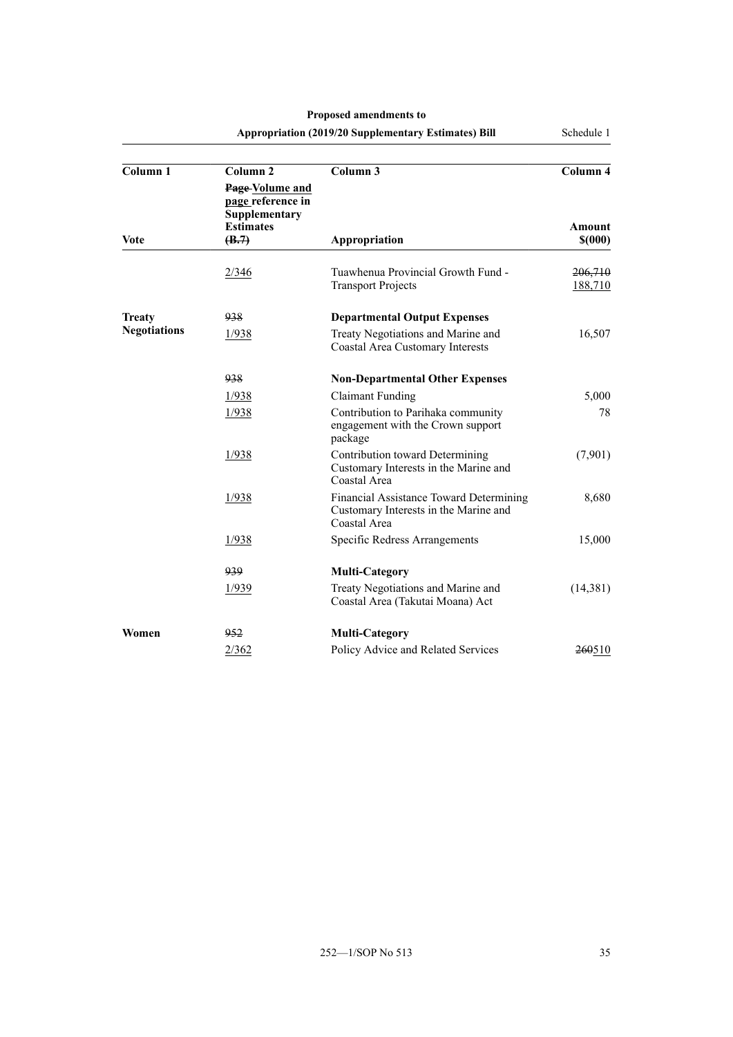| Column 1<br><br>Vote | Column 2<br>~~Page~~ Volume and page reference in Supplementary Estimates ~~(B.7)~~ | Column 3<br><br>Appropriation | Column 4<br>Amount $(000) |
|---|---|---|---|
| | 2/346 | Tuawhenua Provincial Growth Fund - Transport Projects | ~~206,710~~ 188,710 |
| **Treaty Negotiations** | ~~938~~ | **Departmental Output Expenses** | |
| | 1/938 | Treaty Negotiations and Marine and Coastal Area Customary Interests | 16,507 |
| | ~~938~~ | **Non-Departmental Other Expenses** | |
| | 1/938 | Claimant Funding | 5,000 |
| | 1/938 | Contribution to Parihaka community engagement with the Crown support package | 78 |
| | 1/938 | Contribution toward Determining Customary Interests in the Marine and Coastal Area | (7,901) |
| | 1/938 | Financial Assistance Toward Determining Customary Interests in the Marine and Coastal Area | 8,680 |
| | 1/938 | Specific Redress Arrangements | 15,000 |
| | ~~939~~ | **Multi-Category** | |
| | 1/939 | Treaty Negotiations and Marine and Coastal Area (Takutai Moana) Act | (14,381) |
| **Women** | ~~952~~ | **Multi-Category** | |
| | 2/362 | Policy Advice and Related Services | ~~260~~510 |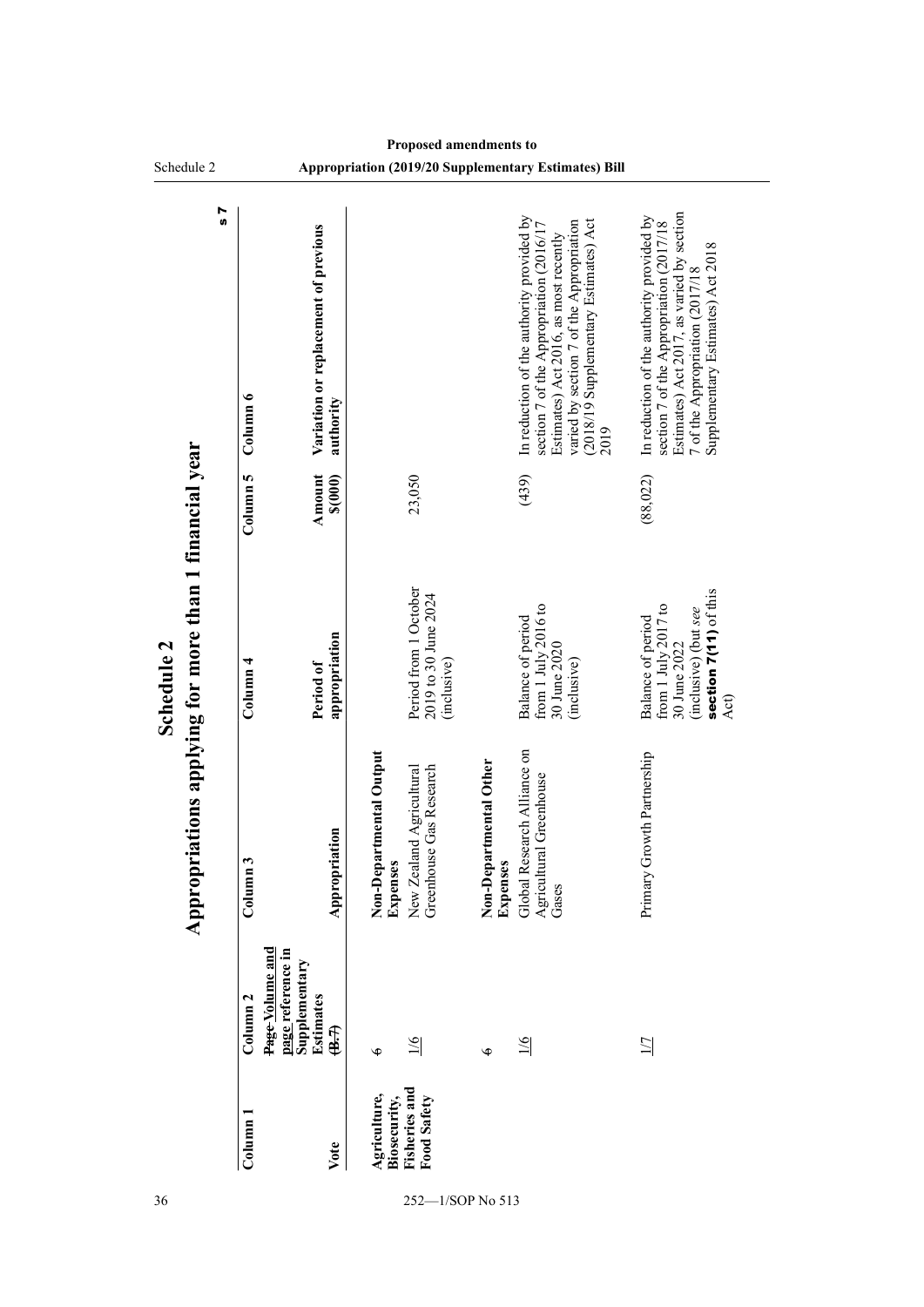# Schedule 2

## Appropriations applying for more than 1 financial year

s 7

| Column 1 | Column 2 | Column 3 | Column 4 | Column 5 | Column 6 |
|---|---|---|---|---|---|
| **Vote** | **~~Page~~ Volume and page reference in Supplementary Estimates ~~(B.7)~~** | **Appropriation** | **Period of appropriation** | **Amount $(000)** | **Variation or replacement of previous authority** |
| **Agriculture, Biosecurity, Fisheries and Food Safety** | ~~6~~ | **Non-Departmental Output Expenses** | | | |
| | 1/6 | New Zealand Agricultural Greenhouse Gas Research | Period from 1 October 2019 to 30 June 2024 (inclusive) | 23,050 | |
| | ~~6~~ | **Non-Departmental Other Expenses** | | | |
| | 1/6 | Global Research Alliance on Agricultural Greenhouse Gases | Balance of period from 1 July 2016 to 30 June 2020 (inclusive) | (439) | In reduction of the authority provided by section 7 of the Appropriation (2016/17 Estimates) Act 2016, as most recently varied by section 7 of the Appropriation (2018/19 Supplementary Estimates) Act 2019 |
| | 1/7 | Primary Growth Partnership | Balance of period from 1 July 2017 to 30 June 2022 (inclusive) (but *see* **section 7(11)** of this Act) | (88,022) | In reduction of the authority provided by section 7 of the Appropriation (2017/18 Estimates) Act 2017, as varied by section 7 of the Appropriation (2017/18 Supplementary Estimates) Act 2018 |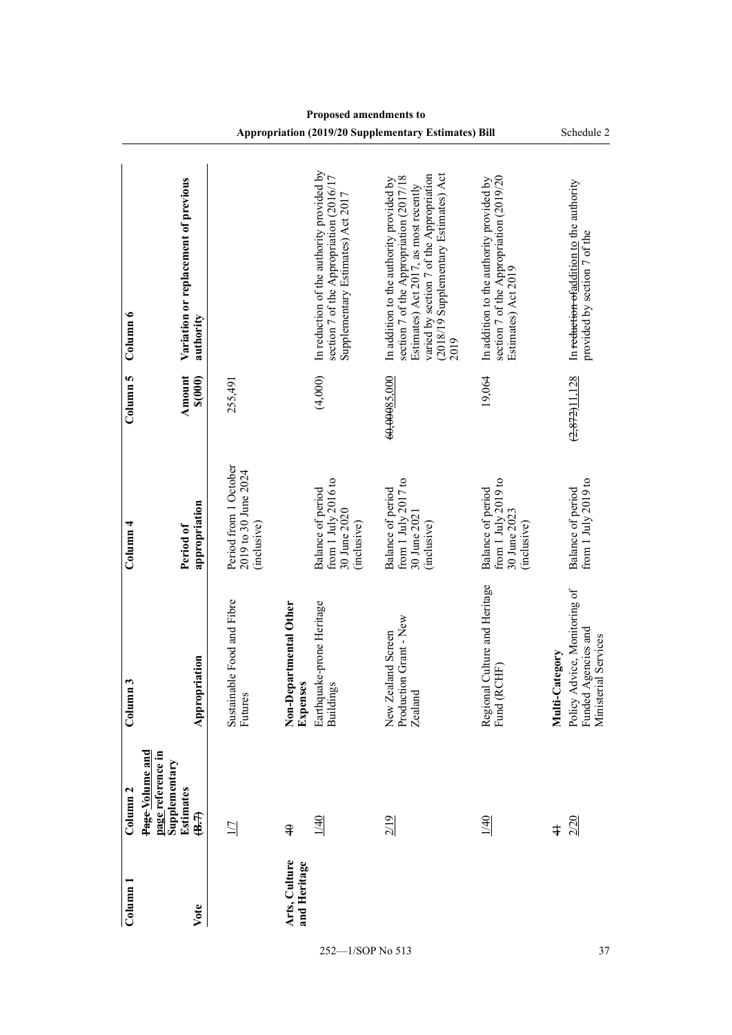**Proposed amendments to**

**Appropriation (2019/20 Supplementary Estimates) Bill** Schedule 2

| Column 1 | Column 2 | Column 3 | Column 4 | Column 5 | Column 6 |
|---|---|---|---|---|---|
| **Vote** | ~~**Page**~~ **Volume and page reference in Supplementary Estimates** ~~**(B.7)**~~ | **Appropriation** | **Period of appropriation** | **Amount $(000)** | **Variation or replacement of previous authority** |
| | 1/7 | Sustainable Food and Fibre Futures | Period from 1 October 2019 to 30 June 2024 (inclusive) | 255,491 | |
| **Arts, Culture and Heritage** | ~~40~~ | **Non-Departmental Other Expenses** | | | |
| | 1/40 | Earthquake-prone Heritage Buildings | Balance of period from 1 July 2016 to 30 June 2020 (inclusive) | (4,000) | In reduction of the authority provided by section 7 of the Appropriation (2016/17 Supplementary Estimates) Act 2017 |
| | 2/19 | New Zealand Screen Production Grant - New Zealand | Balance of period from 1 July 2017 to 30 June 2021 (inclusive) | ~~60,000~~85,000 | In addition to the authority provided by section 7 of the Appropriation (2017/18 Supplementary Estimates) Act 2017, as most recently varied by section 7 of the Appropriation (2018/19 Supplementary Estimates) Act 2019 |
| | 1/40 | Regional Culture and Heritage Fund (RCHF) | Balance of period from 1 July 2019 to 30 June 2023 (inclusive) | 19,064 | In addition to the authority provided by section 7 of the Appropriation (2019/20 Estimates) Act 2019 |
| | ~~41~~ | **Multi-Category** | | | |
| | 2/20 | Policy Advice, Monitoring of Funded Agencies and Ministerial Services | Balance of period from 1 July 2019 to | ~~(2,872)~~11,128 | In ~~reduction of~~addition to the authority provided by section 7 of the |

252—1/SOP No 513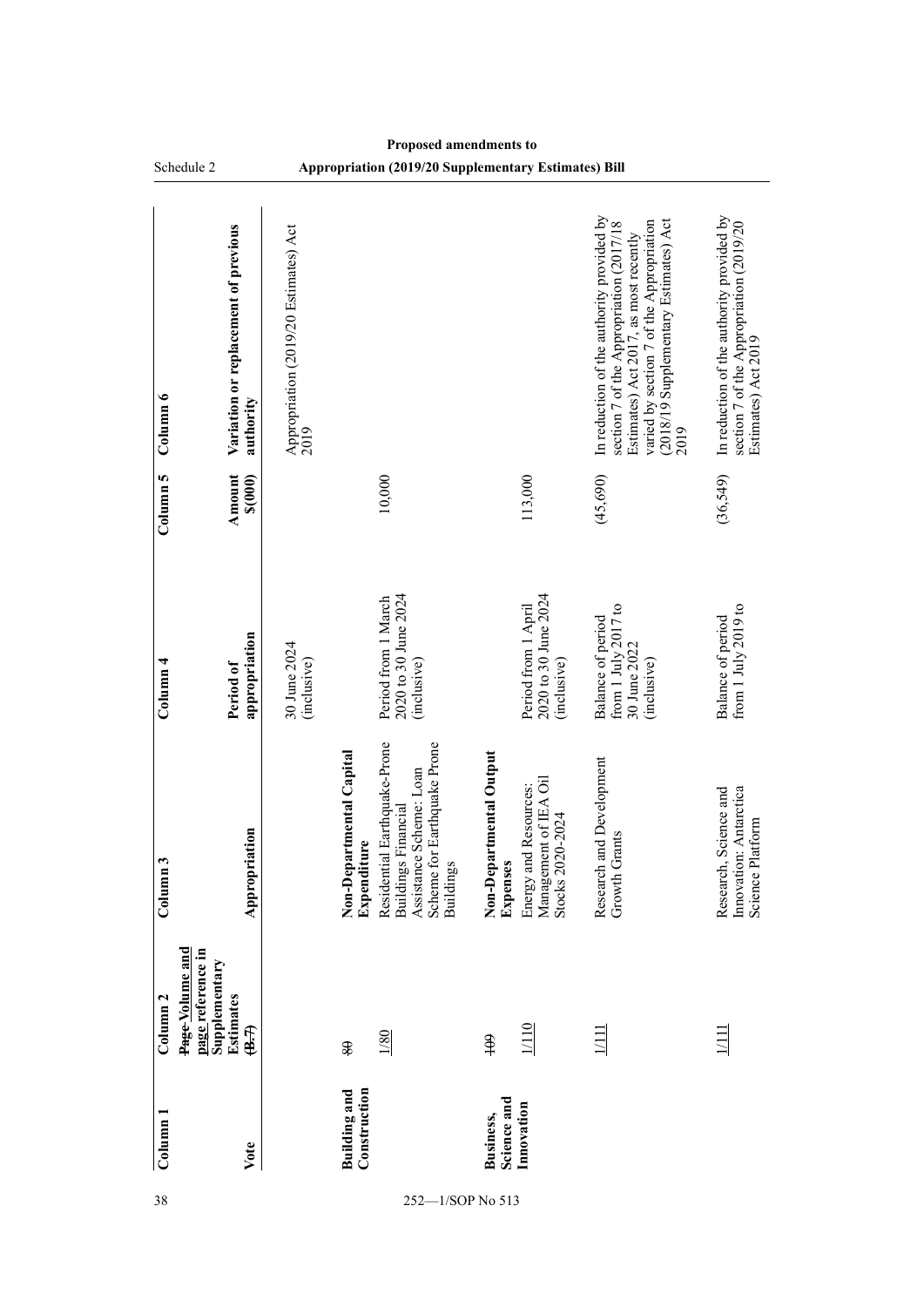Schedule 2

**Proposed amendments to Appropriation (2019/20 Supplementary Estimates) Bill**

| Column 1 Vote | Column 2 ~~Page~~ Volume and page reference in Supplementary Estimates ~~(B.7)~~ | Column 3 Appropriation | Column 4 Period of appropriation | Column 5 Amount $(000) | Column 6 Variation or replacement of previous authority |
|---|---|---|---|---|---|
| | | | 30 June 2024 (inclusive) | | Appropriation (2019/20 Estimates) Act 2019 |
| **Building and Construction** | ~~80~~ 1/80 | **Non-Departmental Capital Expenditure** Residential Earthquake-Prone Buildings Financial Assistance Scheme: Loan Scheme for Earthquake Prone Buildings | Period from 1 March 2020 to 30 June 2024 (inclusive) | 10,000 | |
| **Business, Science and Innovation** | ~~109~~ 1/110 | **Non-Departmental Output Expenses** Energy and Resources: Management of IEA Oil Stocks 2020-2024 | Period from 1 April 2020 to 30 June 2024 (inclusive) | 113,000 | |
| | 1/111 | Research and Development Growth Grants | Balance of period from 1 July 2017 to 30 June 2022 (inclusive) | (45,690) | In reduction of the authority provided by section 7 of the Appropriation (2017/18 Estimates) Act 2017, as most recently varied by section 7 of the Appropriation (2018/19 Supplementary Estimates) Act 2019 |
| | 1/111 | Research, Science and Innovation: Antarctica Science Platform | Balance of period from 1 July 2019 to | (36,549) | In reduction of the authority provided by section 7 of the Appropriation (2019/20 Estimates) Act 2019 |

252—1/SOP No 513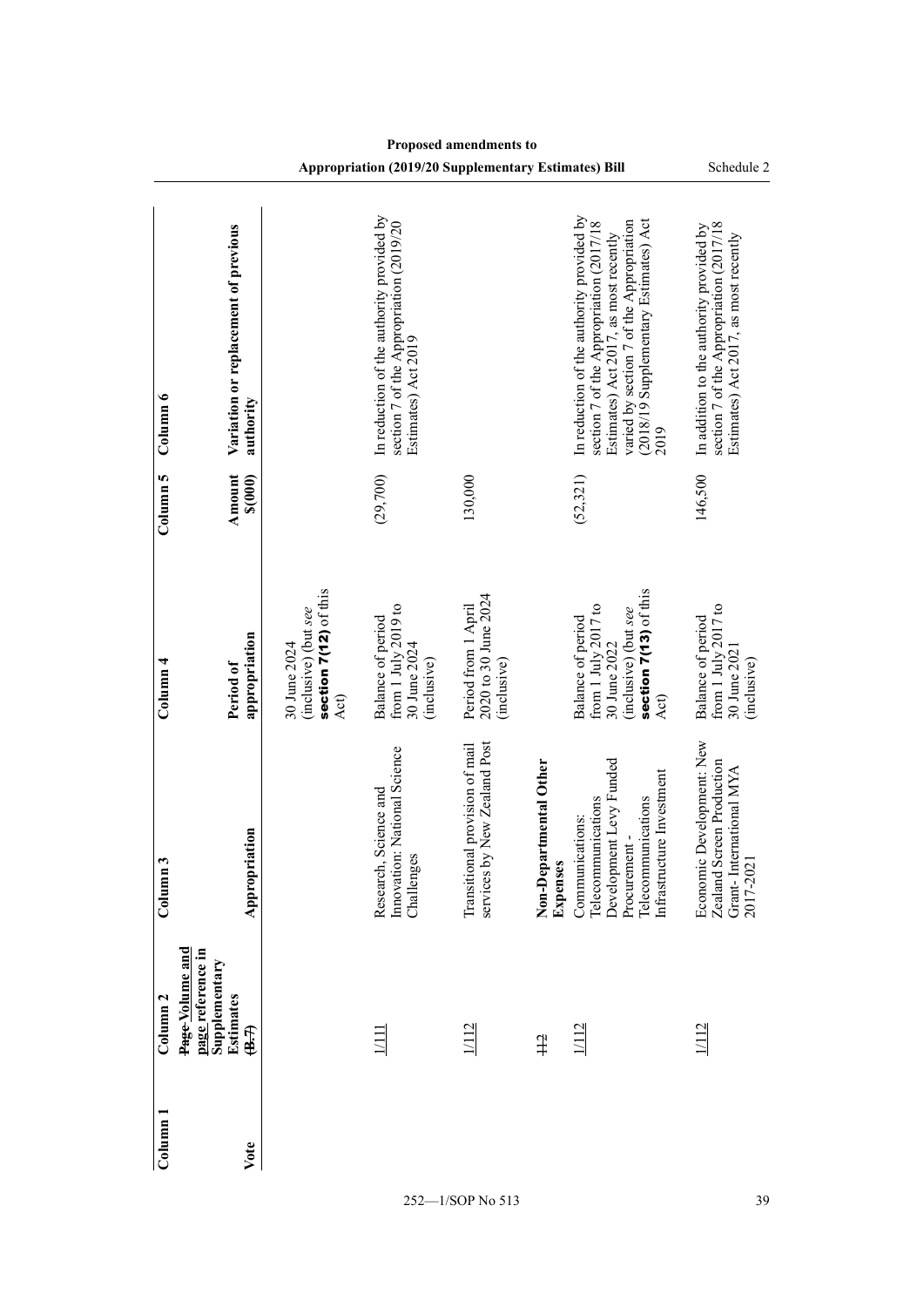| Column 1 | Column 2 | Column 3 | Column 4 | Column 5 | Column 6 |
|---|---|---|---|---|---|
| Vote | ~~Page~~ Volume and page reference in Supplementary Estimates ~~(B.7)~~ | Appropriation | Period of appropriation | Amount $(000) | Variation or replacement of previous authority |
| | | | 30 June 2024 (inclusive) (but *see* **section 7(12)** of this Act) | | |
| | 1/111 | Research, Science and Innovation: National Science Challenges | Balance of period from 1 July 2019 to 30 June 2024 (inclusive) | (29,700) | In reduction of the authority provided by section 7 of the Appropriation (2019/20 Estimates) Act 2019 |
| | 1/112 | Transitional provision of mail services by New Zealand Post | Period from 1 April 2020 to 30 June 2024 (inclusive) | 130,000 | |
| | ~~112~~ | **Non-Departmental Other Expenses** | | | |
| | 1/112 | Communications: Telecommunications Development Levy Funded Procurement - Telecommunications Infrastructure Investment | Balance of period from 1 July 2017 to 30 June 2022 (inclusive) (but *see* **section 7(13)** of this Act) | (52,321) | In reduction of the authority provided by section 7 of the Appropriation (2017/18 Estimates) Act 2017, as most recently varied by section 7 of the Appropriation (2018/19 Supplementary Estimates) Act 2019 |
| | 1/112 | Economic Development: New Zealand Screen Production Grant- International MYA 2017-2021 | Balance of period from 1 July 2017 to 30 June 2021 (inclusive) | 146,500 | In addition to the authority provided by section 7 of the Appropriation (2017/18 Estimates) Act 2017, as most recently |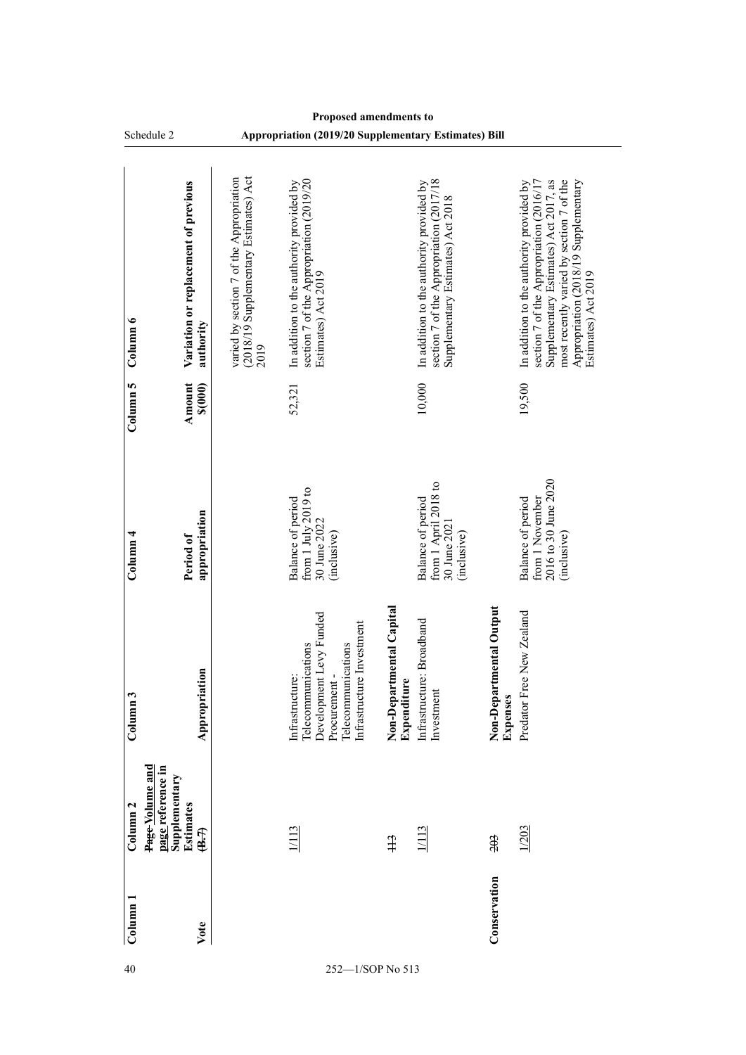| Column 1 | Column 2 | Column 3 | Column 4 | Column 5 | Column 6 |
|---|---|---|---|---|---|
| Vote | ~~Page~~ Volume and page reference in Supplementary Estimates ~~(B.7)~~ | Appropriation | Period of appropriation | Amount $(000) | Variation or replacement of previous authority |
| | | | | | varied by section 7 of the Appropriation (2018/19 Supplementary Estimates) Act 2019 |
| | 1/113 | Infrastructure: Telecommunications Development Levy Funded Procurement - Telecommunications Infrastructure Investment | Balance of period from 1 July 2019 to 30 June 2022 (inclusive) | 52,321 | In addition to the authority provided by section 7 of the Appropriation (2019/20 Estimates) Act 2019 |
| | ~~113~~ | **Non-Departmental Capital Expenditure** | | | |
| | 1/113 | Infrastructure: Broadband Investment | Balance of period from 1 April 2018 to 30 June 2021 (inclusive) | 10,000 | In addition to the authority provided by section 7 of the Appropriation (2017/18 Supplementary Estimates) Act 2018 |
| **Conservation** | ~~203~~ | **Non-Departmental Output Expenses** | | | |
| | 1/203 | Predator Free New Zealand | Balance of period from 1 November 2016 to 30 June 2020 (inclusive) | 19,500 | In addition to the authority provided by section 7 of the Appropriation (2016/17 Supplementary Estimates) Act 2017, as most recently varied by section 7 of the Appropriation (2018/19 Supplementary Estimates) Act 2019 |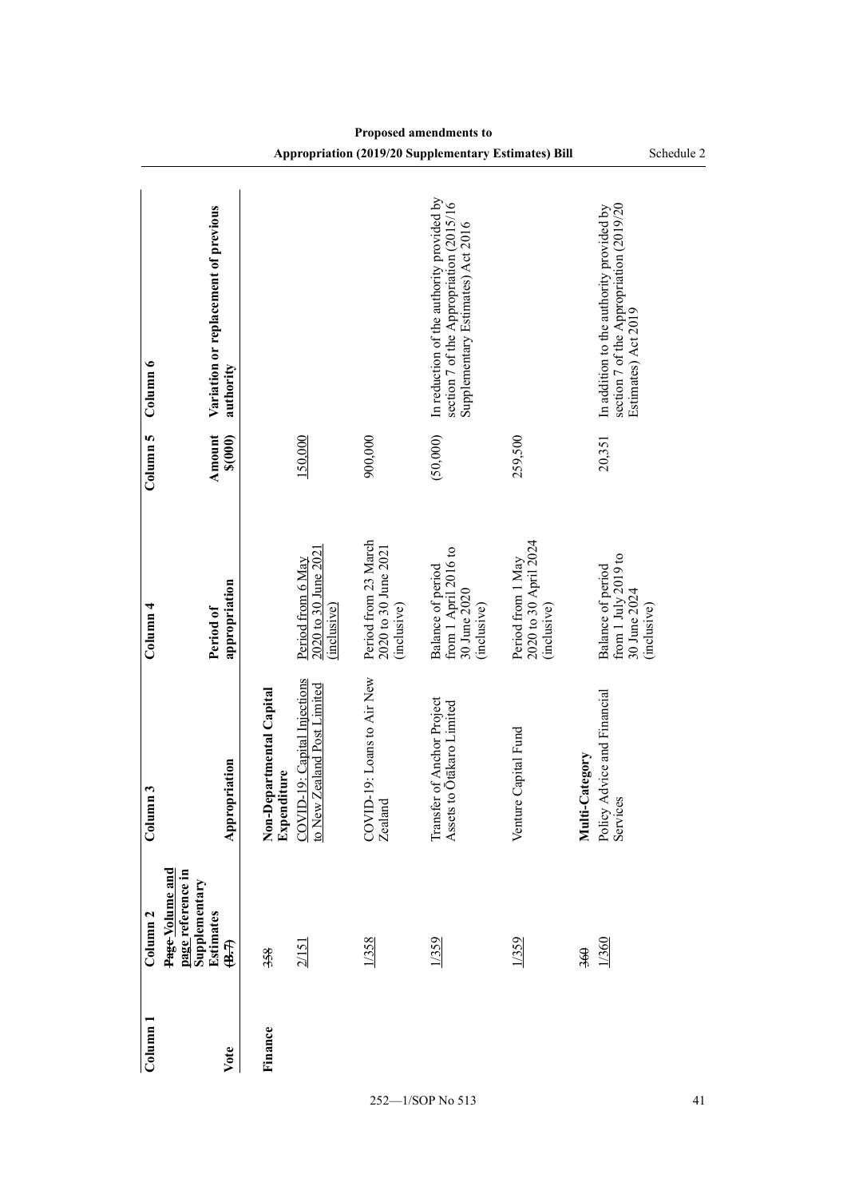| Column 1 | Column 2 | Column 3 | Column 4 | Column 5 | Column 6 |
|---|---|---|---|---|---|
| Vote | ~~Page~~ Volume and page reference in Supplementary Estimates ~~(B.7)~~ | Appropriation | Period of appropriation | Amount $(000) | Variation or replacement of previous authority |
| **Finance** | ~~358~~ | **Non-Departmental Capital Expenditure** | | | |
| | 2/151 | COVID-19: Capital Injections to New Zealand Post Limited | Period from 6 May 2020 to 30 June 2021 (inclusive) | 150,000 | |
| | 1/358 | COVID-19: Loans to Air New Zealand | Period from 23 March 2020 to 30 June 2021 (inclusive) | 900,000 | |
| | 1/359 | Transfer of Anchor Project Assets to Ōtākaro Limited | Balance of period from 1 April 2016 to 30 June 2020 (inclusive) | (50,000) | In reduction of the authority provided by section 7 of the Appropriation (2015/16 Supplementary Estimates) Act 2016 |
| | 1/359 | Venture Capital Fund | Period from 1 May 2020 to 30 April 2024 (inclusive) | 259,500 | |
| | ~~360~~ | **Multi-Category** | | | |
| | 1/360 | Policy Advice and Financial Services | Balance of period from 1 July 2019 to 30 June 2024 (inclusive) | 20,351 | In addition to the authority provided by section 7 of the Appropriation (2019/20 Estimates) Act 2019 |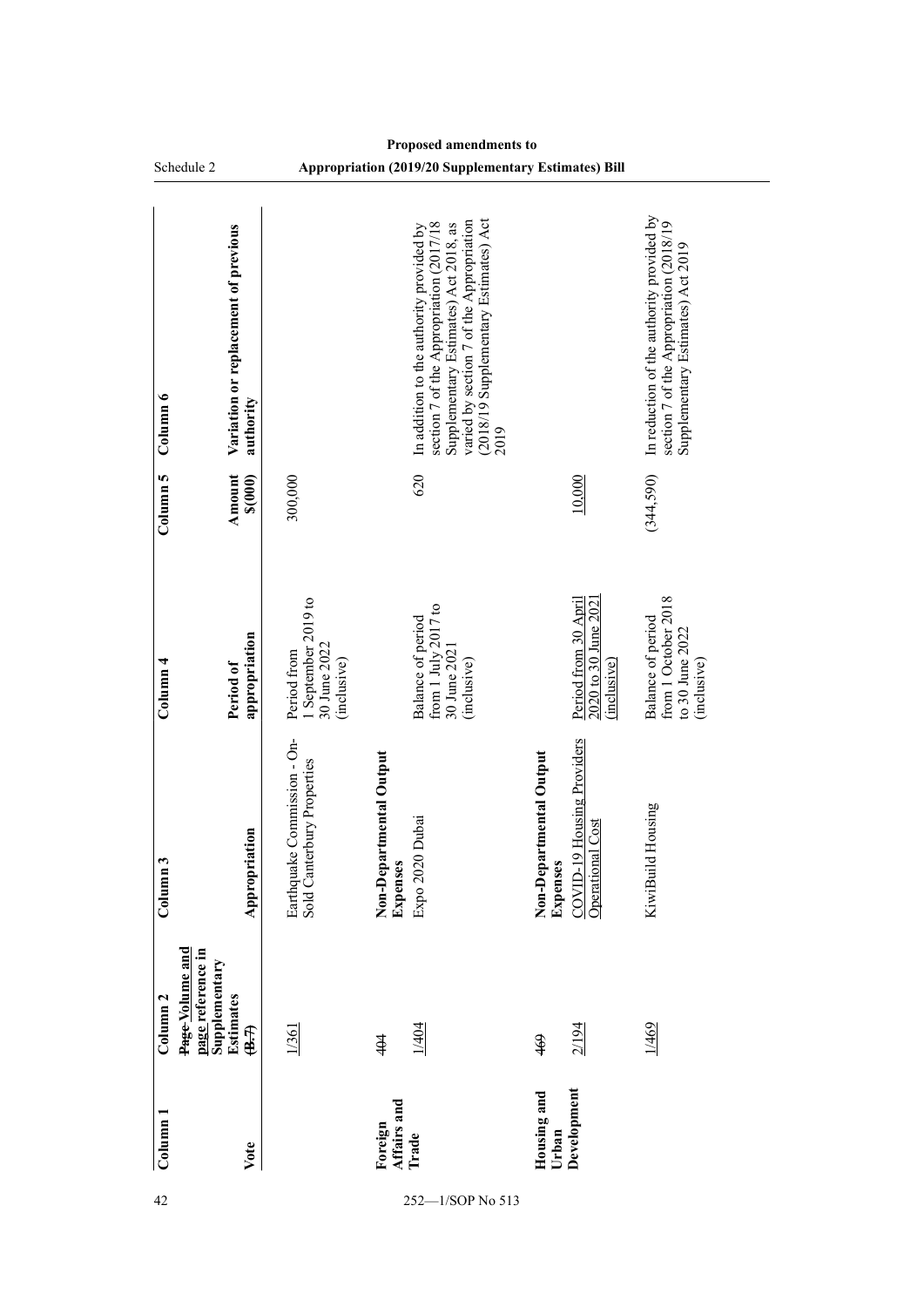| Column 1 | Column 2 | Column 3 | Column 4 | Column 5 | Column 6 |
|---|---|---|---|---|---|
| Vote | ~~Page~~ Volume and page reference in Supplementary Estimates ~~(B.7)~~ | Appropriation | Period of appropriation | Amount $(000) | Variation or replacement of previous authority |
| | 1/361 | Earthquake Commission - On-Sold Canterbury Properties | Period from 1 September 2019 to 30 June 2022 (inclusive) | 300,000 | |
| Foreign Affairs and Trade | ~~404~~ | **Non-Departmental Output Expenses** | | | |
| | 1/404 | Expo 2020 Dubai | Balance of period from 1 July 2017 to 30 June 2021 (inclusive) | 620 | In addition to the authority provided by section 7 of the Appropriation (2017/18 Supplementary Estimates) Act 2018, as varied by section 7 of the Appropriation (2018/19 Supplementary Estimates) Act 2019 |
| Housing and Urban Development | ~~469~~ | **Non-Departmental Output Expenses** | | | |
| | 2/194 | COVID-19 Housing Providers Operational Cost | Period from 30 April 2020 to 30 June 2021 (inclusive) | 10,000 | |
| | 1/469 | KiwiBuild Housing | Balance of period from 1 October 2018 to 30 June 2022 (inclusive) | (344,590) | In reduction of the authority provided by section 7 of the Appropriation (2018/19 Supplementary Estimates) Act 2019 |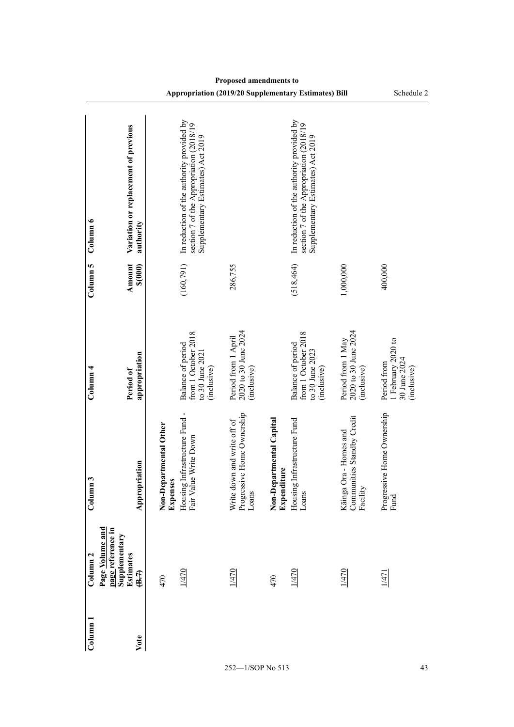| Column 1 Vote | Column 2 ~~Page~~ Volume and page reference in Supplementary Estimates ~~(B.7)~~ | Column 3 Appropriation | Column 4 Period of appropriation | Column 5 Amount $(000) | Column 6 Variation or replacement of previous authority |
|---|---|---|---|---|---|
| | ~~470~~ 1/470 | **Non-Departmental Other Expenses** | | | |
| | | Housing Infrastructure Fund - Fair Value Write Down | Balance of period from 1 October 2018 to 30 June 2021 (inclusive) | (160,791) | In reduction of the authority provided by section 7 of the Appropriation (2018/19 Supplementary Estimates) Act 2019 |
| | 1/470 | Write down and write off of Progressive Home Ownership Loans | Period from 1 April 2020 to 30 June 2024 (inclusive) | 286,755 | |
| | ~~470~~ 1/470 | **Non-Departmental Capital Expenditure** | | | |
| | | Housing Infrastructure Fund Loans | Balance of period from 1 October 2018 to 30 June 2023 (inclusive) | (518,464) | In reduction of the authority provided by section 7 of the Appropriation (2018/19 Supplementary Estimates) Act 2019 |
| | 1/470 | Kāinga Ora - Homes and Communities Standby Credit Facility | Period from 1 May 2020 to 30 June 2024 (inclusive) | 1,000,000 | |
| | 1/471 | Progressive Home Ownership Fund | Period from 1 February 2020 to 30 June 2024 (inclusive) | 400,000 | |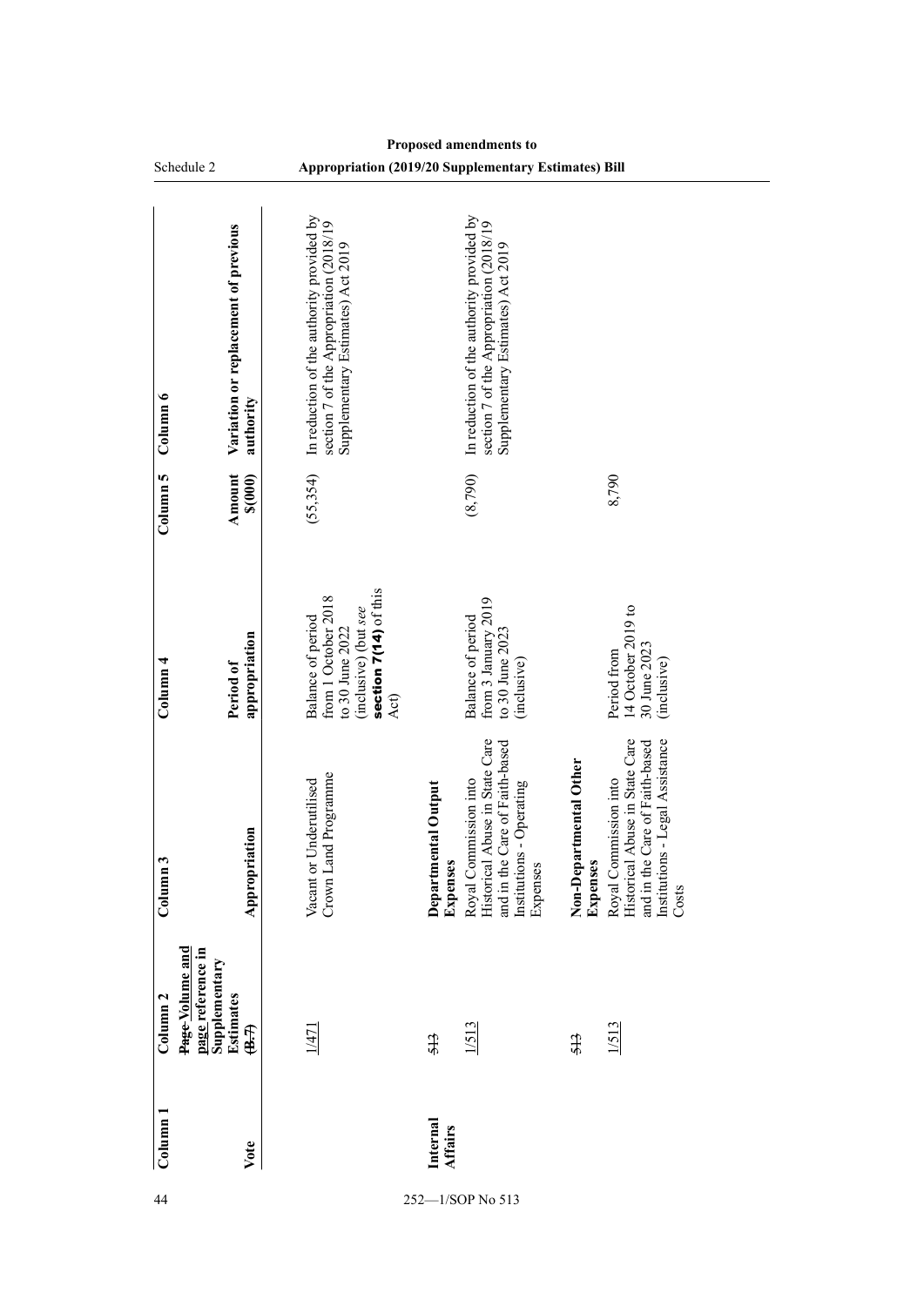| Column 1 | Column 2 | Column 3 | Column 4 | Column 5 | Column 6 |
|---|---|---|---|---|---|
| Vote | ~~Page~~ Volume and page reference in Supplementary Estimates ~~(B.7)~~ | Appropriation | Period of appropriation | Amount \$(000) | Variation or replacement of previous authority |
| | 1/471 | Vacant or Underutilised Crown Land Programme | Balance of period from 1 October 2018 to 30 June 2022 (inclusive) (but *see* **section 7(14)** of this Act) | (55,354) | In reduction of the authority provided by section 7 of the Appropriation (2018/19 Supplementary Estimates) Act 2019 |
| **Internal Affairs** | ~~513~~ | **Departmental Output Expenses** | | | |
| | 1/513 | Royal Commission into Historical Abuse in State Care and in the Care of Faith-based Institutions - Operating Expenses | Balance of period from 3 January 2019 to 30 June 2023 (inclusive) | (8,790) | In reduction of the authority provided by section 7 of the Appropriation (2018/19 Supplementary Estimates) Act 2019 |
| | ~~513~~ | **Non-Departmental Other Expenses** | | | |
| | 1/513 | Royal Commission into Historical Abuse in State Care and in the Care of Faith-based Institutions - Legal Assistance Costs | Period from 14 October 2019 to 30 June 2023 (inclusive) | 8,790 | |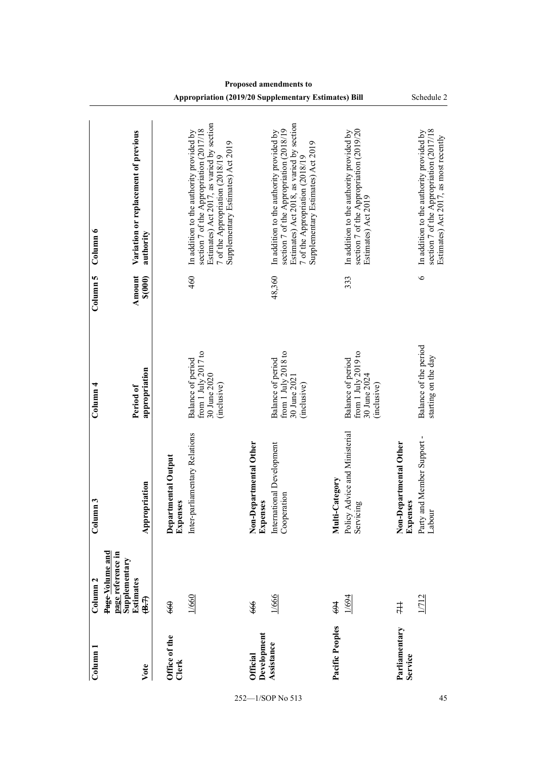| Column 1 | Column 2 | Column 3 | Column 4 | Column 5 | Column 6 |
|---|---|---|---|---|---|
| Vote | ~~Page~~ Volume and page reference in Supplementary Estimates ~~(B.7)~~ | Appropriation | Period of appropriation | Amount $(000) | Variation or replacement of previous authority |
| Office of the Clerk | ~~660~~ | **Departmental Output Expenses** | | | |
| | 1/660 | Inter-parliamentary Relations | Balance of period from 1 July 2017 to 30 June 2020 (inclusive) | 460 | In addition to the authority provided by section 7 of the Appropriation (2017/18 Estimates) Act 2017, as varied by section 7 of the Appropriation (2018/19 Supplementary Estimates) Act 2019 |
| Official Development Assistance | ~~666~~ | **Non-Departmental Other Expenses** | | | |
| | 1/666 | International Development Cooperation | Balance of period from 1 July 2018 to 30 June 2021 (inclusive) | 48,360 | In addition to the authority provided by section 7 of the Appropriation (2018/19 Estimates) Act 2018, as varied by section 7 of the Appropriation (2018/19 Supplementary Estimates) Act 2019 |
| Pacific Peoples | ~~694~~ | **Multi-Category** | | | |
| | 1/694 | Policy Advice and Ministerial Servicing | Balance of period from 1 July 2019 to 30 June 2024 (inclusive) | 333 | In addition to the authority provided by section 7 of the Appropriation (2019/20 Estimates) Act 2019 |
| Parliamentary Service | ~~711~~ | **Non-Departmental Other Expenses** | | | |
| | 1/712 | Party and Member Support - Labour | Balance of the period starting on the day | 6 | In addition to the authority provided by section 7 of the Appropriation (2017/18 Estimates) Act 2017, as most recently |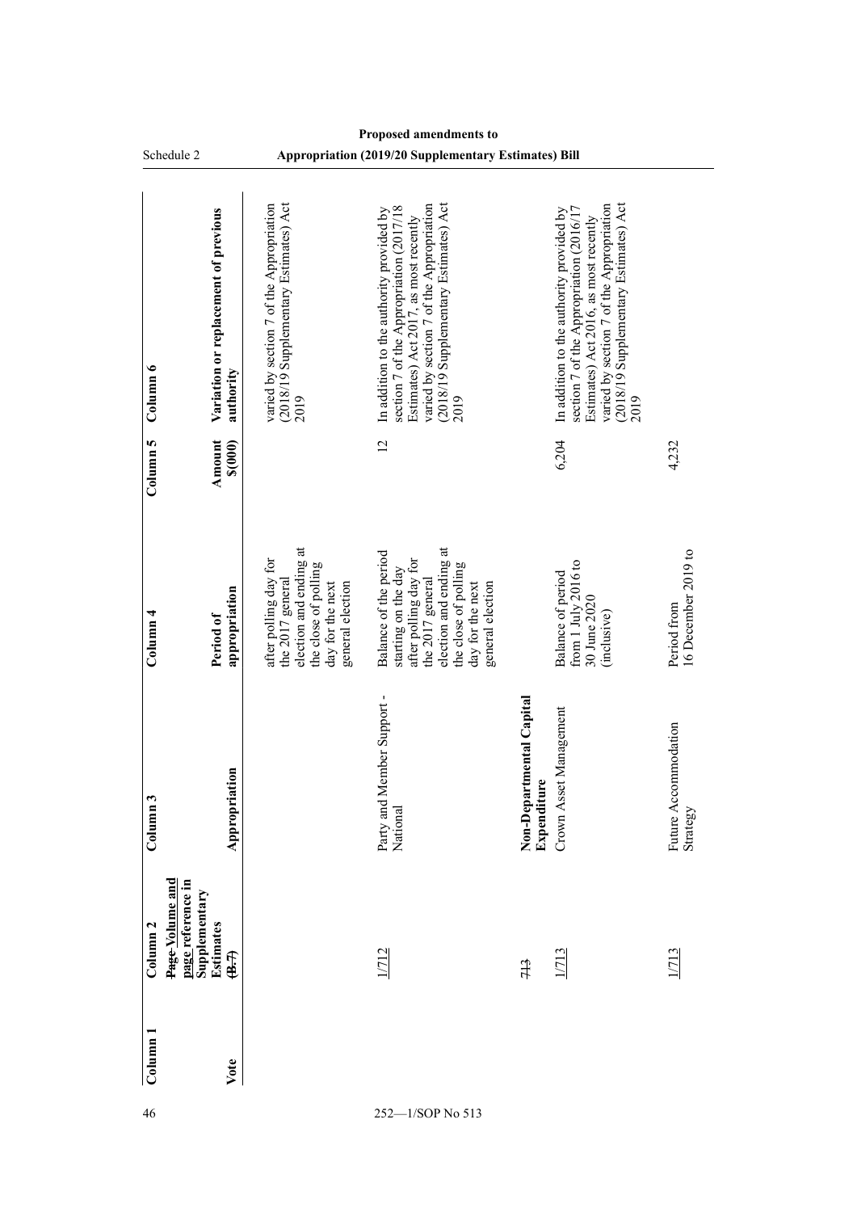| Column 1 | Column 2 | Column 3 | Column 4 | Column 5 | Column 6 |
|---|---|---|---|---|---|
| Vote | ~~Page~~ Volume and page reference in Supplementary Estimates ~~(B.7)~~ | Appropriation | Period of appropriation | Amount $(000) | Variation or replacement of previous authority |
| | | | after polling day for the 2017 general election and ending at the close of polling day for the next general election | | varied by section 7 of the Appropriation (2018/19 Supplementary Estimates) Act 2019 |
| | 1/712 | Party and Member Support - National | Balance of the period starting on the day after polling day for the 2017 general election and ending at the close of polling day for the next general election | 12 | In addition to the authority provided by section 7 of the Appropriation (2017/18 Estimates) Act 2017, as most recently varied by section 7 of the Appropriation (2018/19 Supplementary Estimates) Act 2019 |
| | ~~713~~ | **Non-Departmental Capital Expenditure** | | | |
| | 1/713 | Crown Asset Management | Balance of period from 1 July 2016 to 30 June 2020 (inclusive) | 6,204 | In addition to the authority provided by section 7 of the Appropriation (2016/17 Estimates) Act 2016, as most recently varied by section 7 of the Appropriation (2018/19 Supplementary Estimates) Act 2019 |
| | 1/713 | Future Accommodation Strategy | Period from 16 December 2019 to | 4,232 | |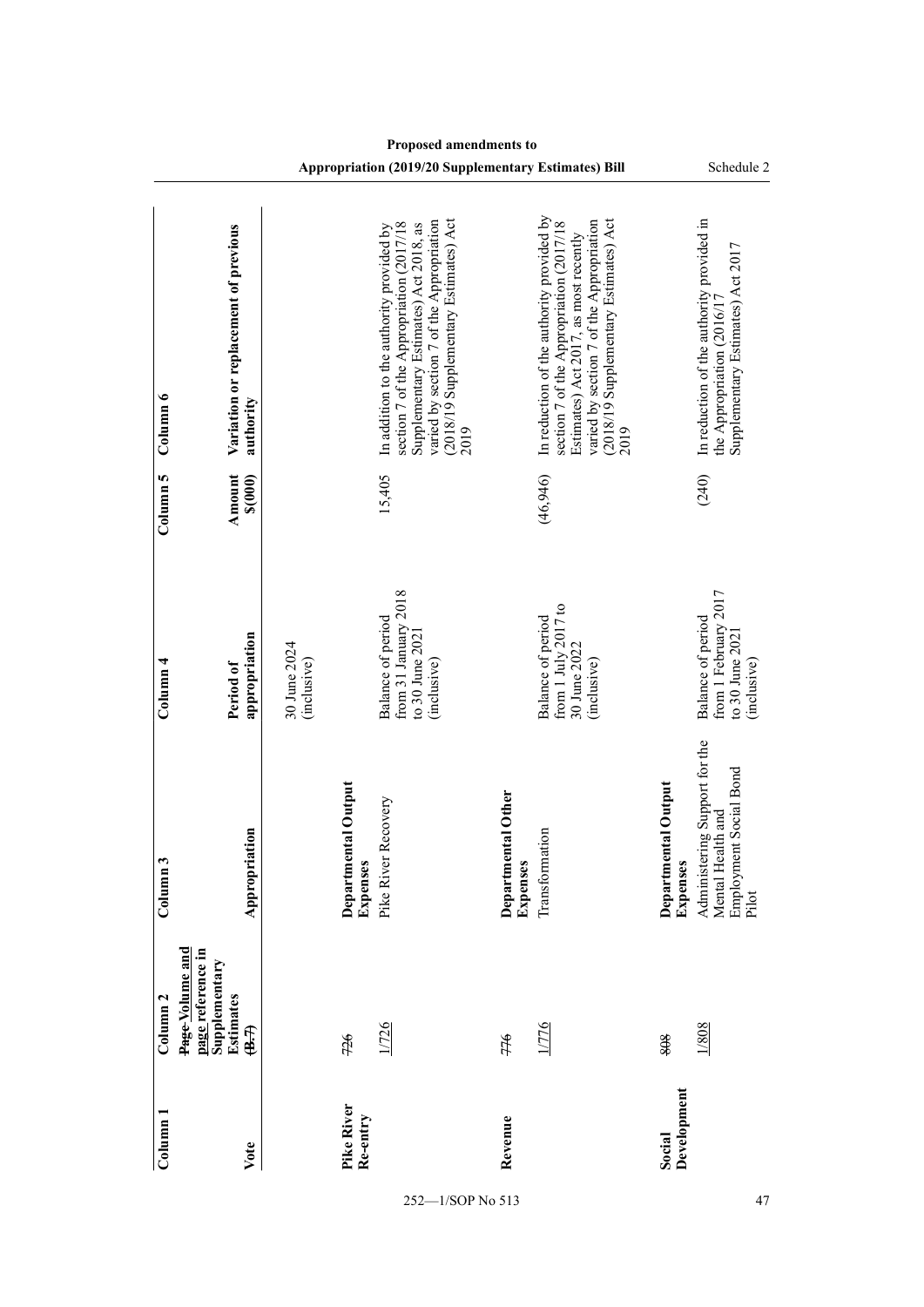| Column 1 | Column 2 | Column 3 | Column 4 | Column 5 | Column 6 |
|---|---|---|---|---|---|
| Vote | ~~Page~~ Volume and page reference in Supplementary Estimates ~~(B.7)~~ | Appropriation | Period of appropriation | Amount $(000) | Variation or replacement of previous authority |
| | | | 30 June 2024 (inclusive) | | |
| **Pike River Re-entry** | ~~726~~ | **Departmental Output Expenses** | | | |
| | 1/726 | Pike River Recovery | Balance of period from 31 January 2018 to 30 June 2021 (inclusive) | 15,405 | In addition to the authority provided by section 7 of the Appropriation (2017/18 Supplementary Estimates) Act 2018, as varied by section 7 of the Appropriation (2018/19 Supplementary Estimates) Act 2019 |
| **Revenue** | ~~776~~ | **Departmental Other Expenses** | | | |
| | 1/776 | Transformation | Balance of period from 1 July 2017 to 30 June 2022 (inclusive) | (46,946) | In reduction of the authority provided by section 7 of the Appropriation (2017/18 Estimates) Act 2017, as most recently varied by section 7 of the Appropriation (2018/19 Supplementary Estimates) Act 2019 |
| **Social Development** | ~~808~~ | **Departmental Output Expenses** | | | |
| | 1/808 | Administering Support for the Mental Health and Employment Social Bond Pilot | Balance of period from 1 February 2017 to 30 June 2021 (inclusive) | (240) | In reduction of the authority provided in the Appropriation (2016/17 Supplementary Estimates) Act 2017 |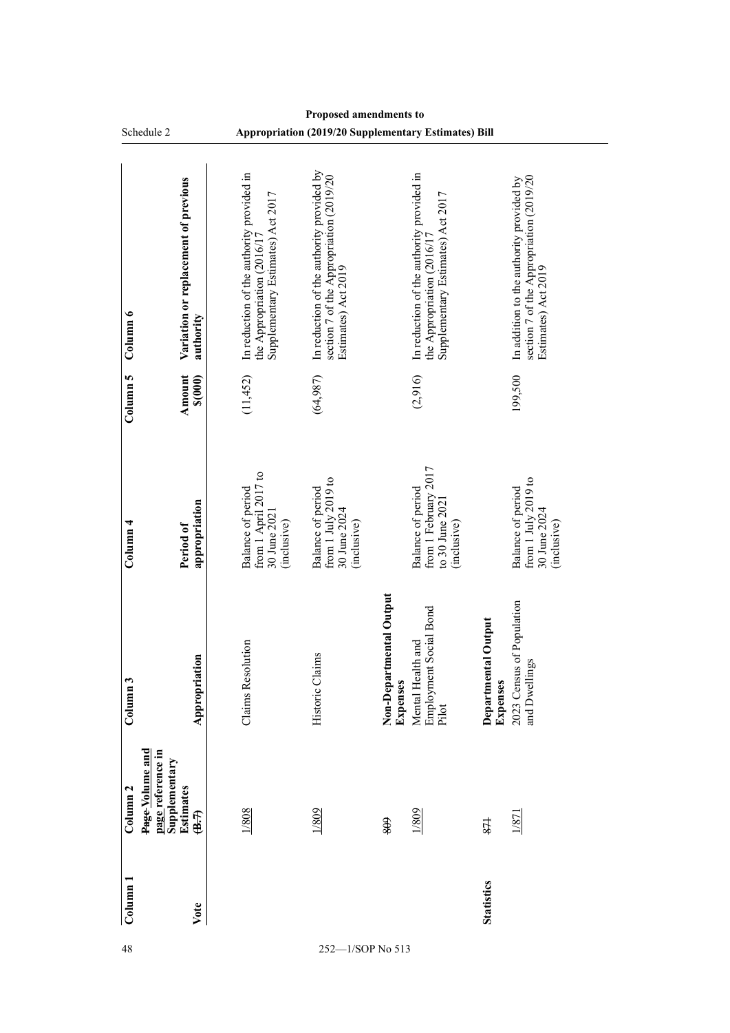| Column 1 | Column 2 | Column 3 | Column 4 | Column 5 | Column 6 |
|---|---|---|---|---|---|
| Vote | ~~Page~~ Volume and page reference in Supplementary Estimates ~~(B.7)~~ | Appropriation | Period of appropriation | Amount $(000) | Variation or replacement of previous authority |
| | 1/808 | Claims Resolution | Balance of period from 1 April 2017 to 30 June 2021 (inclusive) | (11,452) | In reduction of the authority provided in the Appropriation (2016/17 Supplementary Estimates) Act 2017 |
| | 1/809 | Historic Claims | Balance of period from 1 July 2019 to 30 June 2024 (inclusive) | (64,987) | In reduction of the authority provided by section 7 of the Appropriation (2019/20 Estimates) Act 2019 |
| | ~~809~~ 1/809 | **Non-Departmental Output Expenses** Mental Health and Employment Social Bond Pilot | Balance of period from 1 February 2017 to 30 June 2021 (inclusive) | (2,916) | In reduction of the authority provided in the Appropriation (2016/17 Supplementary Estimates) Act 2017 |
| **Statistics** | ~~871~~ 1/871 | **Departmental Output Expenses** 2023 Census of Population and Dwellings | Balance of period from 1 July 2019 to 30 June 2024 (inclusive) | 199,500 | In addition to the authority provided by section 7 of the Appropriation (2019/20 Estimates) Act 2019 |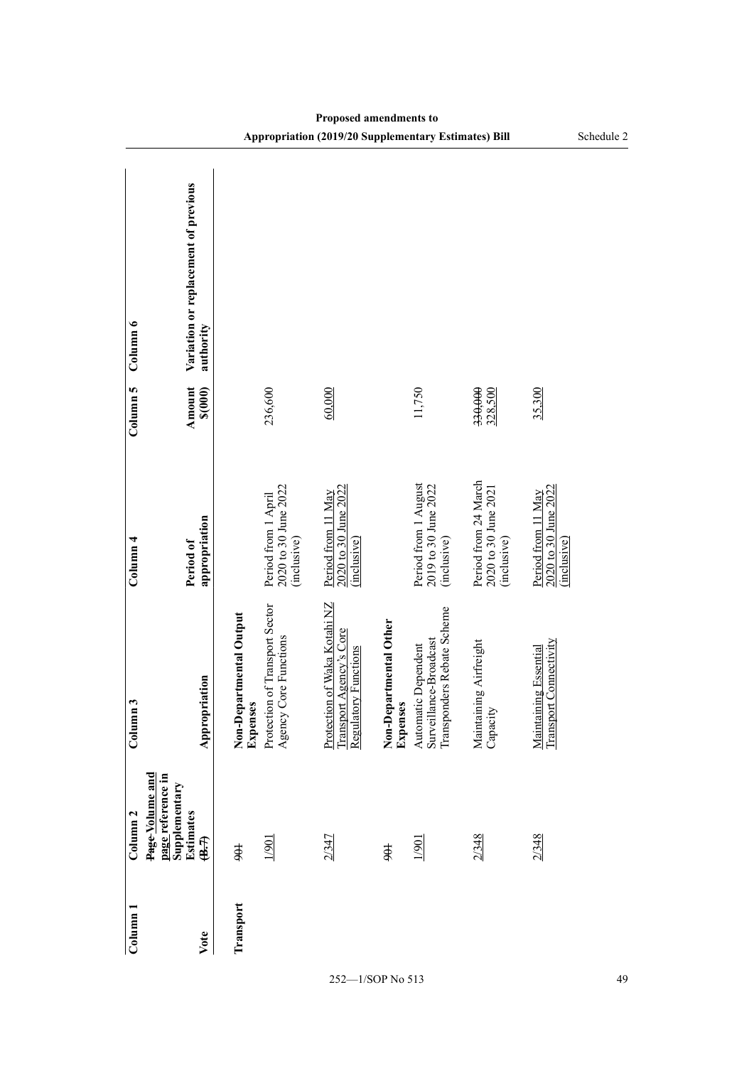| Column 1 | Column 2 | Column 3 | Column 4 | Column 5 | Column 6 |
|---|---|---|---|---|---|
| Vote | ~~Page~~ Volume and page reference in Supplementary Estimates ~~(B.7)~~ | Appropriation | Period of appropriation | Amount $(000) | Variation or replacement of previous authority |
| Transport | ~~901~~ | **Non-Departmental Output Expenses** | | | |
| | 1/901 | Protection of Transport Sector Agency Core Functions | Period from 1 April 2020 to 30 June 2022 (inclusive) | 236,600 | |
| | 2/347 | Protection of Waka Kotahi NZ Transport Agency's Core Regulatory Functions | Period from 11 May 2020 to 30 June 2022 (inclusive) | 60,000 | |
| | ~~901~~ | **Non-Departmental Other Expenses** | | | |
| | 1/901 | Automatic Dependent Surveillance-Broadcast Transponders Rebate Scheme | Period from 1 August 2019 to 30 June 2022 (inclusive) | 11,750 | |
| | 2/348 | Maintaining Airfreight Capacity | Period from 24 March 2020 to 30 June 2021 (inclusive) | ~~330,000~~ 328,500 | |
| | 2/348 | Maintaining Essential Transport Connectivity | Period from 11 May 2020 to 30 June 2022 (inclusive) | 35,300 | |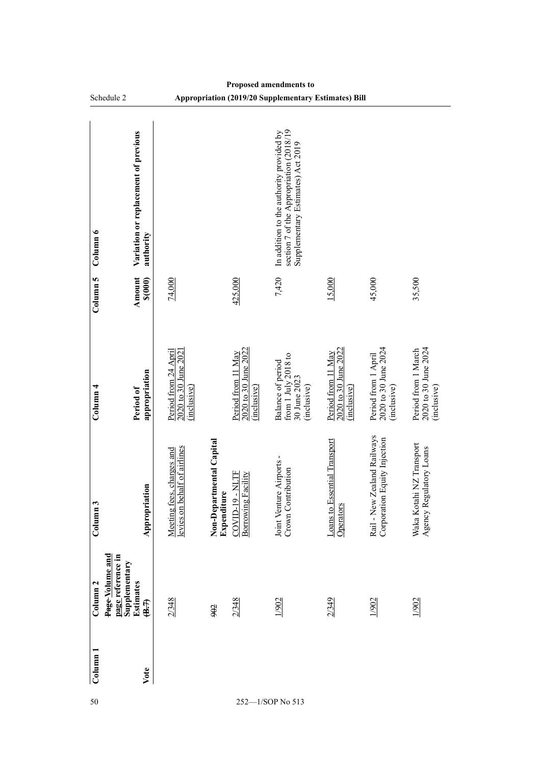| Column 1 | Column 2 | Column 3 | Column 4 | Column 5 | Column 6 |
|---|---|---|---|---|---|
| Vote | Page Volume and page reference in Supplementary Estimates (B.7) | Appropriation | Period of appropriation | Amount $(000) | Variation or replacement of previous authority |
| | 2/348 | Meeting fees, charges and levies on behalf of airlines | Period from 24 April 2020 to 30 June 2021 (inclusive) | 74,000 | |
| | 902 | **Non-Departmental Capital Expenditure** | | | |
| | 2/348 | COVID-19 - NLTF Borrowing Facility | Period from 11 May 2020 to 30 June 2022 (inclusive) | 425,000 | |
| | 1/902 | Joint Venture Airports - Crown Contribution | Balance of period from 1 July 2018 to 30 June 2023 (inclusive) | 7,420 | In addition to the authority provided by section 7 of the Appropriation (2018/19 Supplementary Estimates) Act 2019 |
| | 2/349 | Loans to Essential Transport Operators | Period from 11 May 2020 to 30 June 2022 (inclusive) | 15,000 | |
| | 1/902 | Rail - New Zealand Railways Corporation Equity Injection | Period from 1 April 2020 to 30 June 2024 (inclusive) | 45,000 | |
| | 1/902 | Waka Kotahi NZ Transport Agency Regulatory Loans | Period from 1 March 2020 to 30 June 2024 (inclusive) | 35,500 | |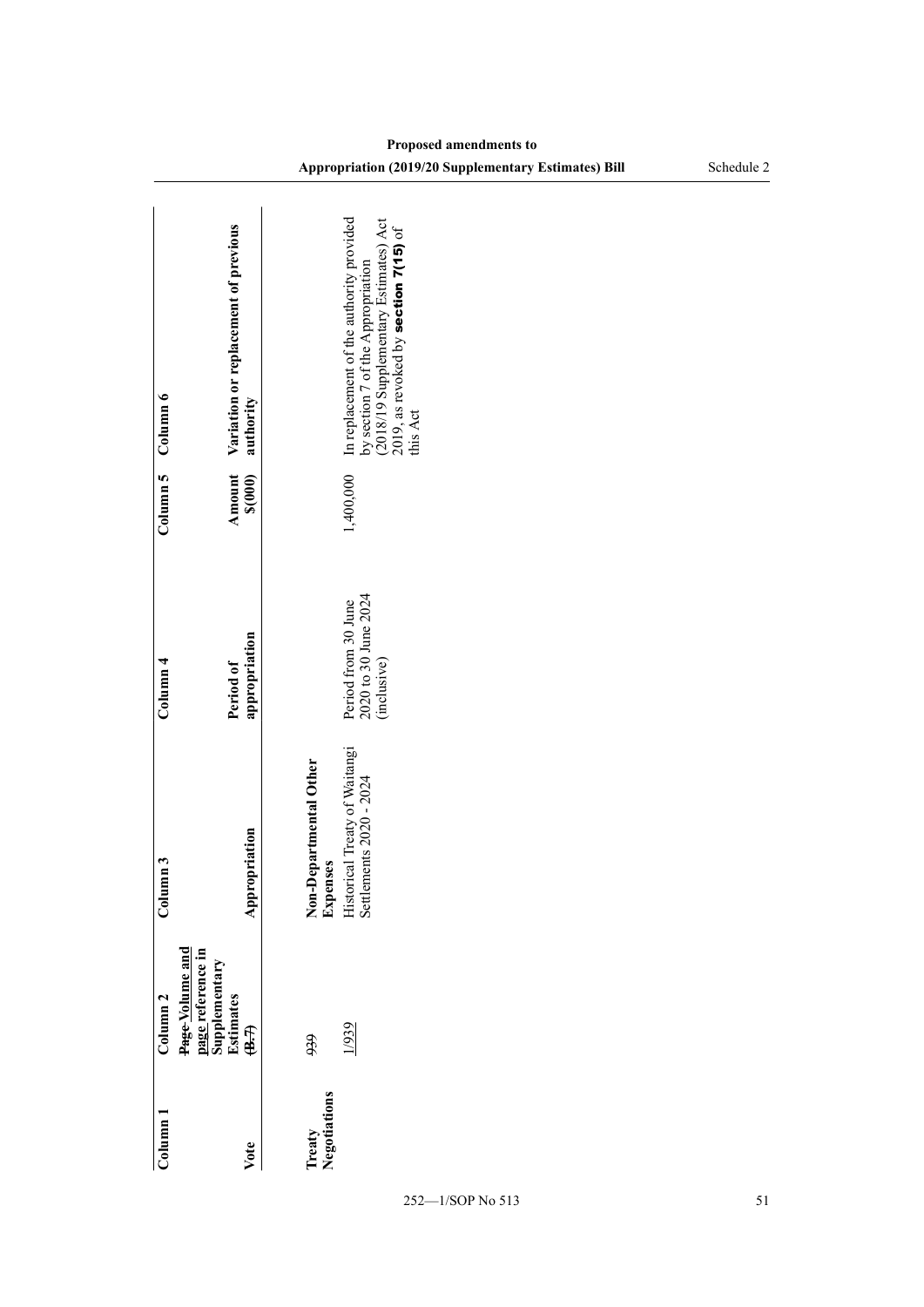| Column 1 | Column 2 | Column 3 | Column 4 | Column 5 | Column 6 |
|---|---|---|---|---|---|
| Vote | ~~Page~~ Volume and page reference in Supplementary Estimates ~~(B.7)~~ | Appropriation | Period of appropriation | Amount $(000) | Variation or replacement of previous authority |
| **Treaty Negotiations** | ~~939~~ | **Non-Departmental Other Expenses** | | | |
| | 1/939 | Historical Treaty of Waitangi Settlements 2020 - 2024 | Period from 30 June 2020 to 30 June 2024 (inclusive) | 1,400,000 | In replacement of the authority provided by section 7 of the Appropriation (2018/19 Supplementary Estimates) Act 2019, as revoked by **section 7(15)** of this Act |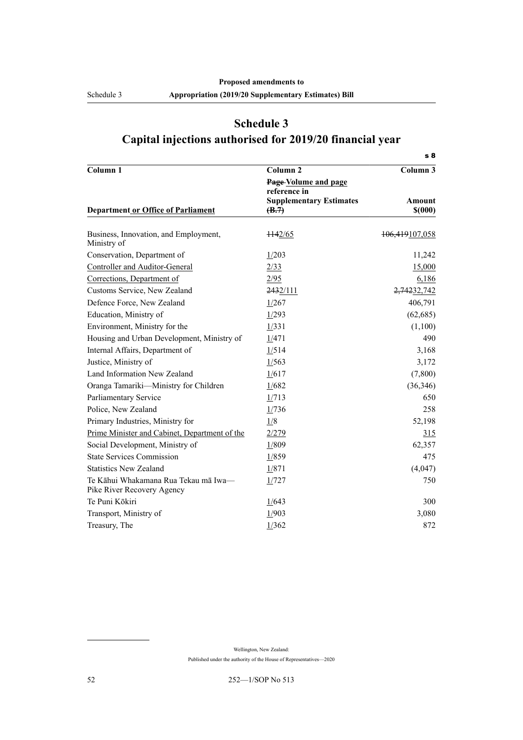# Schedule 3

## Capital injections authorised for 2019/20 financial year

s 8

| Column 1 | Column 2 | Column 3 |
|---|---|---|
| Department or Office of Parliament | Page Volume and page reference in Supplementary Estimates (B.7) | Amount $(000) |
| Business, Innovation, and Employment, Ministry of | 1142/65 | 106,419107,058 |
| Conservation, Department of | 1/203 | 11,242 |
| Controller and Auditor-General | 2/33 | 15,000 |
| Corrections, Department of | 2/95 | 6,186 |
| Customs Service, New Zealand | 2432/111 | 2,74232,742 |
| Defence Force, New Zealand | 1/267 | 406,791 |
| Education, Ministry of | 1/293 | (62,685) |
| Environment, Ministry for the | 1/331 | (1,100) |
| Housing and Urban Development, Ministry of | 1/471 | 490 |
| Internal Affairs, Department of | 1/514 | 3,168 |
| Justice, Ministry of | 1/563 | 3,172 |
| Land Information New Zealand | 1/617 | (7,800) |
| Oranga Tamariki—Ministry for Children | 1/682 | (36,346) |
| Parliamentary Service | 1/713 | 650 |
| Police, New Zealand | 1/736 | 258 |
| Primary Industries, Ministry for | 1/8 | 52,198 |
| Prime Minister and Cabinet, Department of the | 2/279 | 315 |
| Social Development, Ministry of | 1/809 | 62,357 |
| State Services Commission | 1/859 | 475 |
| Statistics New Zealand | 1/871 | (4,047) |
| Te Kāhui Whakamana Rua Tekau mā Iwa—Pike River Recovery Agency | 1/727 | 750 |
| Te Puni Kōkiri | 1/643 | 300 |
| Transport, Ministry of | 1/903 | 3,080 |
| Treasury, The | 1/362 | 872 |

Wellington, New Zealand:

Published under the authority of the House of Representatives—2020